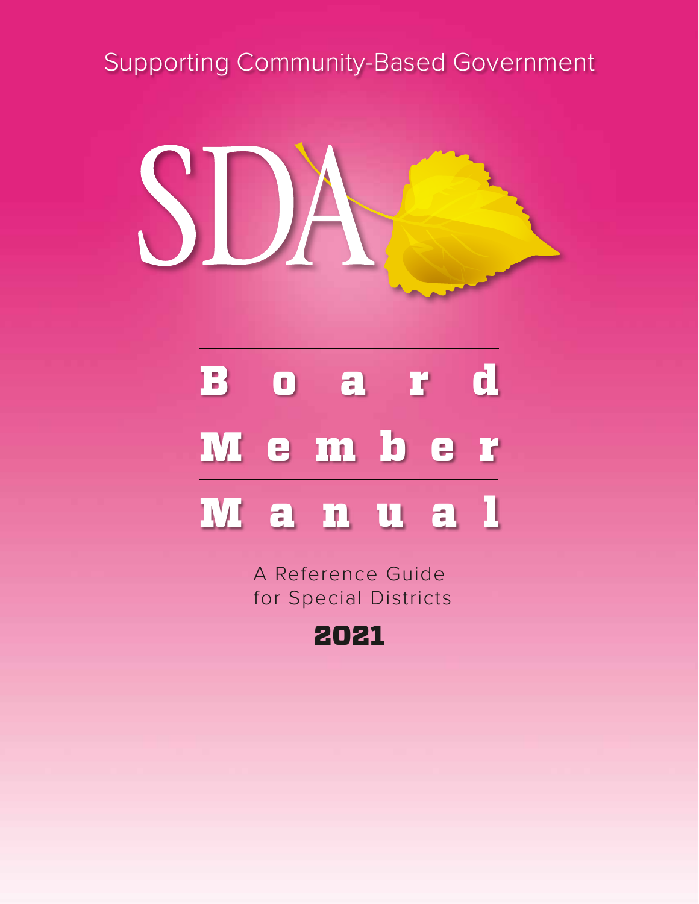Supporting Community-Based Government

SDA

# Board Member Manual

A Reference Guide for Special Districts

**2021**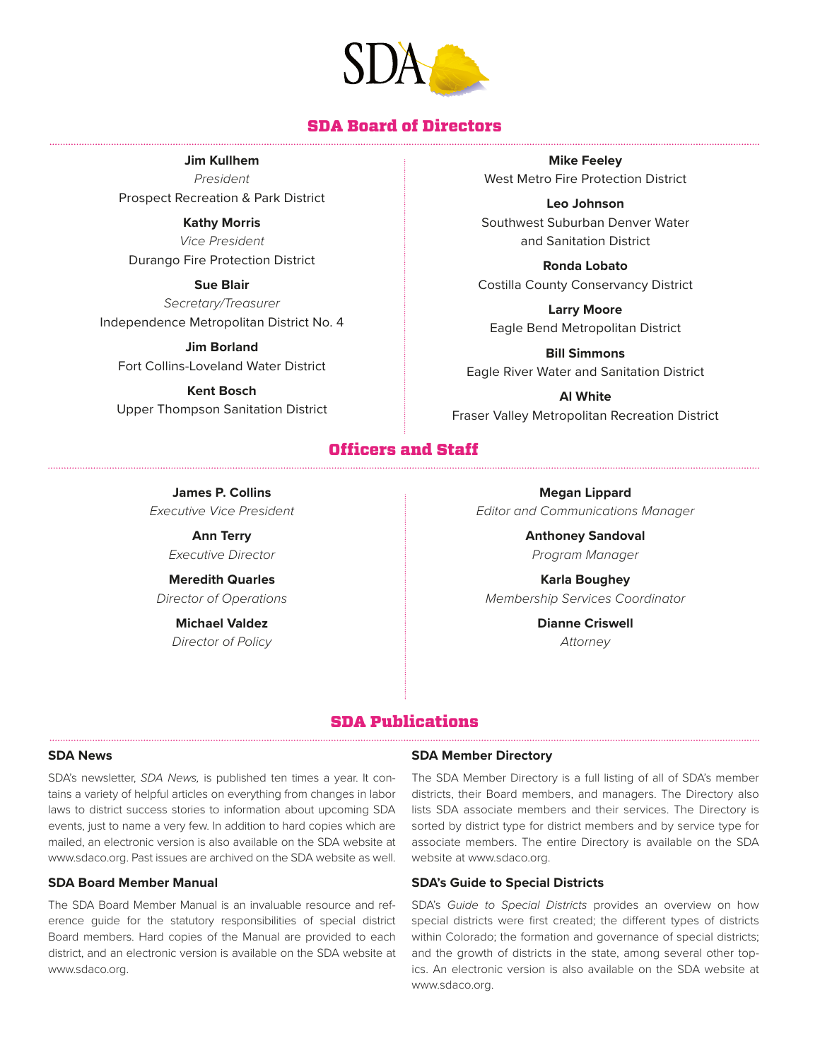SDA

## SDA Board of Directors

**Jim Kullhem**
*President*
Prospect Recreation & Park District

**Kathy Morris**
*Vice President*
Durango Fire Protection District

**Sue Blair**
*Secretary/Treasurer*
Independence Metropolitan District No. 4

**Jim Borland**
Fort Collins-Loveland Water District

**Kent Bosch**
Upper Thompson Sanitation District

**Mike Feeley**
West Metro Fire Protection District

**Leo Johnson**
Southwest Suburban Denver Water and Sanitation District

**Ronda Lobato**
Costilla County Conservancy District

**Larry Moore**
Eagle Bend Metropolitan District

**Bill Simmons**
Eagle River Water and Sanitation District

**Al White**
Fraser Valley Metropolitan Recreation District

## Officers and Staff

**James P. Collins**
*Executive Vice President*

**Ann Terry**
*Executive Director*

**Meredith Quarles**
*Director of Operations*

**Michael Valdez**
*Director of Policy*

**Megan Lippard**
*Editor and Communications Manager*

**Anthoney Sandoval**
*Program Manager*

**Karla Boughey**
*Membership Services Coordinator*

**Dianne Criswell**
*Attorney*

## SDA Publications

### SDA News

SDA's newsletter, *SDA News,* is published ten times a year. It contains a variety of helpful articles on everything from changes in labor laws to district success stories to information about upcoming SDA events, just to name a very few. In addition to hard copies which are mailed, an electronic version is also available on the SDA website at www.sdaco.org. Past issues are archived on the SDA website as well.

### SDA Board Member Manual

The SDA Board Member Manual is an invaluable resource and reference guide for the statutory responsibilities of special district Board members. Hard copies of the Manual are provided to each district, and an electronic version is available on the SDA website at www.sdaco.org.

### SDA Member Directory

The SDA Member Directory is a full listing of all of SDA's member districts, their Board members, and managers. The Directory also lists SDA associate members and their services. The Directory is sorted by district type for district members and by service type for associate members. The entire Directory is available on the SDA website at www.sdaco.org.

### SDA's Guide to Special Districts

SDA's *Guide to Special Districts* provides an overview on how special districts were first created; the different types of districts within Colorado; the formation and governance of special districts; and the growth of districts in the state, among several other topics. An electronic version is also available on the SDA website at www.sdaco.org.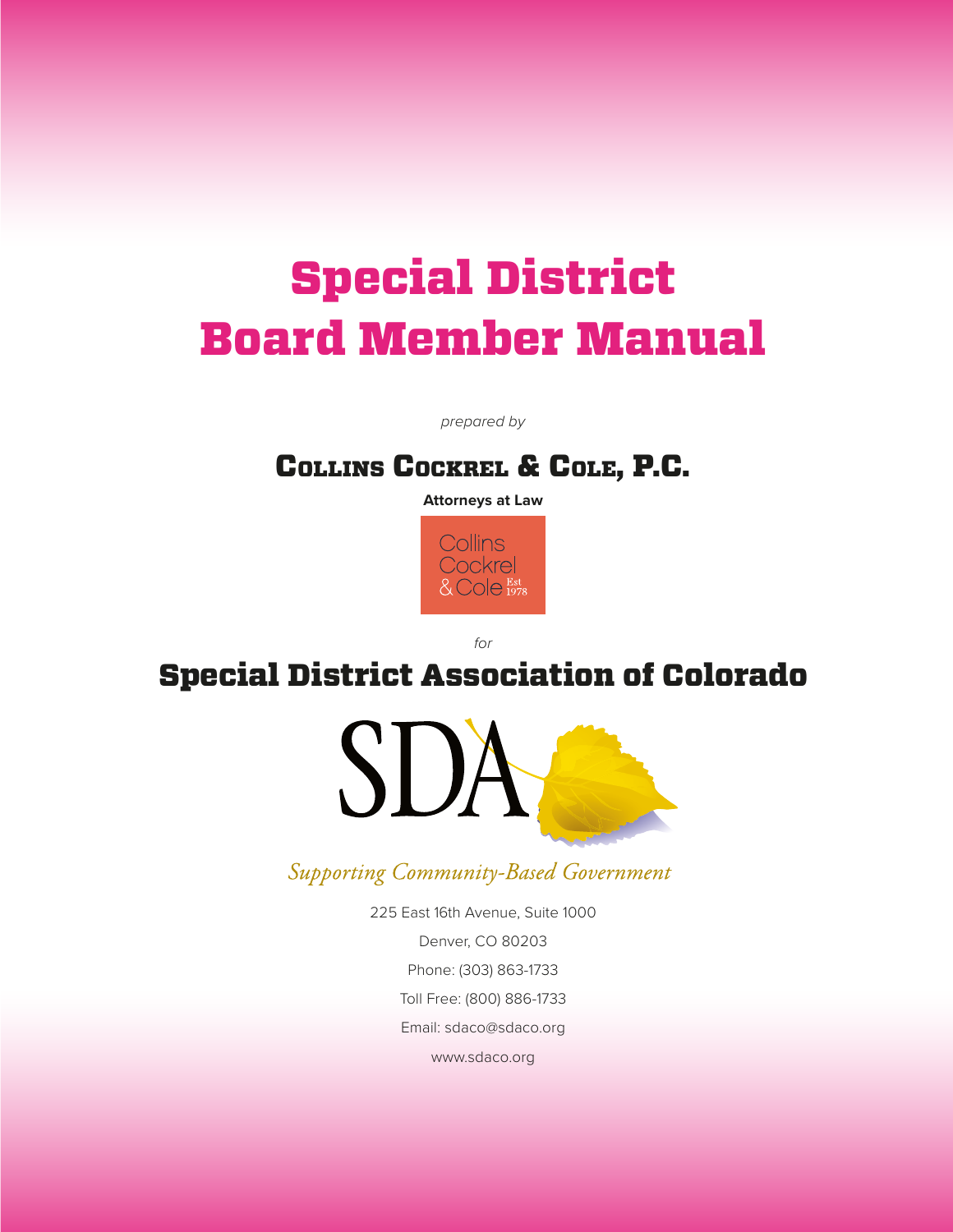# Special District Board Member Manual

*prepared by*

## Collins Cockrel & Cole, P.C.

**Attorneys at Law**

Collins Cockrel & Cole Est 1978

*for*

## Special District Association of Colorado

SDA

*Supporting Community-Based Government*

225 East 16th Avenue, Suite 1000

Denver, CO 80203

Phone: (303) 863-1733

Toll Free: (800) 886-1733

Email: sdaco@sdaco.org

www.sdaco.org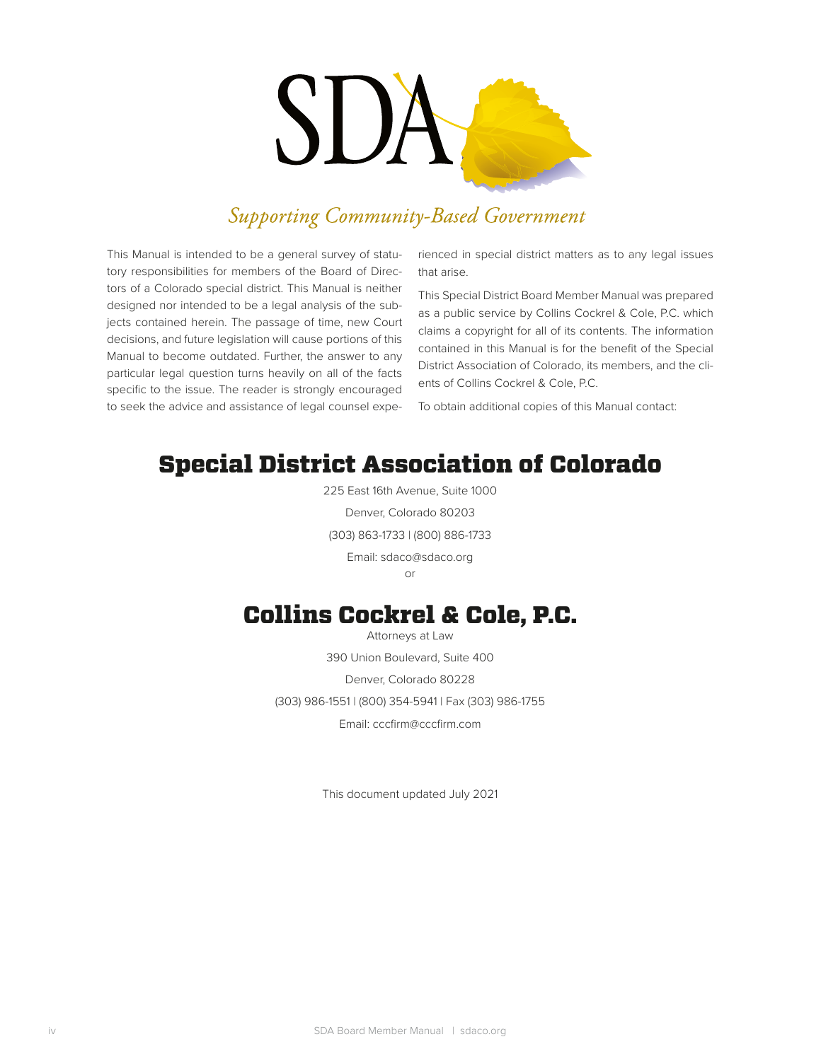SDA

*Supporting Community-Based Government*

This Manual is intended to be a general survey of statutory responsibilities for members of the Board of Directors of a Colorado special district. This Manual is neither designed nor intended to be a legal analysis of the subjects contained herein. The passage of time, new Court decisions, and future legislation will cause portions of this Manual to become outdated. Further, the answer to any particular legal question turns heavily on all of the facts specific to the issue. The reader is strongly encouraged to seek the advice and assistance of legal counsel experienced in special district matters as to any legal issues that arise.

This Special District Board Member Manual was prepared as a public service by Collins Cockrel & Cole, P.C. which claims a copyright for all of its contents. The information contained in this Manual is for the benefit of the Special District Association of Colorado, its members, and the clients of Collins Cockrel & Cole, P.C.

To obtain additional copies of this Manual contact:

## Special District Association of Colorado

225 East 16th Avenue, Suite 1000

Denver, Colorado 80203

(303) 863-1733 | (800) 886-1733

Email: sdaco@sdaco.org

or

## Collins Cockrel & Cole, P.C.

Attorneys at Law

390 Union Boulevard, Suite 400

Denver, Colorado 80228

(303) 986-1551 | (800) 354-5941 | Fax (303) 986-1755

Email: cccfirm@cccfirm.com

This document updated July 2021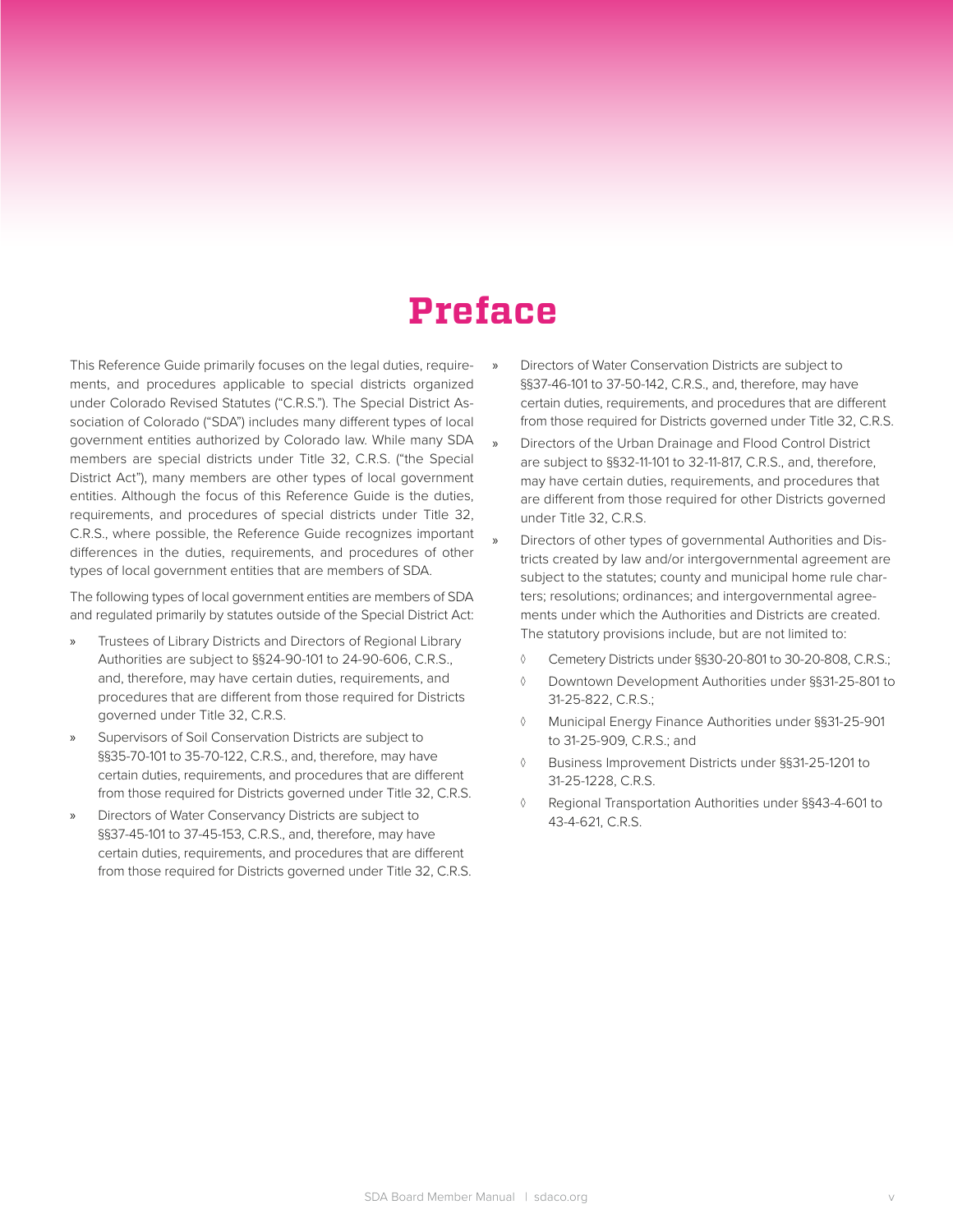# Preface

This Reference Guide primarily focuses on the legal duties, requirements, and procedures applicable to special districts organized under Colorado Revised Statutes ("C.R.S."). The Special District Association of Colorado ("SDA") includes many different types of local government entities authorized by Colorado law. While many SDA members are special districts under Title 32, C.R.S. ("the Special District Act"), many members are other types of local government entities. Although the focus of this Reference Guide is the duties, requirements, and procedures of special districts under Title 32, C.R.S., where possible, the Reference Guide recognizes important differences in the duties, requirements, and procedures of other types of local government entities that are members of SDA.

The following types of local government entities are members of SDA and regulated primarily by statutes outside of the Special District Act:

- Trustees of Library Districts and Directors of Regional Library Authorities are subject to §§24-90-101 to 24-90-606, C.R.S., and, therefore, may have certain duties, requirements, and procedures that are different from those required for Districts governed under Title 32, C.R.S.
- Supervisors of Soil Conservation Districts are subject to §§35-70-101 to 35-70-122, C.R.S., and, therefore, may have certain duties, requirements, and procedures that are different from those required for Districts governed under Title 32, C.R.S.
- Directors of Water Conservancy Districts are subject to §§37-45-101 to 37-45-153, C.R.S., and, therefore, may have certain duties, requirements, and procedures that are different from those required for Districts governed under Title 32, C.R.S.
- Directors of Water Conservation Districts are subject to §§37-46-101 to 37-50-142, C.R.S., and, therefore, may have certain duties, requirements, and procedures that are different from those required for Districts governed under Title 32, C.R.S.
- Directors of the Urban Drainage and Flood Control District are subject to §§32-11-101 to 32-11-817, C.R.S., and, therefore, may have certain duties, requirements, and procedures that are different from those required for other Districts governed under Title 32, C.R.S.
- Directors of other types of governmental Authorities and Districts created by law and/or intergovernmental agreement are subject to the statutes; county and municipal home rule charters; resolutions; ordinances; and intergovernmental agreements under which the Authorities and Districts are created. The statutory provisions include, but are not limited to:
  - Cemetery Districts under §§30-20-801 to 30-20-808, C.R.S.;
  - Downtown Development Authorities under §§31-25-801 to 31-25-822, C.R.S.;
  - Municipal Energy Finance Authorities under §§31-25-901 to 31-25-909, C.R.S.; and
  - Business Improvement Districts under §§31-25-1201 to 31-25-1228, C.R.S.
  - Regional Transportation Authorities under §§43-4-601 to 43-4-621, C.R.S.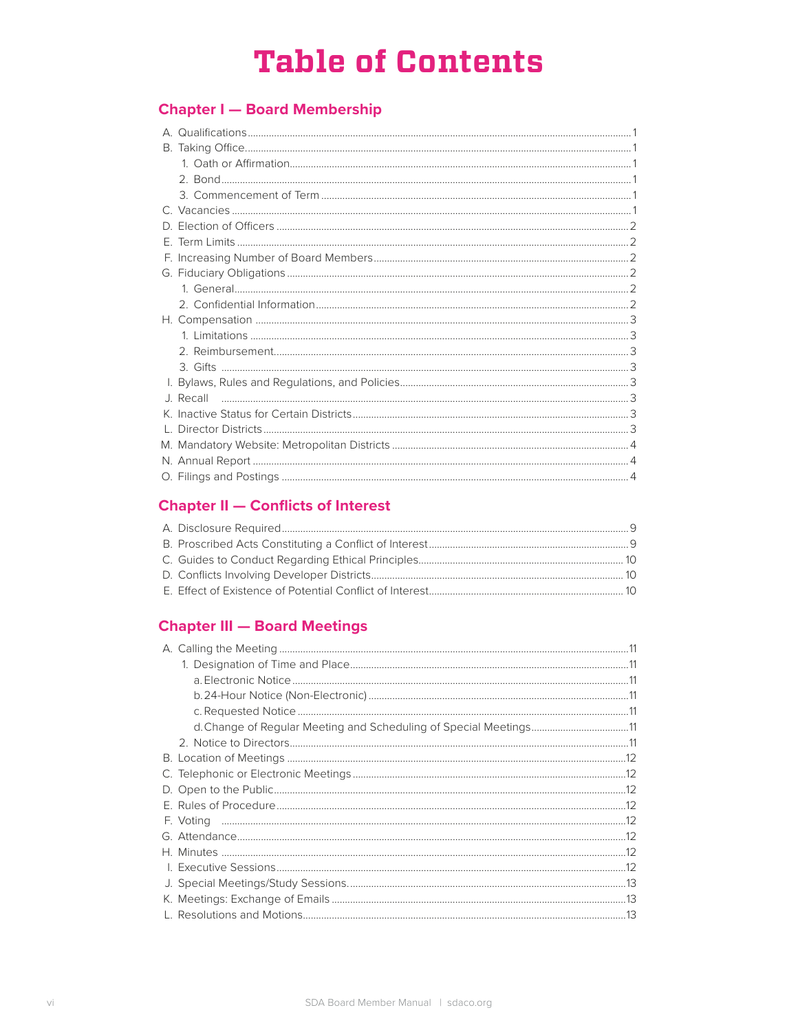# Table of Contents

## Chapter I — Board Membership

- A. Qualifications ..... 1
- B. Taking Office ..... 1
  - 1. Oath or Affirmation ..... 1
  - 2. Bond ..... 1
  - 3. Commencement of Term ..... 1
- C. Vacancies ..... 1
- D. Election of Officers ..... 2
- E. Term Limits ..... 2
- F. Increasing Number of Board Members ..... 2
- G. Fiduciary Obligations ..... 2
  - 1. General ..... 2
  - 2. Confidential Information ..... 2
- H. Compensation ..... 3
  - 1. Limitations ..... 3
  - 2. Reimbursement ..... 3
  - 3. Gifts ..... 3
- I. Bylaws, Rules and Regulations, and Policies ..... 3
- J. Recall ..... 3
- K. Inactive Status for Certain Districts ..... 3
- L. Director Districts ..... 3
- M. Mandatory Website: Metropolitan Districts ..... 4
- N. Annual Report ..... 4
- O. Filings and Postings ..... 4

## Chapter II — Conflicts of Interest

- A. Disclosure Required ..... 9
- B. Proscribed Acts Constituting a Conflict of Interest ..... 9
- C. Guides to Conduct Regarding Ethical Principles ..... 10
- D. Conflicts Involving Developer Districts ..... 10
- E. Effect of Existence of Potential Conflict of Interest ..... 10

## Chapter III — Board Meetings

- A. Calling the Meeting ..... 11
  - 1. Designation of Time and Place ..... 11
    - a. Electronic Notice ..... 11
    - b. 24-Hour Notice (Non-Electronic) ..... 11
    - c. Requested Notice ..... 11
    - d. Change of Regular Meeting and Scheduling of Special Meetings ..... 11
  - 2. Notice to Directors ..... 11
- B. Location of Meetings ..... 12
- C. Telephonic or Electronic Meetings ..... 12
- D. Open to the Public ..... 12
- E. Rules of Procedure ..... 12
- F. Voting ..... 12
- G. Attendance ..... 12
- H. Minutes ..... 12
- I. Executive Sessions ..... 12
- J. Special Meetings/Study Sessions ..... 13
- K. Meetings: Exchange of Emails ..... 13
- L. Resolutions and Motions ..... 13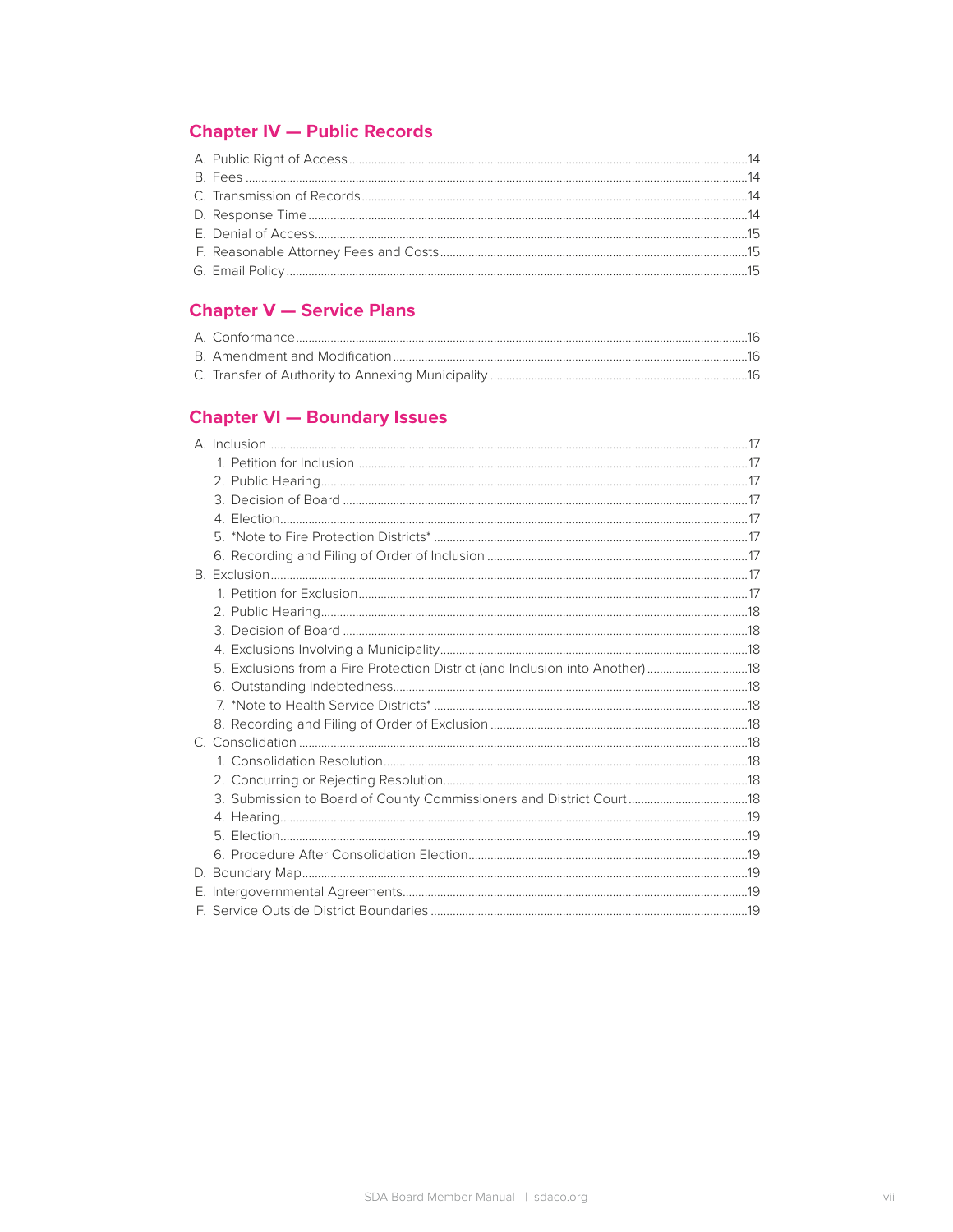## Chapter IV — Public Records

- A. Public Right of Access ..... 14
- B. Fees ..... 14
- C. Transmission of Records ..... 14
- D. Response Time ..... 14
- E. Denial of Access ..... 15
- F. Reasonable Attorney Fees and Costs ..... 15
- G. Email Policy ..... 15

## Chapter V — Service Plans

- A. Conformance ..... 16
- B. Amendment and Modification ..... 16
- C. Transfer of Authority to Annexing Municipality ..... 16

## Chapter VI — Boundary Issues

- A. Inclusion ..... 17
  1. Petition for Inclusion ..... 17
  2. Public Hearing ..... 17
  3. Decision of Board ..... 17
  4. Election ..... 17
  5. *Note to Fire Protection Districts* ..... 17
  6. Recording and Filing of Order of Inclusion ..... 17
- B. Exclusion ..... 17
  1. Petition for Exclusion ..... 17
  2. Public Hearing ..... 18
  3. Decision of Board ..... 18
  4. Exclusions Involving a Municipality ..... 18
  5. Exclusions from a Fire Protection District (and Inclusion into Another) ..... 18
  6. Outstanding Indebtedness ..... 18
  7. *Note to Health Service Districts* ..... 18
  8. Recording and Filing of Order of Exclusion ..... 18
- C. Consolidation ..... 18
  1. Consolidation Resolution ..... 18
  2. Concurring or Rejecting Resolution ..... 18
  3. Submission to Board of County Commissioners and District Court ..... 18
  4. Hearing ..... 19
  5. Election ..... 19
  6. Procedure After Consolidation Election ..... 19
- D. Boundary Map ..... 19
- E. Intergovernmental Agreements ..... 19
- F. Service Outside District Boundaries ..... 19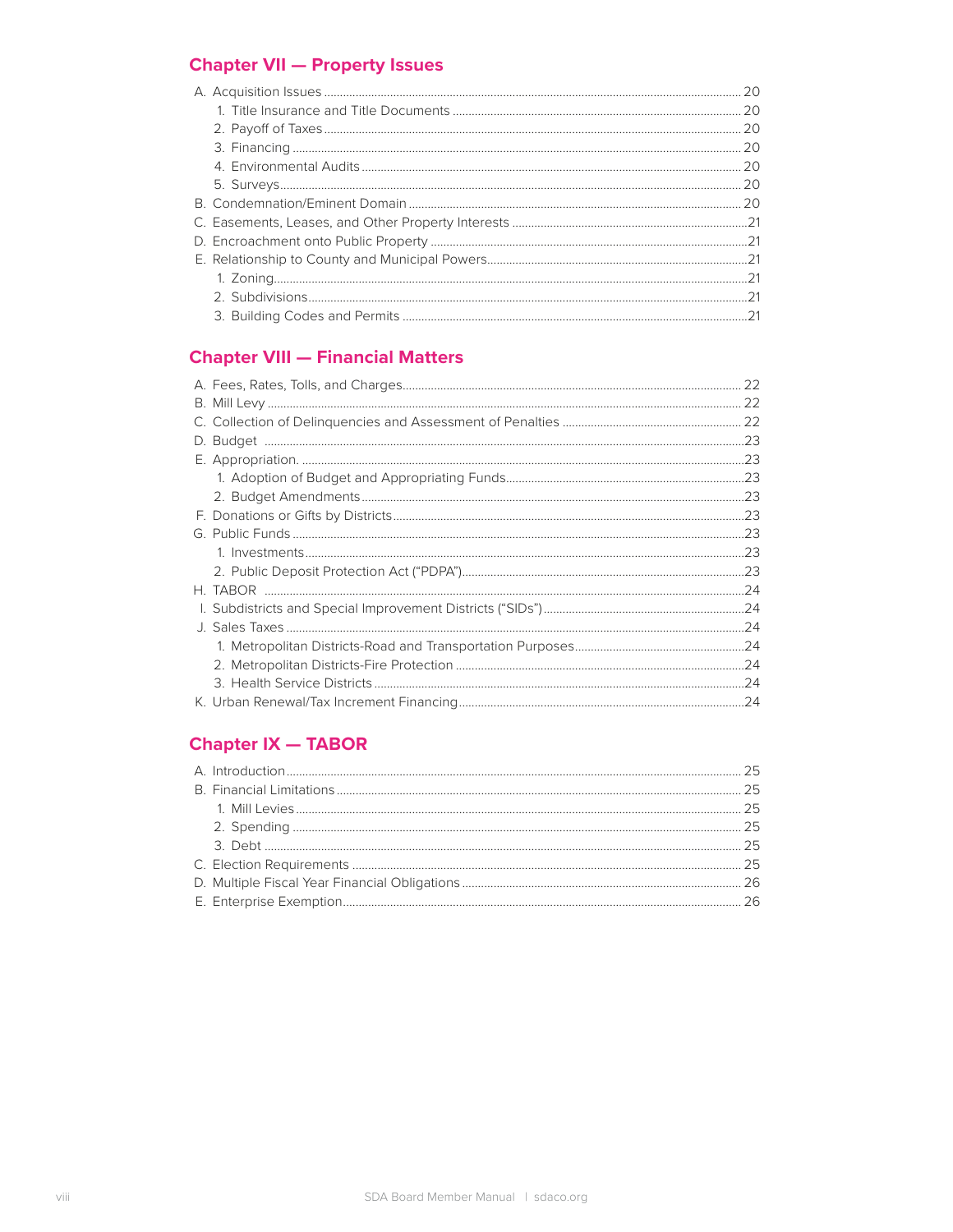## Chapter VII — Property Issues

- A. Acquisition Issues ... 20
  - 1. Title Insurance and Title Documents ... 20
  - 2. Payoff of Taxes ... 20
  - 3. Financing ... 20
  - 4. Environmental Audits ... 20
  - 5. Surveys ... 20
- B. Condemnation/Eminent Domain ... 20
- C. Easements, Leases, and Other Property Interests ... 21
- D. Encroachment onto Public Property ... 21
- E. Relationship to County and Municipal Powers ... 21
  - 1. Zoning ... 21
  - 2. Subdivisions ... 21
  - 3. Building Codes and Permits ... 21

## Chapter VIII — Financial Matters

- A. Fees, Rates, Tolls, and Charges ... 22
- B. Mill Levy ... 22
- C. Collection of Delinquencies and Assessment of Penalties ... 22
- D. Budget ... 23
- E. Appropriation. ... 23
  - 1. Adoption of Budget and Appropriating Funds ... 23
  - 2. Budget Amendments ... 23
- F. Donations or Gifts by Districts ... 23
- G. Public Funds ... 23
  - 1. Investments ... 23
  - 2. Public Deposit Protection Act ("PDPA") ... 23
- H. TABOR ... 24
- I. Subdistricts and Special Improvement Districts ("SIDs") ... 24
- J. Sales Taxes ... 24
  - 1. Metropolitan Districts-Road and Transportation Purposes ... 24
  - 2. Metropolitan Districts-Fire Protection ... 24
  - 3. Health Service Districts ... 24
- K. Urban Renewal/Tax Increment Financing ... 24

## Chapter IX — TABOR

- A. Introduction ... 25
- B. Financial Limitations ... 25
  - 1. Mill Levies ... 25
  - 2. Spending ... 25
  - 3. Debt ... 25
- C. Election Requirements ... 25
- D. Multiple Fiscal Year Financial Obligations ... 26
- E. Enterprise Exemption ... 26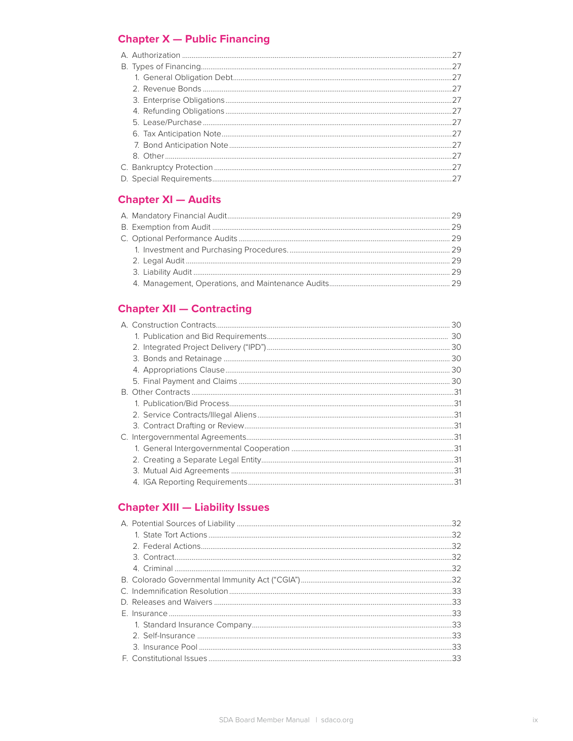## Chapter X — Public Financing

A. Authorization ..... 27
B. Types of Financing ..... 27
   1. General Obligation Debt ..... 27
   2. Revenue Bonds ..... 27
   3. Enterprise Obligations ..... 27
   4. Refunding Obligations ..... 27
   5. Lease/Purchase ..... 27
   6. Tax Anticipation Note ..... 27
   7. Bond Anticipation Note ..... 27
   8. Other ..... 27
C. Bankruptcy Protection ..... 27
D. Special Requirements ..... 27

## Chapter XI — Audits

A. Mandatory Financial Audit ..... 29
B. Exemption from Audit ..... 29
C. Optional Performance Audits ..... 29
   1. Investment and Purchasing Procedures. ..... 29
   2. Legal Audit ..... 29
   3. Liability Audit ..... 29
   4. Management, Operations, and Maintenance Audits ..... 29

## Chapter XII — Contracting

A. Construction Contracts ..... 30
   1. Publication and Bid Requirements ..... 30
   2. Integrated Project Delivery ("IPD") ..... 30
   3. Bonds and Retainage ..... 30
   4. Appropriations Clause ..... 30
   5. Final Payment and Claims ..... 30
B. Other Contracts ..... 31
   1. Publication/Bid Process ..... 31
   2. Service Contracts/Illegal Aliens ..... 31
   3. Contract Drafting or Review ..... 31
C. Intergovernmental Agreements ..... 31
   1. General Intergovernmental Cooperation ..... 31
   2. Creating a Separate Legal Entity ..... 31
   3. Mutual Aid Agreements ..... 31
   4. IGA Reporting Requirements ..... 31

## Chapter XIII — Liability Issues

A. Potential Sources of Liability ..... 32
   1. State Tort Actions ..... 32
   2. Federal Actions ..... 32
   3. Contract ..... 32
   4. Criminal ..... 32
B. Colorado Governmental Immunity Act ("CGIA") ..... 32
C. Indemnification Resolution ..... 33
D. Releases and Waivers ..... 33
E. Insurance ..... 33
   1. Standard Insurance Company ..... 33
   2. Self-Insurance ..... 33
   3. Insurance Pool ..... 33
F. Constitutional Issues ..... 33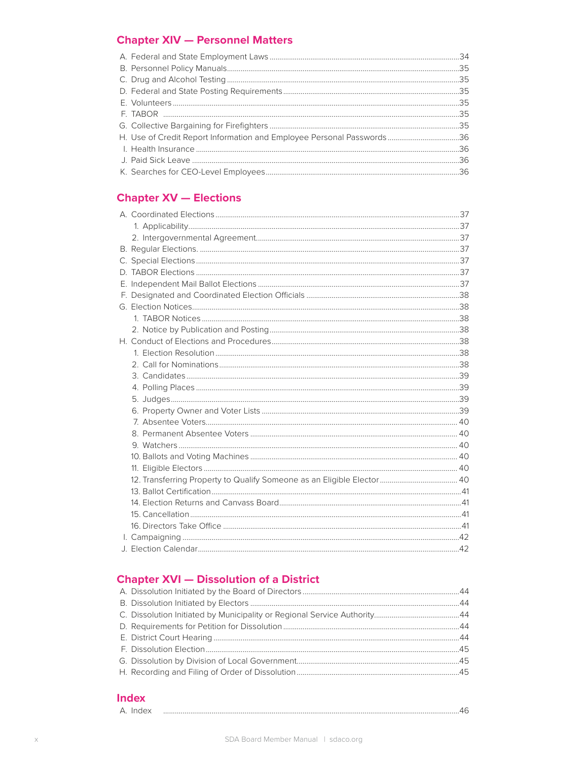## Chapter XIV — Personnel Matters

A. Federal and State Employment Laws ............................................................................. 34
B. Personnel Policy Manuals ............................................................................................. 35
C. Drug and Alcohol Testing ............................................................................................. 35
D. Federal and State Posting Requirements ...................................................................... 35
E. Volunteers ..................................................................................................................... 35
F. TABOR .......................................................................................................................... 35
G. Collective Bargaining for Firefighters ........................................................................... 35
H. Use of Credit Report Information and Employee Personal Passwords .......................... 36
I. Health Insurance ............................................................................................................ 36
J. Paid Sick Leave ............................................................................................................. 36
K. Searches for CEO-Level Employees .............................................................................. 36

## Chapter XV — Elections

A. Coordinated Elections ................................................................................................... 37
   1. Applicability ................................................................................................................ 37
   2. Intergovernmental Agreement ..................................................................................... 37
B. Regular Elections. ......................................................................................................... 37
C. Special Elections ........................................................................................................... 37
D. TABOR Elections ........................................................................................................... 37
E. Independent Mail Ballot Elections ................................................................................. 37
F. Designated and Coordinated Election Officials ............................................................. 38
G. Election Notices ............................................................................................................ 38
   1. TABOR Notices ........................................................................................................... 38
   2. Notice by Publication and Posting ............................................................................... 38
H. Conduct of Elections and Procedures ........................................................................... 38
   1. Election Resolution ..................................................................................................... 38
   2. Call for Nominations .................................................................................................... 38
   3. Candidates .................................................................................................................. 39
   4. Polling Places .............................................................................................................. 39
   5. Judges ......................................................................................................................... 39
   6. Property Owner and Voter Lists ................................................................................... 39
   7. Absentee Voters .......................................................................................................... 40
   8. Permanent Absentee Voters ........................................................................................ 40
   9. Watchers ..................................................................................................................... 40
   10. Ballots and Voting Machines ...................................................................................... 40
   11. Eligible Electors ......................................................................................................... 40
   12. Transferring Property to Qualify Someone as an Eligible Elector ............................... 40
   13. Ballot Certification ..................................................................................................... 41
   14. Election Returns and Canvass Board ......................................................................... 41
   15. Cancellation ............................................................................................................... 41
   16. Directors Take Office ................................................................................................. 41
I. Campaigning ................................................................................................................... 42
J. Election Calendar ............................................................................................................ 42

## Chapter XVI — Dissolution of a District

A. Dissolution Initiated by the Board of Directors .............................................................. 44
B. Dissolution Initiated by Electors ..................................................................................... 44
C. Dissolution Initiated by Municipality or Regional Service Authority ................................ 44
D. Requirements for Petition for Dissolution ...................................................................... 44
E. District Court Hearing .................................................................................................... 44
F. Dissolution Election ....................................................................................................... 45
G. Dissolution by Division of Local Government ................................................................. 45
H. Recording and Filing of Order of Dissolution ................................................................. 45

## Index

A. Index .............................................................................................................................. 46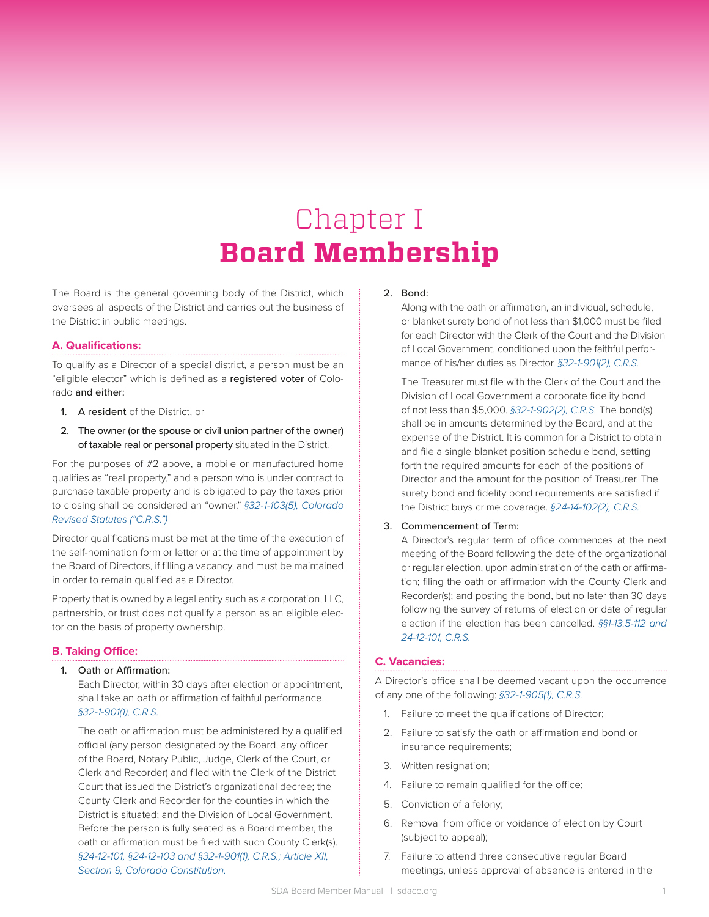# Chapter I
# **Board Membership**

The Board is the general governing body of the District, which oversees all aspects of the District and carries out the business of the District in public meetings.

## A. Qualifications:

To qualify as a Director of a special district, a person must be an "eligible elector" which is defined as a **registered voter** of Colorado **and either:**

1. **A resident** of the District, or
2. **The owner (or the spouse or civil union partner of the owner) of taxable real or personal property** situated in the District.

For the purposes of #2 above, a mobile or manufactured home qualifies as "real property," and a person who is under contract to purchase taxable property and is obligated to pay the taxes prior to closing shall be considered an "owner." *§32-1-103(5), Colorado Revised Statutes ("C.R.S.")*

Director qualifications must be met at the time of the execution of the self-nomination form or letter or at the time of appointment by the Board of Directors, if filling a vacancy, and must be maintained in order to remain qualified as a Director.

Property that is owned by a legal entity such as a corporation, LLC, partnership, or trust does not qualify a person as an eligible elector on the basis of property ownership.

## B. Taking Office:

1. Oath or Affirmation:
   Each Director, within 30 days after election or appointment, shall take an oath or affirmation of faithful performance. *§32-1-901(1), C.R.S.*

   The oath or affirmation must be administered by a qualified official (any person designated by the Board, any officer of the Board, Notary Public, Judge, Clerk of the Court, or Clerk and Recorder) and filed with the Clerk of the District Court that issued the District's organizational decree; the County Clerk and Recorder for the counties in which the District is situated; and the Division of Local Government. Before the person is fully seated as a Board member, the oath or affirmation must be filed with such County Clerk(s). *§24-12-101, §24-12-103 and §32-1-901(1), C.R.S.; Article XII, Section 9, Colorado Constitution.*

2. Bond:
   Along with the oath or affirmation, an individual, schedule, or blanket surety bond of not less than $1,000 must be filed for each Director with the Clerk of the Court and the Division of Local Government, conditioned upon the faithful performance of his/her duties as Director. *§32-1-901(2), C.R.S.*

   The Treasurer must file with the Clerk of the Court and the Division of Local Government a corporate fidelity bond of not less than $5,000. *§32-1-902(2), C.R.S.* The bond(s) shall be in amounts determined by the Board, and at the expense of the District. It is common for a District to obtain and file a single blanket position schedule bond, setting forth the required amounts for each of the positions of Director and the amount for the position of Treasurer. The surety bond and fidelity bond requirements are satisfied if the District buys crime coverage. *§24-14-102(2), C.R.S.*

3. Commencement of Term:
   A Director's regular term of office commences at the next meeting of the Board following the date of the organizational or regular election, upon administration of the oath or affirmation; filing the oath or affirmation with the County Clerk and Recorder(s); and posting the bond, but no later than 30 days following the survey of returns of election or date of regular election if the election has been cancelled. *§§1-13.5-112 and 24-12-101, C.R.S.*

## C. Vacancies:

A Director's office shall be deemed vacant upon the occurrence of any one of the following: *§32-1-905(1), C.R.S.*

1. Failure to meet the qualifications of Director;
2. Failure to satisfy the oath or affirmation and bond or insurance requirements;
3. Written resignation;
4. Failure to remain qualified for the office;
5. Conviction of a felony;
6. Removal from office or voidance of election by Court (subject to appeal);
7. Failure to attend three consecutive regular Board meetings, unless approval of absence is entered in the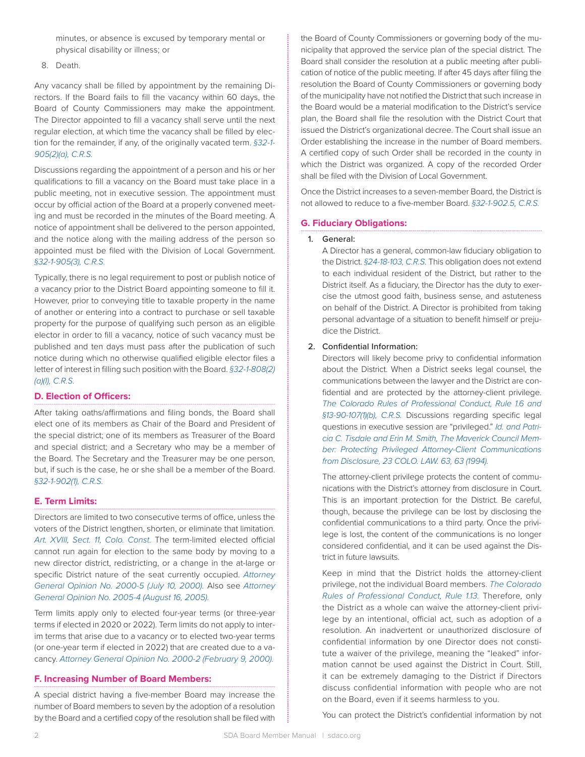minutes, or absence is excused by temporary mental or physical disability or illness; or

8. Death.

Any vacancy shall be filled by appointment by the remaining Directors. If the Board fails to fill the vacancy within 60 days, the Board of County Commissioners may make the appointment. The Director appointed to fill a vacancy shall serve until the next regular election, at which time the vacancy shall be filled by election for the remainder, if any, of the originally vacated term. *§32-1-905(2)(a), C.R.S.*

Discussions regarding the appointment of a person and his or her qualifications to fill a vacancy on the Board must take place in a public meeting, not in executive session. The appointment must occur by official action of the Board at a properly convened meeting and must be recorded in the minutes of the Board meeting. A notice of appointment shall be delivered to the person appointed, and the notice along with the mailing address of the person so appointed must be filed with the Division of Local Government. *§32-1-905(3), C.R.S.*

Typically, there is no legal requirement to post or publish notice of a vacancy prior to the District Board appointing someone to fill it. However, prior to conveying title to taxable property in the name of another or entering into a contract to purchase or sell taxable property for the purpose of qualifying such person as an eligible elector in order to fill a vacancy, notice of such vacancy must be published and ten days must pass after the publication of such notice during which no otherwise qualified eligible elector files a letter of interest in filling such position with the Board. *§32-1-808(2)(a)(I), C.R.S.*

## D. Election of Officers:

After taking oaths/affirmations and filing bonds, the Board shall elect one of its members as Chair of the Board and President of the special district; one of its members as Treasurer of the Board and special district; and a Secretary who may be a member of the Board. The Secretary and the Treasurer may be one person, but, if such is the case, he or she shall be a member of the Board. *§32-1-902(1), C.R.S.*

## E. Term Limits:

Directors are limited to two consecutive terms of office, unless the voters of the District lengthen, shorten, or eliminate that limitation. *Art. XVIII, Sect. 11, Colo. Const.* The term-limited elected official cannot run again for election to the same body by moving to a new director district, redistricting, or a change in the at-large or specific District nature of the seat currently occupied. *Attorney General Opinion No. 2000-5 (July 10, 2000).* Also see *Attorney General Opinion No. 2005-4 (August 16, 2005).*

Term limits apply only to elected four-year terms (or three-year terms if elected in 2020 or 2022). Term limits do not apply to interim terms that arise due to a vacancy or to elected two-year terms (or one-year term if elected in 2022) that are created due to a vacancy. *Attorney General Opinion No. 2000-2 (February 9, 2000).*

## F. Increasing Number of Board Members:

A special district having a five-member Board may increase the number of Board members to seven by the adoption of a resolution by the Board and a certified copy of the resolution shall be filed with the Board of County Commissioners or governing body of the municipality that approved the service plan of the special district. The Board shall consider the resolution at a public meeting after publication of notice of the public meeting. If after 45 days after filing the resolution the Board of County Commissioners or governing body of the municipality have not notified the District that such increase in the Board would be a material modification to the District's service plan, the Board shall file the resolution with the District Court that issued the District's organizational decree. The Court shall issue an Order establishing the increase in the number of Board members. A certified copy of such Order shall be recorded in the county in which the District was organized. A copy of the recorded Order shall be filed with the Division of Local Government.

Once the District increases to a seven-member Board, the District is not allowed to reduce to a five-member Board. *§32-1-902.5, C.R.S.*

## G. Fiduciary Obligations:

1. General:

   A Director has a general, common-law fiduciary obligation to the District. *§24-18-103, C.R.S.* This obligation does not extend to each individual resident of the District, but rather to the District itself. As a fiduciary, the Director has the duty to exercise the utmost good faith, business sense, and astuteness on behalf of the District. A Director is prohibited from taking personal advantage of a situation to benefit himself or prejudice the District.

2. Confidential Information:

   Directors will likely become privy to confidential information about the District. When a District seeks legal counsel, the communications between the lawyer and the District are confidential and are protected by the attorney-client privilege. *The Colorado Rules of Professional Conduct, Rule 1.6 and §13-90-107(1)(b), C.R.S.* Discussions regarding specific legal questions in executive session are "privileged." *Id. and Patricia C. Tisdale and Erin M. Smith, The Maverick Council Member: Protecting Privileged Attorney-Client Communications from Disclosure, 23 COLO. LAW. 63, 63 (1994).*

   The attorney-client privilege protects the content of communications with the District's attorney from disclosure in Court. This is an important protection for the District. Be careful, though, because the privilege can be lost by disclosing the confidential communications to a third party. Once the privilege is lost, the content of the communications is no longer considered confidential, and it can be used against the District in future lawsuits.

   Keep in mind that the District holds the attorney-client privilege, not the individual Board members. *The Colorado Rules of Professional Conduct, Rule 1.13.* Therefore, only the District as a whole can waive the attorney-client privilege by an intentional, official act, such as adoption of a resolution. An inadvertent or unauthorized disclosure of confidential information by one Director does not constitute a waiver of the privilege, meaning the "leaked" information cannot be used against the District in Court. Still, it can be extremely damaging to the District if Directors discuss confidential information with people who are not on the Board, even if it seems harmless to you.

   You can protect the District's confidential information by not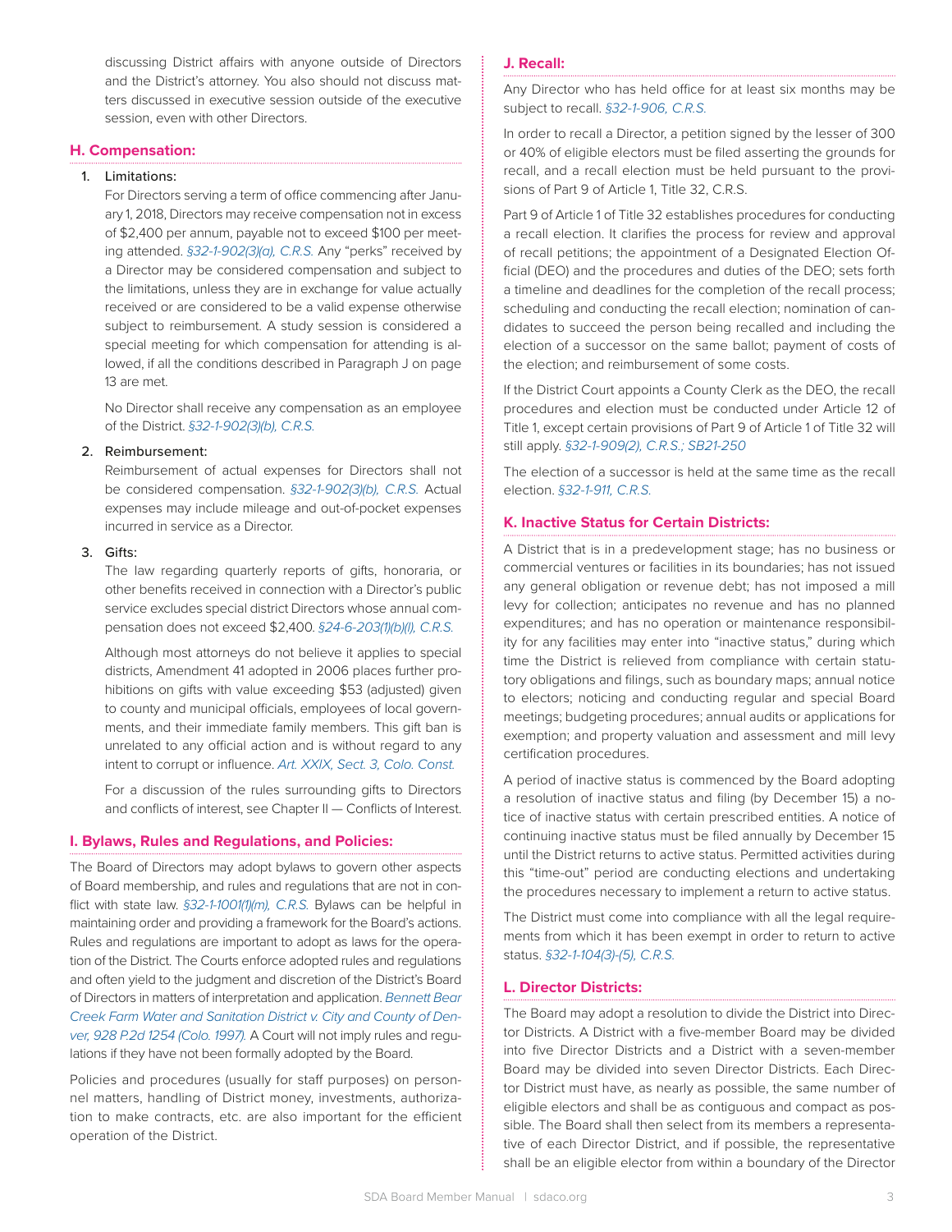discussing District affairs with anyone outside of Directors and the District's attorney. You also should not discuss matters discussed in executive session outside of the executive session, even with other Directors.

### H. Compensation:

1. Limitations:

   For Directors serving a term of office commencing after January 1, 2018, Directors may receive compensation not in excess of $2,400 per annum, payable not to exceed $100 per meeting attended. *§32-1-902(3)(a), C.R.S.* Any "perks" received by a Director may be considered compensation and subject to the limitations, unless they are in exchange for value actually received or are considered to be a valid expense otherwise subject to reimbursement. A study session is considered a special meeting for which compensation for attending is allowed, if all the conditions described in Paragraph J on page 13 are met.

   No Director shall receive any compensation as an employee of the District. *§32-1-902(3)(b), C.R.S.*

2. Reimbursement:

   Reimbursement of actual expenses for Directors shall not be considered compensation. *§32-1-902(3)(b), C.R.S.* Actual expenses may include mileage and out-of-pocket expenses incurred in service as a Director.

3. Gifts:

   The law regarding quarterly reports of gifts, honoraria, or other benefits received in connection with a Director's public service excludes special district Directors whose annual compensation does not exceed $2,400. *§24-6-203(1)(b)(I), C.R.S.*

   Although most attorneys do not believe it applies to special districts, Amendment 41 adopted in 2006 places further prohibitions on gifts with value exceeding $53 (adjusted) given to county and municipal officials, employees of local governments, and their immediate family members. This gift ban is unrelated to any official action and is without regard to any intent to corrupt or influence. *Art. XXIX, Sect. 3, Colo. Const.*

   For a discussion of the rules surrounding gifts to Directors and conflicts of interest, see Chapter II — Conflicts of Interest.

### I. Bylaws, Rules and Regulations, and Policies:

The Board of Directors may adopt bylaws to govern other aspects of Board membership, and rules and regulations that are not in conflict with state law. *§32-1-1001(1)(m), C.R.S.* Bylaws can be helpful in maintaining order and providing a framework for the Board's actions. Rules and regulations are important to adopt as laws for the operation of the District. The Courts enforce adopted rules and regulations and often yield to the judgment and discretion of the District's Board of Directors in matters of interpretation and application. *Bennett Bear Creek Farm Water and Sanitation District v. City and County of Denver, 928 P.2d 1254 (Colo. 1997).* A Court will not imply rules and regulations if they have not been formally adopted by the Board.

Policies and procedures (usually for staff purposes) on personnel matters, handling of District money, investments, authorization to make contracts, etc. are also important for the efficient operation of the District.

### J. Recall:

Any Director who has held office for at least six months may be subject to recall. *§32-1-906, C.R.S.*

In order to recall a Director, a petition signed by the lesser of 300 or 40% of eligible electors must be filed asserting the grounds for recall, and a recall election must be held pursuant to the provisions of Part 9 of Article 1, Title 32, C.R.S.

Part 9 of Article 1 of Title 32 establishes procedures for conducting a recall election. It clarifies the process for review and approval of recall petitions; the appointment of a Designated Election Official (DEO) and the procedures and duties of the DEO; sets forth a timeline and deadlines for the completion of the recall process; scheduling and conducting the recall election; nomination of candidates to succeed the person being recalled and including the election of a successor on the same ballot; payment of costs of the election; and reimbursement of some costs.

If the District Court appoints a County Clerk as the DEO, the recall procedures and election must be conducted under Article 12 of Title 1, except certain provisions of Part 9 of Article 1 of Title 32 will still apply. *§32-1-909(2), C.R.S.; SB21-250*

The election of a successor is held at the same time as the recall election. *§32-1-911, C.R.S.*

### K. Inactive Status for Certain Districts:

A District that is in a predevelopment stage; has no business or commercial ventures or facilities in its boundaries; has not issued any general obligation or revenue debt; has not imposed a mill levy for collection; anticipates no revenue and has no planned expenditures; and has no operation or maintenance responsibility for any facilities may enter into "inactive status," during which time the District is relieved from compliance with certain statutory obligations and filings, such as boundary maps; annual notice to electors; noticing and conducting regular and special Board meetings; budgeting procedures; annual audits or applications for exemption; and property valuation and assessment and mill levy certification procedures.

A period of inactive status is commenced by the Board adopting a resolution of inactive status and filing (by December 15) a notice of inactive status with certain prescribed entities. A notice of continuing inactive status must be filed annually by December 15 until the District returns to active status. Permitted activities during this "time-out" period are conducting elections and undertaking the procedures necessary to implement a return to active status.

The District must come into compliance with all the legal requirements from which it has been exempt in order to return to active status. *§32-1-104(3)-(5), C.R.S.*

### L. Director Districts:

The Board may adopt a resolution to divide the District into Director Districts. A District with a five-member Board may be divided into five Director Districts and a District with a seven-member Board may be divided into seven Director Districts. Each Director District must have, as nearly as possible, the same number of eligible electors and shall be as contiguous and compact as possible. The Board shall then select from its members a representative of each Director District, and if possible, the representative shall be an eligible elector from within a boundary of the Director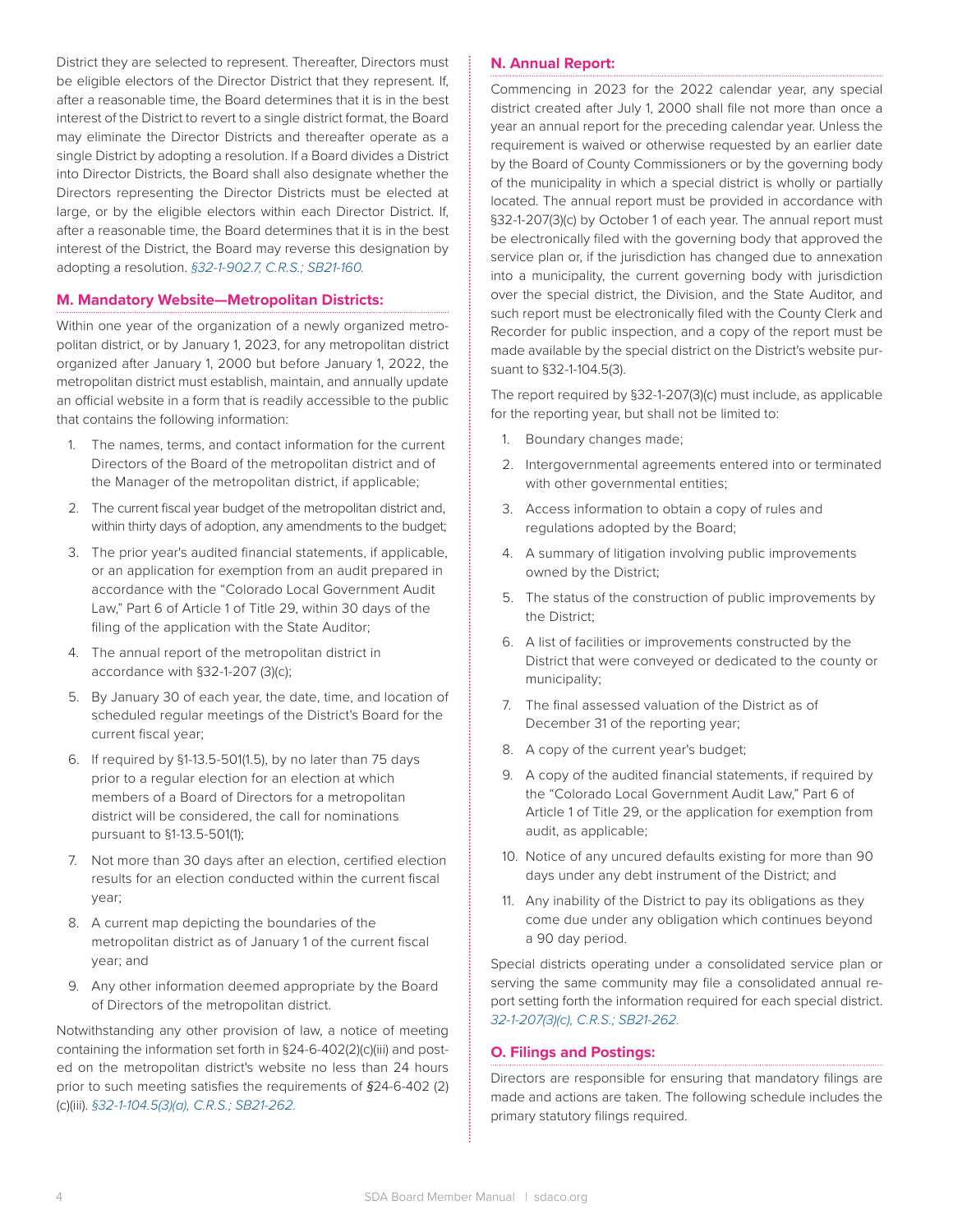District they are selected to represent. Thereafter, Directors must be eligible electors of the Director District that they represent. If, after a reasonable time, the Board determines that it is in the best interest of the District to revert to a single district format, the Board may eliminate the Director Districts and thereafter operate as a single District by adopting a resolution. If a Board divides a District into Director Districts, the Board shall also designate whether the Directors representing the Director Districts must be elected at large, or by the eligible electors within each Director District. If, after a reasonable time, the Board determines that it is in the best interest of the District, the Board may reverse this designation by adopting a resolution. *§32-1-902.7, C.R.S.; SB21-160.*

### M. Mandatory Website—Metropolitan Districts:

Within one year of the organization of a newly organized metropolitan district, or by January 1, 2023, for any metropolitan district organized after January 1, 2000 but before January 1, 2022, the metropolitan district must establish, maintain, and annually update an official website in a form that is readily accessible to the public that contains the following information:

1. The names, terms, and contact information for the current Directors of the Board of the metropolitan district and of the Manager of the metropolitan district, if applicable;
2. The current fiscal year budget of the metropolitan district and, within thirty days of adoption, any amendments to the budget;
3. The prior year's audited financial statements, if applicable, or an application for exemption from an audit prepared in accordance with the "Colorado Local Government Audit Law," Part 6 of Article 1 of Title 29, within 30 days of the filing of the application with the State Auditor;
4. The annual report of the metropolitan district in accordance with §32-1-207 (3)(c);
5. By January 30 of each year, the date, time, and location of scheduled regular meetings of the District's Board for the current fiscal year;
6. If required by §1-13.5-501(1.5), by no later than 75 days prior to a regular election for an election at which members of a Board of Directors for a metropolitan district will be considered, the call for nominations pursuant to §1-13.5-501(1);
7. Not more than 30 days after an election, certified election results for an election conducted within the current fiscal year;
8. A current map depicting the boundaries of the metropolitan district as of January 1 of the current fiscal year; and
9. Any other information deemed appropriate by the Board of Directors of the metropolitan district.

Notwithstanding any other provision of law, a notice of meeting containing the information set forth in §24-6-402(2)(c)(iii) and posted on the metropolitan district's website no less than 24 hours prior to such meeting satisfies the requirements of §24-6-402 (2)(c)(iii). *§32-1-104.5(3)(a), C.R.S.; SB21-262.*

### N. Annual Report:

Commencing in 2023 for the 2022 calendar year, any special district created after July 1, 2000 shall file not more than once a year an annual report for the preceding calendar year. Unless the requirement is waived or otherwise requested by an earlier date by the Board of County Commissioners or by the governing body of the municipality in which a special district is wholly or partially located. The annual report must be provided in accordance with §32-1-207(3)(c) by October 1 of each year. The annual report must be electronically filed with the governing body that approved the service plan or, if the jurisdiction has changed due to annexation into a municipality, the current governing body with jurisdiction over the special district, the Division, and the State Auditor, and such report must be electronically filed with the County Clerk and Recorder for public inspection, and a copy of the report must be made available by the special district on the District's website pursuant to §32-1-104.5(3).

The report required by §32-1-207(3)(c) must include, as applicable for the reporting year, but shall not be limited to:

1. Boundary changes made;
2. Intergovernmental agreements entered into or terminated with other governmental entities;
3. Access information to obtain a copy of rules and regulations adopted by the Board;
4. A summary of litigation involving public improvements owned by the District;
5. The status of the construction of public improvements by the District;
6. A list of facilities or improvements constructed by the District that were conveyed or dedicated to the county or municipality;
7. The final assessed valuation of the District as of December 31 of the reporting year;
8. A copy of the current year's budget;
9. A copy of the audited financial statements, if required by the "Colorado Local Government Audit Law," Part 6 of Article 1 of Title 29, or the application for exemption from audit, as applicable;
10. Notice of any uncured defaults existing for more than 90 days under any debt instrument of the District; and
11. Any inability of the District to pay its obligations as they come due under any obligation which continues beyond a 90 day period.

Special districts operating under a consolidated service plan or serving the same community may file a consolidated annual report setting forth the information required for each special district. *32-1-207(3)(c), C.R.S.; SB21-262.*

### O. Filings and Postings:

Directors are responsible for ensuring that mandatory filings are made and actions are taken. The following schedule includes the primary statutory filings required.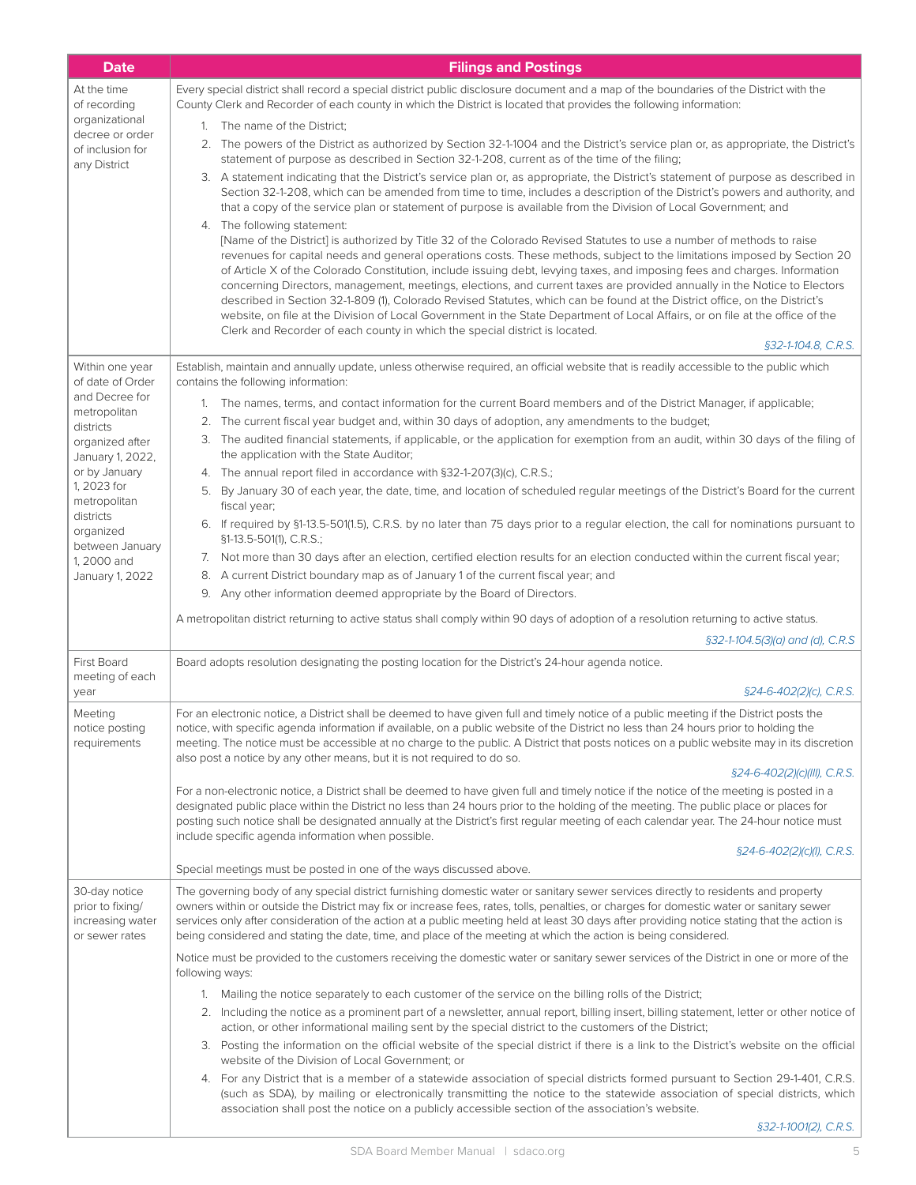| Date | Filings and Postings |
|---|---|
| At the time of recording organizational decree or order of inclusion for any District | Every special district shall record a special district public disclosure document and a map of the boundaries of the District with the County Clerk and Recorder of each county in which the District is located that provides the following information:<br><br>1. The name of the District;<br>2. The powers of the District as authorized by Section 32-1-1004 and the District's service plan or, as appropriate, the District's statement of purpose as described in Section 32-1-208, current as of the time of the filing;<br>3. A statement indicating that the District's service plan or, as appropriate, the District's statement of purpose as described in Section 32-1-208, which can be amended from time to time, includes a description of the District's powers and authority, and that a copy of the service plan or statement of purpose is available from the Division of Local Government; and<br>4. The following statement:<br>[Name of the District] is authorized by Title 32 of the Colorado Revised Statutes to use a number of methods to raise revenues for capital needs and general operations costs. These methods, subject to the limitations imposed by Section 20 of Article X of the Colorado Constitution, include issuing debt, levying taxes, and imposing fees and charges. Information concerning Directors, management, meetings, elections, and current taxes are provided annually in the Notice to Electors described in Section 32-1-809 (1), Colorado Revised Statutes, which can be found at the District office, on the District's website, on file at the Division of Local Government in the State Department of Local Affairs, or on file at the office of the Clerk and Recorder of each county in which the special district is located.<br><br>*§32-1-104.8, C.R.S.* |
| Within one year of date of Order and Decree for metropolitan districts organized after January 1, 2022, or by January 1, 2023 for metropolitan districts organized between January 1, 2000 and January 1, 2022 | Establish, maintain and annually update, unless otherwise required, an official website that is readily accessible to the public which contains the following information:<br><br>1. The names, terms, and contact information for the current Board members and of the District Manager, if applicable;<br>2. The current fiscal year budget and, within 30 days of adoption, any amendments to the budget;<br>3. The audited financial statements, if applicable, or the application for exemption from an audit, within 30 days of the filing of the application with the State Auditor;<br>4. The annual report filed in accordance with §32-1-207(3)(c), C.R.S.;<br>5. By January 30 of each year, the date, time, and location of scheduled regular meetings of the District's Board for the current fiscal year;<br>6. If required by §1-13.5-501(1.5), C.R.S. by no later than 75 days prior to a regular election, the call for nominations pursuant to §1-13.5-501(1), C.R.S.;<br>7. Not more than 30 days after an election, certified election results for an election conducted within the current fiscal year;<br>8. A current District boundary map as of January 1 of the current fiscal year; and<br>9. Any other information deemed appropriate by the Board of Directors.<br><br>A metropolitan district returning to active status shall comply within 90 days of adoption of a resolution returning to active status.<br><br>*§32-1-104.5(3)(a) and (d), C.R.S* |
| First Board meeting of each year | Board adopts resolution designating the posting location for the District's 24-hour agenda notice.<br><br>*§24-6-402(2)(c), C.R.S.* |
| Meeting notice posting requirements | For an electronic notice, a District shall be deemed to have given full and timely notice of a public meeting if the District posts the notice, with specific agenda information if available, on a public website of the District no less than 24 hours prior to holding the meeting. The notice must be accessible at no charge to the public. A District that posts notices on a public website may in its discretion also post a notice by any other means, but it is not required to do so.<br><br>*§24-6-402(2)(c)(III), C.R.S.*<br><br>For a non-electronic notice, a District shall be deemed to have given full and timely notice if the notice of the meeting is posted in a designated public place within the District no less than 24 hours prior to the holding of the meeting. The public place or places for posting such notice shall be designated annually at the District's first regular meeting of each calendar year. The 24-hour notice must include specific agenda information when possible.<br><br>*§24-6-402(2)(c)(I), C.R.S.*<br><br>Special meetings must be posted in one of the ways discussed above. |
| 30-day notice prior to fixing/increasing water or sewer rates | The governing body of any special district furnishing domestic water or sanitary sewer services directly to residents and property owners within or outside the District may fix or increase fees, rates, tolls, penalties, or charges for domestic water or sanitary sewer services only after consideration of the action at a public meeting held at least 30 days after providing notice stating that the action is being considered and stating the date, time, and place of the meeting at which the action is being considered.<br><br>Notice must be provided to the customers receiving the domestic water or sanitary sewer services of the District in one or more of the following ways:<br><br>1. Mailing the notice separately to each customer of the service on the billing rolls of the District;<br>2. Including the notice as a prominent part of a newsletter, annual report, billing insert, billing statement, letter or other notice of action, or other informational mailing sent by the special district to the customers of the District;<br>3. Posting the information on the official website of the special district if there is a link to the District's website on the official website of the Division of Local Government; or<br>4. For any District that is a member of a statewide association of special districts formed pursuant to Section 29-1-401, C.R.S. (such as SDA), by mailing or electronically transmitting the notice to the statewide association of special districts, which association shall post the notice on a publicly accessible section of the association's website.<br><br>*§32-1-1001(2), C.R.S.* |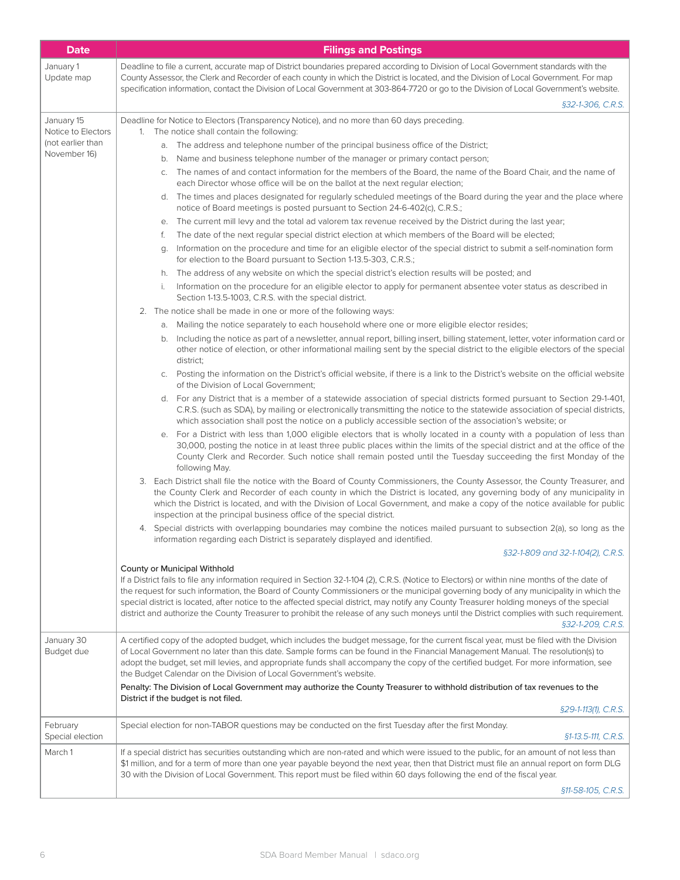| Date | Filings and Postings |
|---|---|
| January 1<br>Update map | Deadline to file a current, accurate map of District boundaries prepared according to Division of Local Government standards with the County Assessor, the Clerk and Recorder of each county in which the District is located, and the Division of Local Government. For map specification information, contact the Division of Local Government at 303-864-7720 or go to the Division of Local Government's website.<br>*§32-1-306, C.R.S.* |
| January 15<br>Notice to Electors (not earlier than November 16) | Deadline for Notice to Electors (Transparency Notice), and no more than 60 days preceding.<br>1. The notice shall contain the following:<br>a. The address and telephone number of the principal business office of the District;<br>b. Name and business telephone number of the manager or primary contact person;<br>c. The names of and contact information for the members of the Board, the name of the Board Chair, and the name of each Director whose office will be on the ballot at the next regular election;<br>d. The times and places designated for regularly scheduled meetings of the Board during the year and the place where notice of Board meetings is posted pursuant to Section 24-6-402(c), C.R.S.;<br>e. The current mill levy and the total ad valorem tax revenue received by the District during the last year;<br>f. The date of the next regular special district election at which members of the Board will be elected;<br>g. Information on the procedure and time for an eligible elector of the special district to submit a self-nomination form for election to the Board pursuant to Section 1-13.5-303, C.R.S.;<br>h. The address of any website on which the special district's election results will be posted; and<br>i. Information on the procedure for an eligible elector to apply for permanent absentee voter status as described in Section 1-13.5-1003, C.R.S. with the special district.<br>2. The notice shall be made in one or more of the following ways:<br>a. Mailing the notice separately to each household where one or more eligible elector resides;<br>b. Including the notice as part of a newsletter, annual report, billing insert, billing statement, letter, voter information card or other notice of election, or other informational mailing sent by the special district to the eligible electors of the special district;<br>c. Posting the information on the District's official website, if there is a link to the District's website on the official website of the Division of Local Government;<br>d. For any District that is a member of a statewide association of special districts formed pursuant to Section 29-1-401, C.R.S. (such as SDA), by mailing or electronically transmitting the notice to the statewide association of special districts, which association shall post the notice on a publicly accessible section of the association's website; or<br>e. For a District with less than 1,000 eligible electors that is wholly located in a county with a population of less than 30,000, posting the notice in at least three public places within the limits of the special district and at the office of the County Clerk and Recorder. Such notice shall remain posted until the Tuesday succeeding the first Monday of the following May.<br>3. Each District shall file the notice with the Board of County Commissioners, the County Assessor, the County Treasurer, and the County Clerk and Recorder of each county in which the District is located, any governing body of any municipality in which the District is located, and with the Division of Local Government, and make a copy of the notice available for public inspection at the principal business office of the special district.<br>4. Special districts with overlapping boundaries may combine the notices mailed pursuant to subsection 2(a), so long as the information regarding each District is separately displayed and identified.<br>*§32-1-809 and 32-1-104(2), C.R.S.*<br><br>County or Municipal Withhold<br>If a District fails to file any information required in Section 32-1-104 (2), C.R.S. (Notice to Electors) or within nine months of the date of the request for such information, the Board of County Commissioners or the municipal governing body of any municipality in which the special district is located, after notice to the affected special district, may notify any County Treasurer holding moneys of the special district and authorize the County Treasurer to prohibit the release of any such moneys until the District complies with such requirement.<br>*§32-1-209, C.R.S.* |
| January 30<br>Budget due | A certified copy of the adopted budget, which includes the budget message, for the current fiscal year, must be filed with the Division of Local Government no later than this date. Sample forms can be found in the Financial Management Manual. The resolution(s) to adopt the budget, set mill levies, and appropriate funds shall accompany the copy of the certified budget. For more information, see the Budget Calendar on the Division of Local Government's website.<br>**Penalty: The Division of Local Government may authorize the County Treasurer to withhold distribution of tax revenues to the District if the budget is not filed.**<br>*§29-1-113(1), C.R.S.* |
| February<br>Special election | Special election for non-TABOR questions may be conducted on the first Tuesday after the first Monday.<br>*§1-13.5-111, C.R.S.* |
| March 1 | If a special district has securities outstanding which are non-rated and which were issued to the public, for an amount of not less than $1 million, and for a term of more than one year payable beyond the next year, then that District must file an annual report on form DLG 30 with the Division of Local Government. This report must be filed within 60 days following the end of the fiscal year.<br>*§11-58-105, C.R.S.* |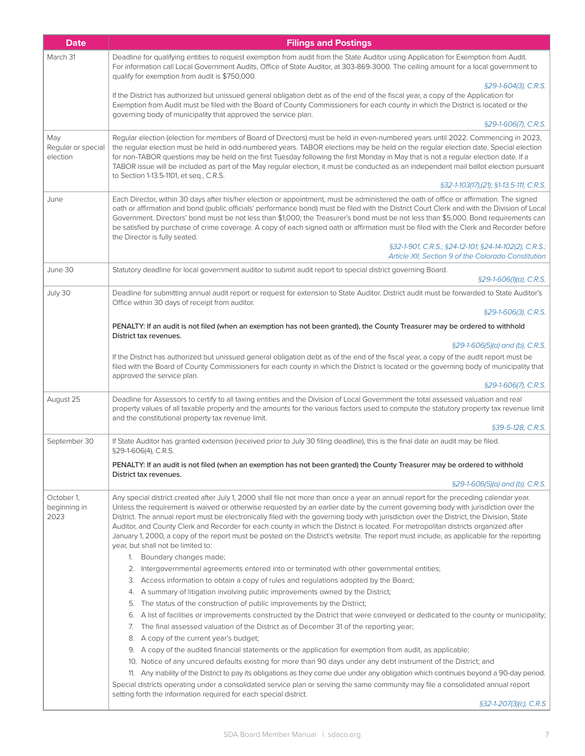| Date | Filings and Postings |
|---|---|
| March 31 | Deadline for qualifying entities to request exemption from audit from the State Auditor using Application for Exemption from Audit. For information call Local Government Audits, Office of State Auditor, at 303-869-3000. The ceiling amount for a local government to qualify for exemption from audit is $750,000.<br>*§29-1-604(3), C.R.S.*<br>If the District has authorized but unissued general obligation debt as of the end of the fiscal year, a copy of the Application for Exemption from Audit must be filed with the Board of County Commissioners for each county in which the District is located or the governing body of municipality that approved the service plan.<br>*§29-1-606(7), C.R.S.* |
| May<br>Regular or special election | Regular election (election for members of Board of Directors) must be held in even-numbered years until 2022. Commencing in 2023, the regular election must be held in odd-numbered years. TABOR elections may be held on the regular election date. Special election for non-TABOR questions may be held on the first Tuesday following the first Monday in May that is not a regular election date. If a TABOR issue will be included as part of the May regular election, it must be conducted as an independent mail ballot election pursuant to Section 1-13.5-1101, et seq., C.R.S.<br>*§32-1-103(17),(21); §1-13.5-111, C.R.S.* |
| June | Each Director, within 30 days after his/her election or appointment, must be administered the oath of office or affirmation. The signed oath or affirmation and bond (public officials' performance bond) must be filed with the District Court Clerk and with the Division of Local Government. Directors' bond must be not less than $1,000; the Treasurer's bond must be not less than $5,000. Bond requirements can be satisfied by purchase of crime coverage. A copy of each signed oath or affirmation must be filed with the Clerk and Recorder before the Director is fully seated.<br>*§32-1-901, C.R.S.; §24-12-101; §24-14-102(2), C.R.S.; Article XII, Section 9 of the Colorado Constitution* |
| June 30 | Statutory deadline for local government auditor to submit audit report to special district governing Board.<br>*§29-1-606(1)(a), C.R.S.* |
| July 30 | Deadline for submitting annual audit report or request for extension to State Auditor. District audit must be forwarded to State Auditor's Office within 30 days of receipt from auditor.<br>*§29-1-606(3), C.R.S.*<br>PENALTY: If an audit is not filed (when an exemption has not been granted), the County Treasurer may be ordered to withhold District tax revenues.<br>*§29-1-606(5)(a) and (b), C.R.S.*<br>If the District has authorized but unissued general obligation debt as of the end of the fiscal year, a copy of the audit report must be filed with the Board of County Commissioners for each county in which the District is located or the governing body of municipality that approved the service plan.<br>*§29-1-606(7), C.R.S.* |
| August 25 | Deadline for Assessors to certify to all taxing entities and the Division of Local Government the total assessed valuation and real property values of all taxable property and the amounts for the various factors used to compute the statutory property tax revenue limit and the constitutional property tax revenue limit.<br>*§39-5-128, C.R.S.* |
| September 30 | If State Auditor has granted extension (received prior to July 30 filing deadline), this is the final date an audit may be filed. §29-1-606(4), C.R.S.<br>PENALTY: If an audit is not filed (when an exemption has not been granted) the County Treasurer may be ordered to withhold District tax revenues.<br>*§29-1-606(5)(a) and (b), C.R.S.* |
| October 1, beginning in 2023 | Any special district created after July 1, 2000 shall file not more than once a year an annual report for the preceding calendar year. Unless the requirement is waived or otherwise requested by an earlier date by the current governing body with jurisdiction over the District. The annual report must be electronically filed with the governing body with jurisdiction over the District, the Division, State Auditor, and County Clerk and Recorder for each county in which the District is located. For metropolitan districts organized after January 1, 2000, a copy of the report must be posted on the District's website. The report must include, as applicable for the reporting year, but shall not be limited to:<br>1. Boundary changes made;<br>2. Intergovernmental agreements entered into or terminated with other governmental entities;<br>3. Access information to obtain a copy of rules and regulations adopted by the Board;<br>4. A summary of litigation involving public improvements owned by the District;<br>5. The status of the construction of public improvements by the District;<br>6. A list of facilities or improvements constructed by the District that were conveyed or dedicated to the county or municipality;<br>7. The final assessed valuation of the District as of December 31 of the reporting year;<br>8. A copy of the current year's budget;<br>9. A copy of the audited financial statements or the application for exemption from audit, as applicable;<br>10. Notice of any uncured defaults existing for more than 90 days under any debt instrument of the District; and<br>11. Any inability of the District to pay its obligations as they come due under any obligation which continues beyond a 90-day period.<br>Special districts operating under a consolidated service plan or serving the same community may file a consolidated annual report setting forth the information required for each special district.<br>*§32-1-207(3)(c), C.R.S* |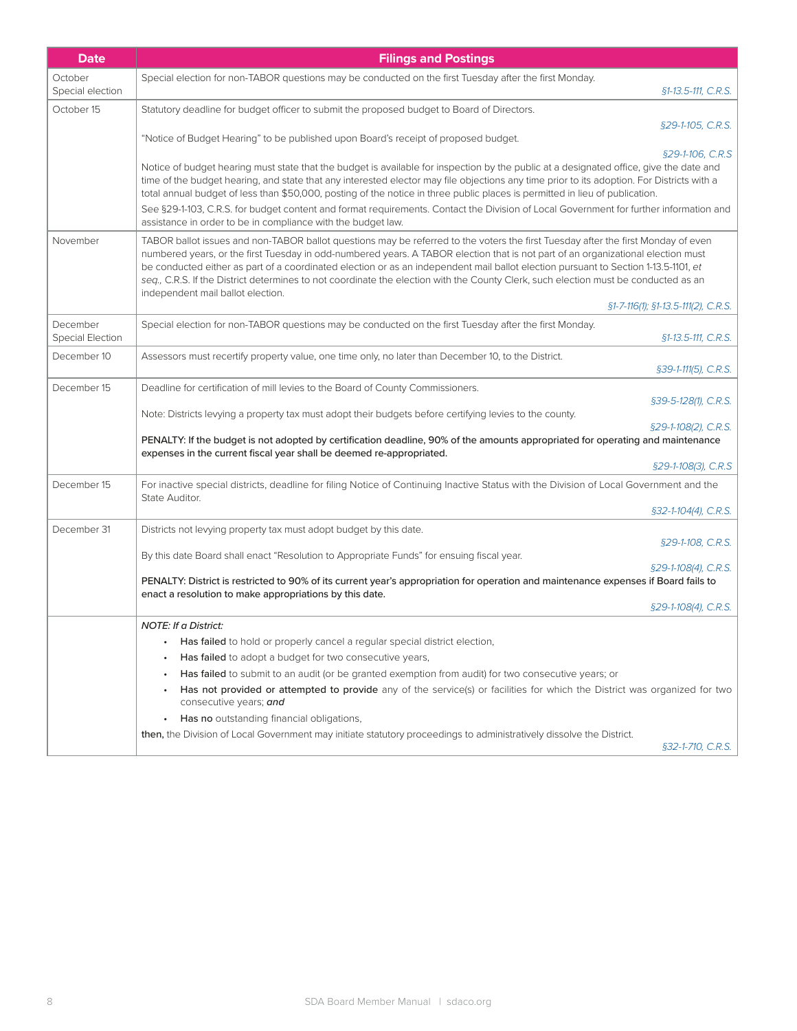| Date | Filings and Postings |
|---|---|
| October Special election | Special election for non-TABOR questions may be conducted on the first Tuesday after the first Monday. *§1-13.5-111, C.R.S.* |
| October 15 | Statutory deadline for budget officer to submit the proposed budget to Board of Directors. *§29-1-105, C.R.S.*<br><br>"Notice of Budget Hearing" to be published upon Board's receipt of proposed budget. *§29-1-106, C.R.S*<br><br>Notice of budget hearing must state that the budget is available for inspection by the public at a designated office, give the date and time of the budget hearing, and state that any interested elector may file objections any time prior to its adoption. For Districts with a total annual budget of less than $50,000, posting of the notice in three public places is permitted in lieu of publication.<br><br>See §29-1-103, C.R.S. for budget content and format requirements. Contact the Division of Local Government for further information and assistance in order to be in compliance with the budget law. |
| November | TABOR ballot issues and non-TABOR ballot questions may be referred to the voters the first Tuesday after the first Monday of even numbered years, or the first Tuesday in odd-numbered years. A TABOR election that is not part of an organizational election must be conducted either as part of a coordinated election or as an independent mail ballot election pursuant to Section 1-13.5-1101, *et seq.,* C.R.S. If the District determines to not coordinate the election with the County Clerk, such election must be conducted as an independent mail ballot election. *§1-7-116(1); §1-13.5-111(2), C.R.S.* |
| December Special Election | Special election for non-TABOR questions may be conducted on the first Tuesday after the first Monday. *§1-13.5-111, C.R.S.* |
| December 10 | Assessors must recertify property value, one time only, no later than December 10, to the District. *§39-1-111(5), C.R.S.* |
| December 15 | Deadline for certification of mill levies to the Board of County Commissioners. *§39-5-128(1), C.R.S.*<br><br>Note: Districts levying a property tax must adopt their budgets before certifying levies to the county. *§29-1-108(2), C.R.S.*<br><br>**PENALTY: If the budget is not adopted by certification deadline, 90% of the amounts appropriated for operating and maintenance expenses in the current fiscal year shall be deemed re-appropriated.** *§29-1-108(3), C.R.S* |
| December 15 | For inactive special districts, deadline for filing Notice of Continuing Inactive Status with the Division of Local Government and the State Auditor. *§32-1-104(4), C.R.S.* |
| December 31 | Districts not levying property tax must adopt budget by this date. *§29-1-108, C.R.S.*<br><br>By this date Board shall enact "Resolution to Appropriate Funds" for ensuing fiscal year. *§29-1-108(4), C.R.S.*<br><br>**PENALTY: District is restricted to 90% of its current year's appropriation for operation and maintenance expenses if Board fails to enact a resolution to make appropriations by this date.** *§29-1-108(4), C.R.S.* |
| | *NOTE: If a District:*<br>• **Has failed** to hold or properly cancel a regular special district election,<br>• **Has failed** to adopt a budget for two consecutive years,<br>• **Has failed** to submit to an audit (or be granted exemption from audit) for two consecutive years; or<br>• **Has not provided or attempted to provide** any of the service(s) or facilities for which the District was organized for two consecutive years; ***and***<br>• **Has no** outstanding financial obligations,<br><br>**then,** the Division of Local Government may initiate statutory proceedings to administratively dissolve the District. *§32-1-710, C.R.S.* |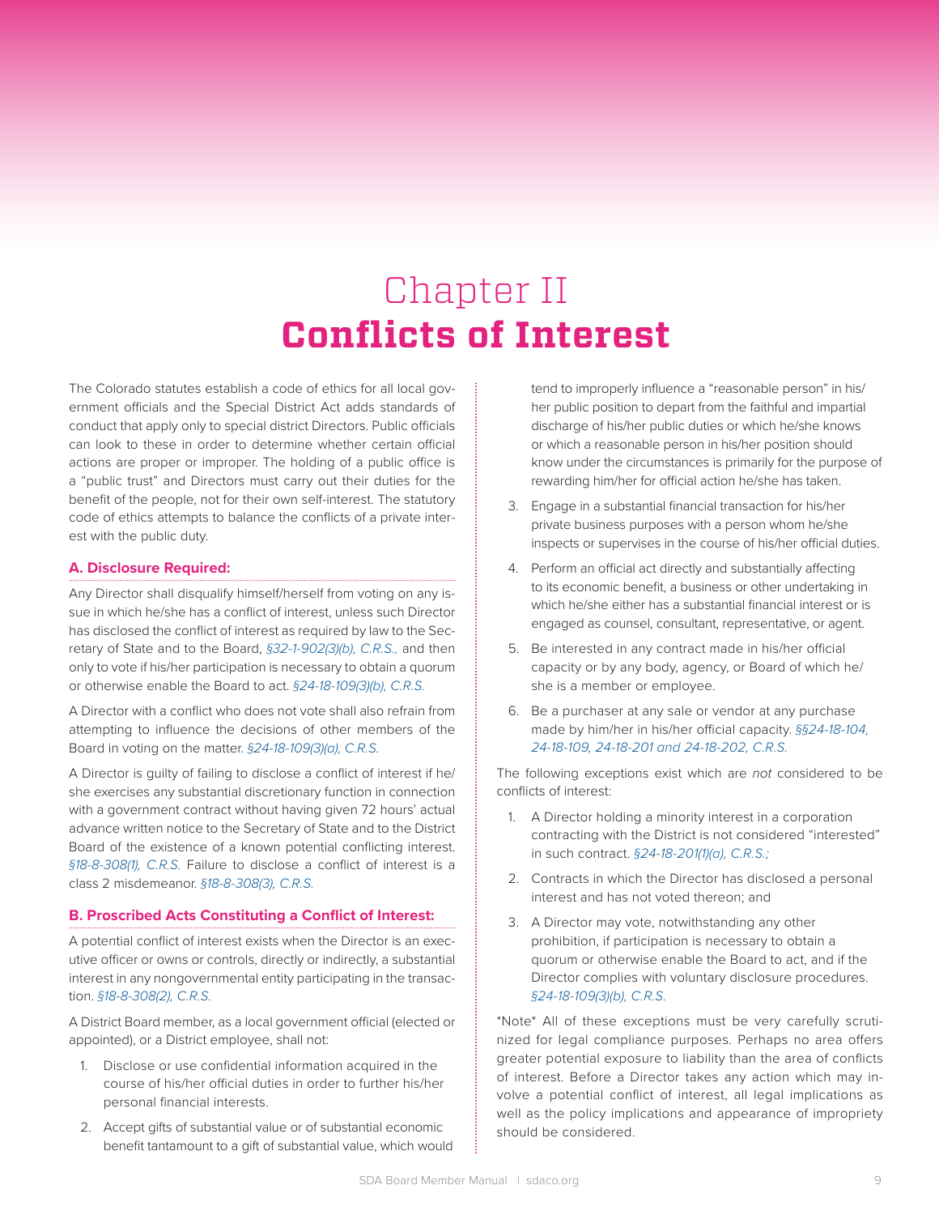# Chapter II
# Conflicts of Interest

The Colorado statutes establish a code of ethics for all local government officials and the Special District Act adds standards of conduct that apply only to special district Directors. Public officials can look to these in order to determine whether certain official actions are proper or improper. The holding of a public office is a "public trust" and Directors must carry out their duties for the benefit of the people, not for their own self-interest. The statutory code of ethics attempts to balance the conflicts of a private interest with the public duty.

## A. Disclosure Required:

Any Director shall disqualify himself/herself from voting on any issue in which he/she has a conflict of interest, unless such Director has disclosed the conflict of interest as required by law to the Secretary of State and to the Board, *§32-1-902(3)(b), C.R.S.,* and then only to vote if his/her participation is necessary to obtain a quorum or otherwise enable the Board to act. *§24-18-109(3)(b), C.R.S.*

A Director with a conflict who does not vote shall also refrain from attempting to influence the decisions of other members of the Board in voting on the matter. *§24-18-109(3)(a), C.R.S.*

A Director is guilty of failing to disclose a conflict of interest if he/she exercises any substantial discretionary function in connection with a government contract without having given 72 hours' actual advance written notice to the Secretary of State and to the District Board of the existence of a known potential conflicting interest. *§18-8-308(1), C.R.S.* Failure to disclose a conflict of interest is a class 2 misdemeanor. *§18-8-308(3), C.R.S.*

## B. Proscribed Acts Constituting a Conflict of Interest:

A potential conflict of interest exists when the Director is an executive officer or owns or controls, directly or indirectly, a substantial interest in any nongovernmental entity participating in the transaction. *§18-8-308(2), C.R.S.*

A District Board member, as a local government official (elected or appointed), or a District employee, shall not:

1. Disclose or use confidential information acquired in the course of his/her official duties in order to further his/her personal financial interests.
2. Accept gifts of substantial value or of substantial economic benefit tantamount to a gift of substantial value, which would tend to improperly influence a "reasonable person" in his/her public position to depart from the faithful and impartial discharge of his/her public duties or which he/she knows or which a reasonable person in his/her position should know under the circumstances is primarily for the purpose of rewarding him/her for official action he/she has taken.
3. Engage in a substantial financial transaction for his/her private business purposes with a person whom he/she inspects or supervises in the course of his/her official duties.
4. Perform an official act directly and substantially affecting to its economic benefit, a business or other undertaking in which he/she either has a substantial financial interest or is engaged as counsel, consultant, representative, or agent.
5. Be interested in any contract made in his/her official capacity or by any body, agency, or Board of which he/she is a member or employee.
6. Be a purchaser at any sale or vendor at any purchase made by him/her in his/her official capacity. *§§24-18-104, 24-18-109, 24-18-201 and 24-18-202, C.R.S.*

The following exceptions exist which are *not* considered to be conflicts of interest:

1. A Director holding a minority interest in a corporation contracting with the District is not considered "interested" in such contract. *§24-18-201(1)(a), C.R.S.;*
2. Contracts in which the Director has disclosed a personal interest and has not voted thereon; and
3. A Director may vote, notwithstanding any other prohibition, if participation is necessary to obtain a quorum or otherwise enable the Board to act, and if the Director complies with voluntary disclosure procedures. *§24-18-109(3)(b), C.R.S.*

*Note* All of these exceptions must be very carefully scrutinized for legal compliance purposes. Perhaps no area offers greater potential exposure to liability than the area of conflicts of interest. Before a Director takes any action which may involve a potential conflict of interest, all legal implications as well as the policy implications and appearance of impropriety should be considered.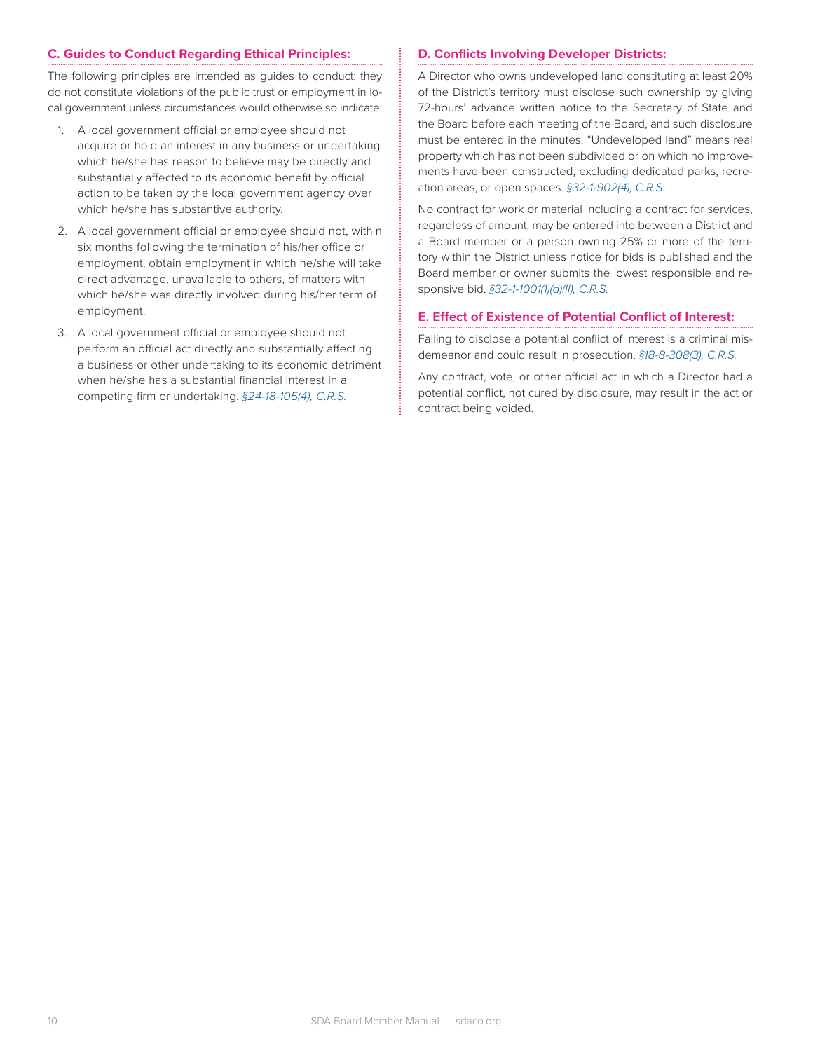### C. Guides to Conduct Regarding Ethical Principles:

The following principles are intended as guides to conduct; they do not constitute violations of the public trust or employment in local government unless circumstances would otherwise so indicate:

1. A local government official or employee should not acquire or hold an interest in any business or undertaking which he/she has reason to believe may be directly and substantially affected to its economic benefit by official action to be taken by the local government agency over which he/she has substantive authority.
2. A local government official or employee should not, within six months following the termination of his/her office or employment, obtain employment in which he/she will take direct advantage, unavailable to others, of matters with which he/she was directly involved during his/her term of employment.
3. A local government official or employee should not perform an official act directly and substantially affecting a business or other undertaking to its economic detriment when he/she has a substantial financial interest in a competing firm or undertaking. *§24-18-105(4), C.R.S.*

### D. Conflicts Involving Developer Districts:

A Director who owns undeveloped land constituting at least 20% of the District's territory must disclose such ownership by giving 72-hours' advance written notice to the Secretary of State and the Board before each meeting of the Board, and such disclosure must be entered in the minutes. "Undeveloped land" means real property which has not been subdivided or on which no improvements have been constructed, excluding dedicated parks, recreation areas, or open spaces. *§32-1-902(4), C.R.S.*

No contract for work or material including a contract for services, regardless of amount, may be entered into between a District and a Board member or a person owning 25% or more of the territory within the District unless notice for bids is published and the Board member or owner submits the lowest responsible and responsive bid. *§32-1-1001(1)(d)(II), C.R.S.*

### E. Effect of Existence of Potential Conflict of Interest:

Failing to disclose a potential conflict of interest is a criminal misdemeanor and could result in prosecution. *§18-8-308(3), C.R.S.*

Any contract, vote, or other official act in which a Director had a potential conflict, not cured by disclosure, may result in the act or contract being voided.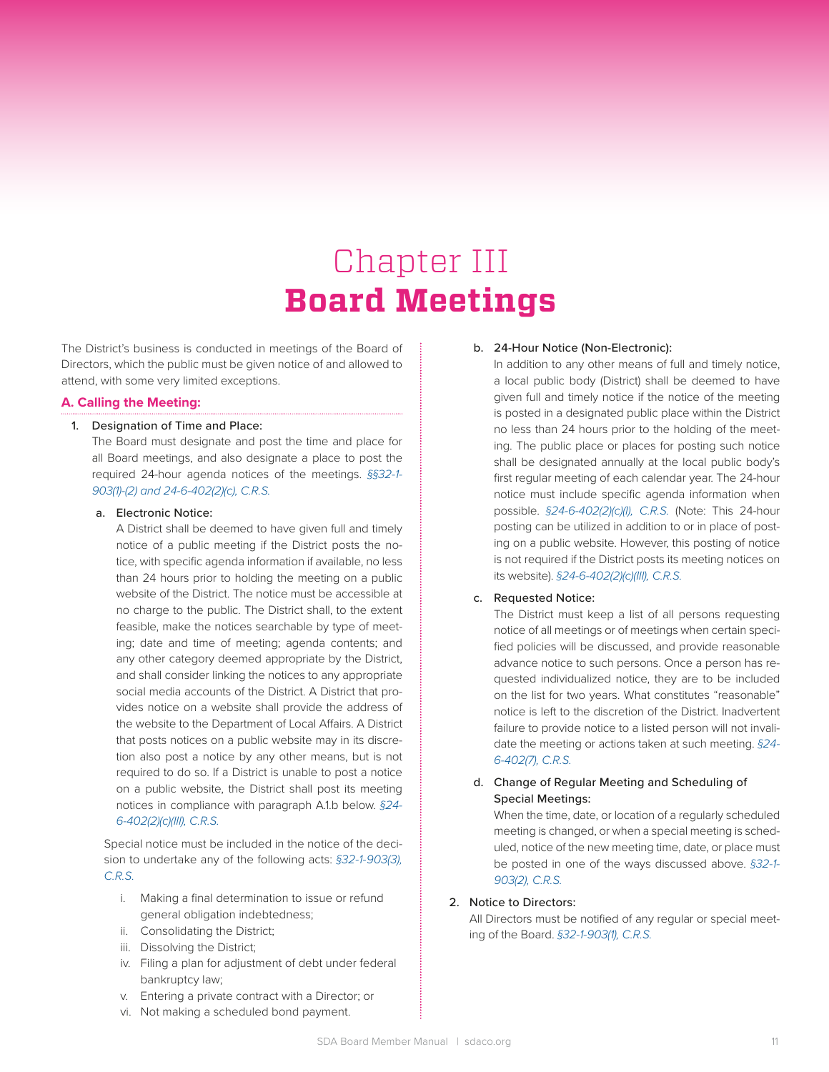# Chapter III
# **Board Meetings**

The District's business is conducted in meetings of the Board of Directors, which the public must be given notice of and allowed to attend, with some very limited exceptions.

## **A. Calling the Meeting:**

1. Designation of Time and Place:
   The Board must designate and post the time and place for all Board meetings, and also designate a place to post the required 24-hour agenda notices of the meetings. *§§32-1-903(1)-(2) and 24-6-402(2)(c), C.R.S.*

   a. Electronic Notice:
      A District shall be deemed to have given full and timely notice of a public meeting if the District posts the notice, with specific agenda information if available, no less than 24 hours prior to holding the meeting on a public website of the District. The notice must be accessible at no charge to the public. The District shall, to the extent feasible, make the notices searchable by type of meeting; date and time of meeting; agenda contents; and any other category deemed appropriate by the District, and shall consider linking the notices to any appropriate social media accounts of the District. A District that provides notice on a website shall provide the address of the website to the Department of Local Affairs. A District that posts notices on a public website may in its discretion also post a notice by any other means, but is not required to do so. If a District is unable to post a notice on a public website, the District shall post its meeting notices in compliance with paragraph A.1.b below. *§24-6-402(2)(c)(III), C.R.S.*

      Special notice must be included in the notice of the decision to undertake any of the following acts: *§32-1-903(3), C.R.S.*

      i. Making a final determination to issue or refund general obligation indebtedness;
      ii. Consolidating the District;
      iii. Dissolving the District;
      iv. Filing a plan for adjustment of debt under federal bankruptcy law;
      v. Entering a private contract with a Director; or
      vi. Not making a scheduled bond payment.

   b. 24-Hour Notice (Non-Electronic):
      In addition to any other means of full and timely notice, a local public body (District) shall be deemed to have given full and timely notice if the notice of the meeting is posted in a designated public place within the District no less than 24 hours prior to the holding of the meeting. The public place or places for posting such notice shall be designated annually at the local public body's first regular meeting of each calendar year. The 24-hour notice must include specific agenda information when possible. *§24-6-402(2)(c)(I), C.R.S.* (Note: This 24-hour posting can be utilized in addition to or in place of posting on a public website. However, this posting of notice is not required if the District posts its meeting notices on its website). *§24-6-402(2)(c)(III), C.R.S.*

   c. Requested Notice:
      The District must keep a list of all persons requesting notice of all meetings or of meetings when certain specified policies will be discussed, and provide reasonable advance notice to such persons. Once a person has requested individualized notice, they are to be included on the list for two years. What constitutes "reasonable" notice is left to the discretion of the District. Inadvertent failure to provide notice to a listed person will not invalidate the meeting or actions taken at such meeting. *§24-6-402(7), C.R.S.*

   d. Change of Regular Meeting and Scheduling of Special Meetings:
      When the time, date, or location of a regularly scheduled meeting is changed, or when a special meeting is scheduled, notice of the new meeting time, date, or place must be posted in one of the ways discussed above. *§32-1-903(2), C.R.S.*

2. Notice to Directors:
   All Directors must be notified of any regular or special meeting of the Board. *§32-1-903(1), C.R.S.*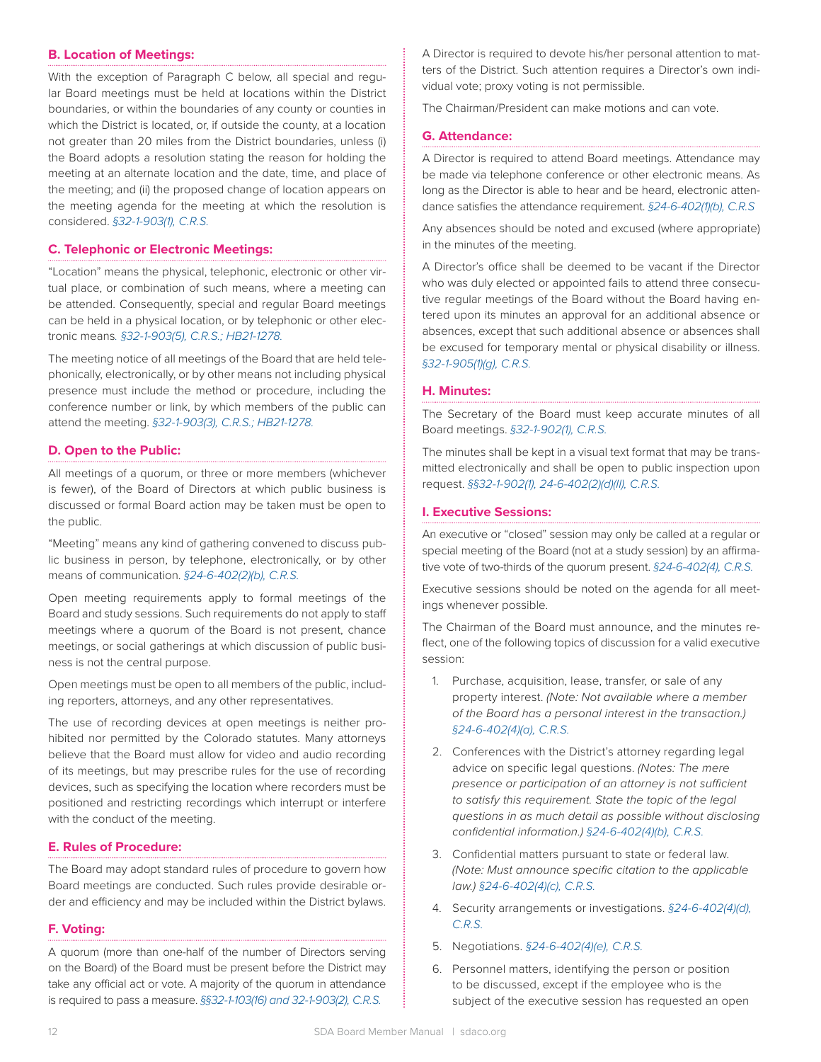### B. Location of Meetings:

With the exception of Paragraph C below, all special and regular Board meetings must be held at locations within the District boundaries, or within the boundaries of any county or counties in which the District is located, or, if outside the county, at a location not greater than 20 miles from the District boundaries, unless (i) the Board adopts a resolution stating the reason for holding the meeting at an alternate location and the date, time, and place of the meeting; and (ii) the proposed change of location appears on the meeting agenda for the meeting at which the resolution is considered. *§32-1-903(1), C.R.S.*

### C. Telephonic or Electronic Meetings:

"Location" means the physical, telephonic, electronic or other virtual place, or combination of such means, where a meeting can be attended. Consequently, special and regular Board meetings can be held in a physical location, or by telephonic or other electronic means. *§32-1-903(5), C.R.S.; HB21-1278.*

The meeting notice of all meetings of the Board that are held telephonically, electronically, or by other means not including physical presence must include the method or procedure, including the conference number or link, by which members of the public can attend the meeting. *§32-1-903(3), C.R.S.; HB21-1278.*

### D. Open to the Public:

All meetings of a quorum, or three or more members (whichever is fewer), of the Board of Directors at which public business is discussed or formal Board action may be taken must be open to the public.

"Meeting" means any kind of gathering convened to discuss public business in person, by telephone, electronically, or by other means of communication. *§24-6-402(2)(b), C.R.S.*

Open meeting requirements apply to formal meetings of the Board and study sessions. Such requirements do not apply to staff meetings where a quorum of the Board is not present, chance meetings, or social gatherings at which discussion of public business is not the central purpose.

Open meetings must be open to all members of the public, including reporters, attorneys, and any other representatives.

The use of recording devices at open meetings is neither prohibited nor permitted by the Colorado statutes. Many attorneys believe that the Board must allow for video and audio recording of its meetings, but may prescribe rules for the use of recording devices, such as specifying the location where recorders must be positioned and restricting recordings which interrupt or interfere with the conduct of the meeting.

### E. Rules of Procedure:

The Board may adopt standard rules of procedure to govern how Board meetings are conducted. Such rules provide desirable order and efficiency and may be included within the District bylaws.

### F. Voting:

A quorum (more than one-half of the number of Directors serving on the Board) of the Board must be present before the District may take any official act or vote. A majority of the quorum in attendance is required to pass a measure. *§§32-1-103(16) and 32-1-903(2), C.R.S.*

A Director is required to devote his/her personal attention to matters of the District. Such attention requires a Director's own individual vote; proxy voting is not permissible.

The Chairman/President can make motions and can vote.

### G. Attendance:

A Director is required to attend Board meetings. Attendance may be made via telephone conference or other electronic means. As long as the Director is able to hear and be heard, electronic attendance satisfies the attendance requirement. *§24-6-402(1)(b), C.R.S*

Any absences should be noted and excused (where appropriate) in the minutes of the meeting.

A Director's office shall be deemed to be vacant if the Director who was duly elected or appointed fails to attend three consecutive regular meetings of the Board without the Board having entered upon its minutes an approval for an additional absence or absences, except that such additional absence or absences shall be excused for temporary mental or physical disability or illness. *§32-1-905(1)(g), C.R.S.*

### H. Minutes:

The Secretary of the Board must keep accurate minutes of all Board meetings. *§32-1-902(1), C.R.S.*

The minutes shall be kept in a visual text format that may be transmitted electronically and shall be open to public inspection upon request. *§§32-1-902(1), 24-6-402(2)(d)(II), C.R.S.*

### I. Executive Sessions:

An executive or "closed" session may only be called at a regular or special meeting of the Board (not at a study session) by an affirmative vote of two-thirds of the quorum present. *§24-6-402(4), C.R.S.*

Executive sessions should be noted on the agenda for all meetings whenever possible.

The Chairman of the Board must announce, and the minutes reflect, one of the following topics of discussion for a valid executive session:

1. Purchase, acquisition, lease, transfer, or sale of any property interest. *(Note: Not available where a member of the Board has a personal interest in the transaction.) §24-6-402(4)(a), C.R.S.*
2. Conferences with the District's attorney regarding legal advice on specific legal questions. *(Notes: The mere presence or participation of an attorney is not sufficient to satisfy this requirement. State the topic of the legal questions in as much detail as possible without disclosing confidential information.) §24-6-402(4)(b), C.R.S.*
3. Confidential matters pursuant to state or federal law. *(Note: Must announce specific citation to the applicable law.) §24-6-402(4)(c), C.R.S.*
4. Security arrangements or investigations. *§24-6-402(4)(d), C.R.S.*
5. Negotiations. *§24-6-402(4)(e), C.R.S.*
6. Personnel matters, identifying the person or position to be discussed, except if the employee who is the subject of the executive session has requested an open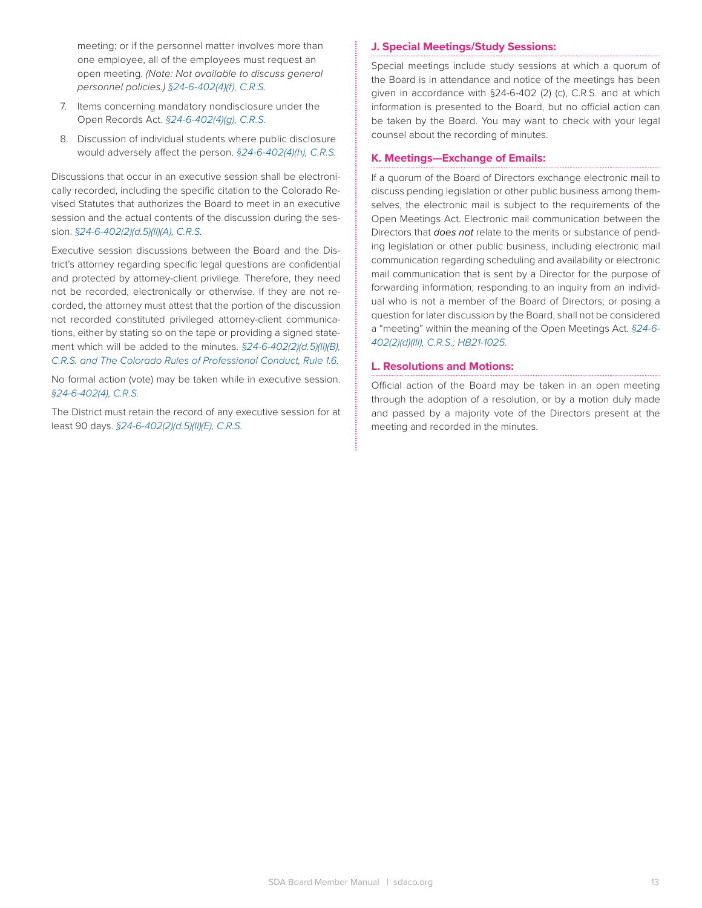meeting; or if the personnel matter involves more than one employee, all of the employees must request an open meeting. *(Note: Not available to discuss general personnel policies.) §24-6-402(4)(f), C.R.S.*

7. Items concerning mandatory nondisclosure under the Open Records Act. *§24-6-402(4)(g), C.R.S.*
8. Discussion of individual students where public disclosure would adversely affect the person. *§24-6-402(4)(h), C.R.S.*

Discussions that occur in an executive session shall be electronically recorded, including the specific citation to the Colorado Revised Statutes that authorizes the Board to meet in an executive session and the actual contents of the discussion during the session. *§24-6-402(2)(d.5)(II)(A), C.R.S.*

Executive session discussions between the Board and the District's attorney regarding specific legal questions are confidential and protected by attorney-client privilege. Therefore, they need not be recorded, electronically or otherwise. If they are not recorded, the attorney must attest that the portion of the discussion not recorded constituted privileged attorney-client communications, either by stating so on the tape or providing a signed statement which will be added to the minutes. *§24-6-402(2)(d.5)(II)(B), C.R.S. and The Colorado Rules of Professional Conduct, Rule 1.6.*

No formal action (vote) may be taken while in executive session. *§24-6-402(4), C.R.S.*

The District must retain the record of any executive session for at least 90 days. *§24-6-402(2)(d.5)(II)(E), C.R.S.*

### J. Special Meetings/Study Sessions:

Special meetings include study sessions at which a quorum of the Board is in attendance and notice of the meetings has been given in accordance with §24-6-402 (2) (c), C.R.S. and at which information is presented to the Board, but no official action can be taken by the Board. You may want to check with your legal counsel about the recording of minutes.

### K. Meetings—Exchange of Emails:

If a quorum of the Board of Directors exchange electronic mail to discuss pending legislation or other public business among themselves, the electronic mail is subject to the requirements of the Open Meetings Act. Electronic mail communication between the Directors that *does not* relate to the merits or substance of pending legislation or other public business, including electronic mail communication regarding scheduling and availability or electronic mail communication that is sent by a Director for the purpose of forwarding information; responding to an inquiry from an individual who is not a member of the Board of Directors; or posing a question for later discussion by the Board, shall not be considered a "meeting" within the meaning of the Open Meetings Act. *§24-6-402(2)(d)(III), C.R.S.; HB21-1025.*

### L. Resolutions and Motions:

Official action of the Board may be taken in an open meeting through the adoption of a resolution, or by a motion duly made and passed by a majority vote of the Directors present at the meeting and recorded in the minutes.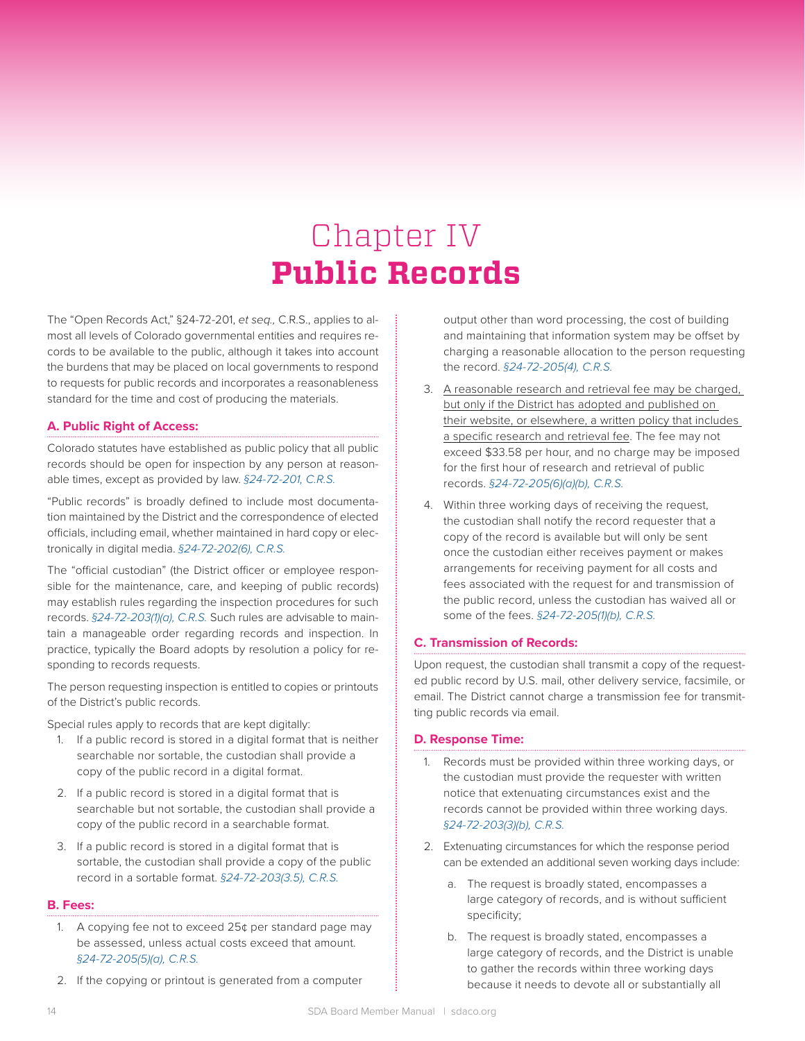# Chapter IV
# Public Records

The "Open Records Act," §24-72-201, *et seq.,* C.R.S., applies to almost all levels of Colorado governmental entities and requires records to be available to the public, although it takes into account the burdens that may be placed on local governments to respond to requests for public records and incorporates a reasonableness standard for the time and cost of producing the materials.

### A. Public Right of Access:

Colorado statutes have established as public policy that all public records should be open for inspection by any person at reasonable times, except as provided by law. *§24-72-201, C.R.S.*

"Public records" is broadly defined to include most documentation maintained by the District and the correspondence of elected officials, including email, whether maintained in hard copy or electronically in digital media. *§24-72-202(6), C.R.S.*

The "official custodian" (the District officer or employee responsible for the maintenance, care, and keeping of public records) may establish rules regarding the inspection procedures for such records. *§24-72-203(1)(a), C.R.S.* Such rules are advisable to maintain a manageable order regarding records and inspection. In practice, typically the Board adopts by resolution a policy for responding to records requests.

The person requesting inspection is entitled to copies or printouts of the District's public records.

Special rules apply to records that are kept digitally:

1. If a public record is stored in a digital format that is neither searchable nor sortable, the custodian shall provide a copy of the public record in a digital format.
2. If a public record is stored in a digital format that is searchable but not sortable, the custodian shall provide a copy of the public record in a searchable format.
3. If a public record is stored in a digital format that is sortable, the custodian shall provide a copy of the public record in a sortable format. *§24-72-203(3.5), C.R.S.*

### B. Fees:

1. A copying fee not to exceed 25¢ per standard page may be assessed, unless actual costs exceed that amount. *§24-72-205(5)(a), C.R.S.*
2. If the copying or printout is generated from a computer output other than word processing, the cost of building and maintaining that information system may be offset by charging a reasonable allocation to the person requesting the record. *§24-72-205(4), C.R.S.*
3. <u>A reasonable research and retrieval fee may be charged, but only if the District has adopted and published on their website, or elsewhere, a written policy that includes a specific research and retrieval fee</u>. The fee may not exceed $33.58 per hour, and no charge may be imposed for the first hour of research and retrieval of public records. *§24-72-205(6)(a)(b), C.R.S.*
4. Within three working days of receiving the request, the custodian shall notify the record requester that a copy of the record is available but will only be sent once the custodian either receives payment or makes arrangements for receiving payment for all costs and fees associated with the request for and transmission of the public record, unless the custodian has waived all or some of the fees. *§24-72-205(1)(b), C.R.S.*

### C. Transmission of Records:

Upon request, the custodian shall transmit a copy of the requested public record by U.S. mail, other delivery service, facsimile, or email. The District cannot charge a transmission fee for transmitting public records via email.

### D. Response Time:

1. Records must be provided within three working days, or the custodian must provide the requester with written notice that extenuating circumstances exist and the records cannot be provided within three working days. *§24-72-203(3)(b), C.R.S.*
2. Extenuating circumstances for which the response period can be extended an additional seven working days include:
   a. The request is broadly stated, encompasses a large category of records, and is without sufficient specificity;
   b. The request is broadly stated, encompasses a large category of records, and the District is unable to gather the records within three working days because it needs to devote all or substantially all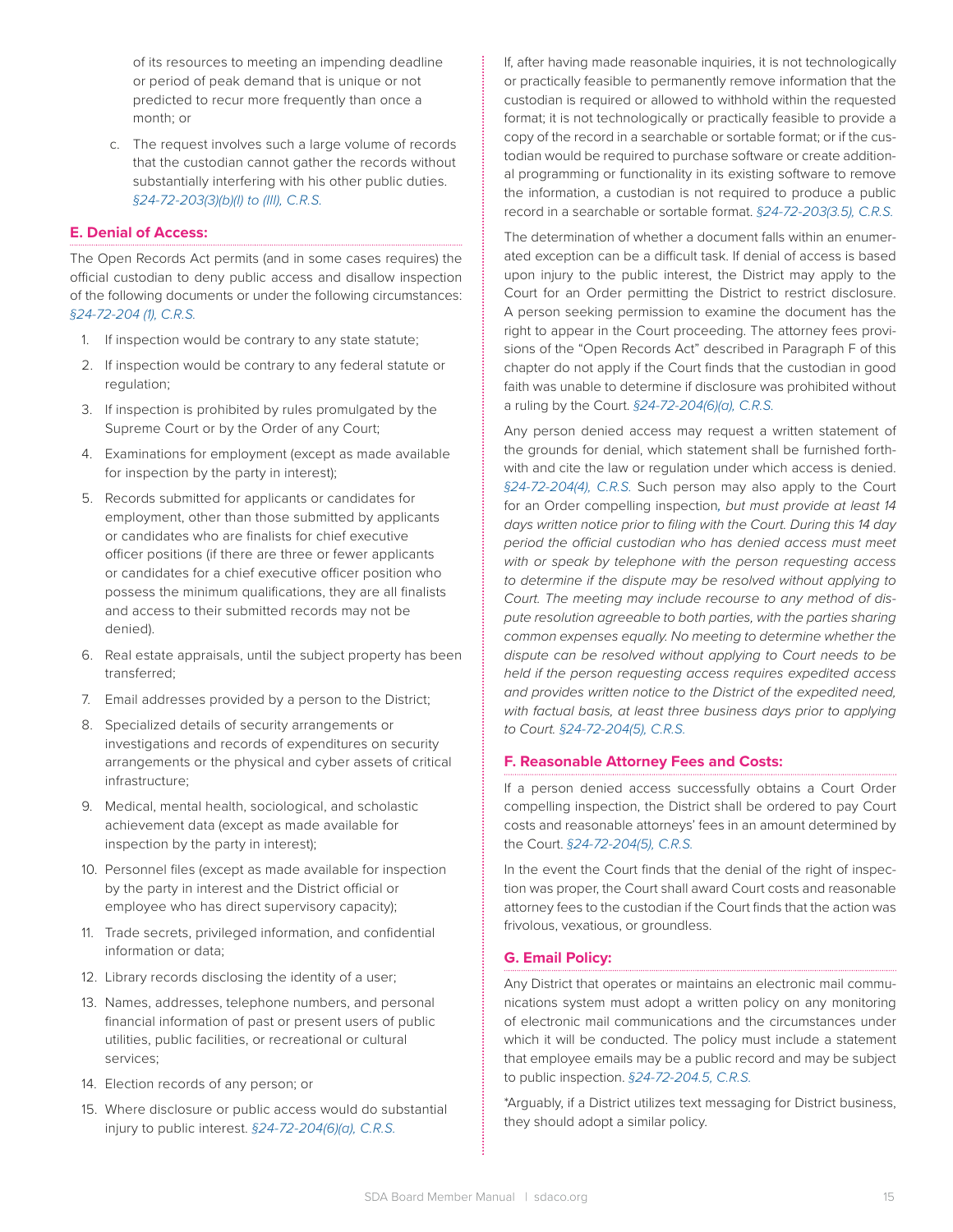of its resources to meeting an impending deadline or period of peak demand that is unique or not predicted to recur more frequently than once a month; or

c. The request involves such a large volume of records that the custodian cannot gather the records without substantially interfering with his other public duties. *§24-72-203(3)(b)(I) to (III), C.R.S.*

### E. Denial of Access:

The Open Records Act permits (and in some cases requires) the official custodian to deny public access and disallow inspection of the following documents or under the following circumstances: *§24-72-204 (1), C.R.S.*

1. If inspection would be contrary to any state statute;
2. If inspection would be contrary to any federal statute or regulation;
3. If inspection is prohibited by rules promulgated by the Supreme Court or by the Order of any Court;
4. Examinations for employment (except as made available for inspection by the party in interest);
5. Records submitted for applicants or candidates for employment, other than those submitted by applicants or candidates who are finalists for chief executive officer positions (if there are three or fewer applicants or candidates for a chief executive officer position who possess the minimum qualifications, they are all finalists and access to their submitted records may not be denied).
6. Real estate appraisals, until the subject property has been transferred;
7. Email addresses provided by a person to the District;
8. Specialized details of security arrangements or investigations and records of expenditures on security arrangements or the physical and cyber assets of critical infrastructure;
9. Medical, mental health, sociological, and scholastic achievement data (except as made available for inspection by the party in interest);
10. Personnel files (except as made available for inspection by the party in interest and the District official or employee who has direct supervisory capacity);
11. Trade secrets, privileged information, and confidential information or data;
12. Library records disclosing the identity of a user;
13. Names, addresses, telephone numbers, and personal financial information of past or present users of public utilities, public facilities, or recreational or cultural services;
14. Election records of any person; or
15. Where disclosure or public access would do substantial injury to public interest. *§24-72-204(6)(a), C.R.S.*

If, after having made reasonable inquiries, it is not technologically or practically feasible to permanently remove information that the custodian is required or allowed to withhold within the requested format; it is not technologically or practically feasible to provide a copy of the record in a searchable or sortable format; or if the custodian would be required to purchase software or create additional programming or functionality in its existing software to remove the information, a custodian is not required to produce a public record in a searchable or sortable format. *§24-72-203(3.5), C.R.S.*

The determination of whether a document falls within an enumerated exception can be a difficult task. If denial of access is based upon injury to the public interest, the District may apply to the Court for an Order permitting the District to restrict disclosure. A person seeking permission to examine the document has the right to appear in the Court proceeding. The attorney fees provisions of the "Open Records Act" described in Paragraph F of this chapter do not apply if the Court finds that the custodian in good faith was unable to determine if disclosure was prohibited without a ruling by the Court. *§24-72-204(6)(a), C.R.S.*

Any person denied access may request a written statement of the grounds for denial, which statement shall be furnished forthwith and cite the law or regulation under which access is denied. *§24-72-204(4), C.R.S.* Such person may also apply to the Court for an Order compelling inspection*, but must provide at least 14 days written notice prior to filing with the Court. During this 14 day period the official custodian who has denied access must meet with or speak by telephone with the person requesting access to determine if the dispute may be resolved without applying to Court. The meeting may include recourse to any method of dispute resolution agreeable to both parties, with the parties sharing common expenses equally. No meeting to determine whether the dispute can be resolved without applying to Court needs to be held if the person requesting access requires expedited access and provides written notice to the District of the expedited need, with factual basis, at least three business days prior to applying to Court. §24-72-204(5), C.R.S.*

### F. Reasonable Attorney Fees and Costs:

If a person denied access successfully obtains a Court Order compelling inspection, the District shall be ordered to pay Court costs and reasonable attorneys' fees in an amount determined by the Court. *§24-72-204(5), C.R.S.*

In the event the Court finds that the denial of the right of inspection was proper, the Court shall award Court costs and reasonable attorney fees to the custodian if the Court finds that the action was frivolous, vexatious, or groundless.

### G. Email Policy:

Any District that operates or maintains an electronic mail communications system must adopt a written policy on any monitoring of electronic mail communications and the circumstances under which it will be conducted. The policy must include a statement that employee emails may be a public record and may be subject to public inspection. *§24-72-204.5, C.R.S.*

*Arguably, if a District utilizes text messaging for District business, they should adopt a similar policy.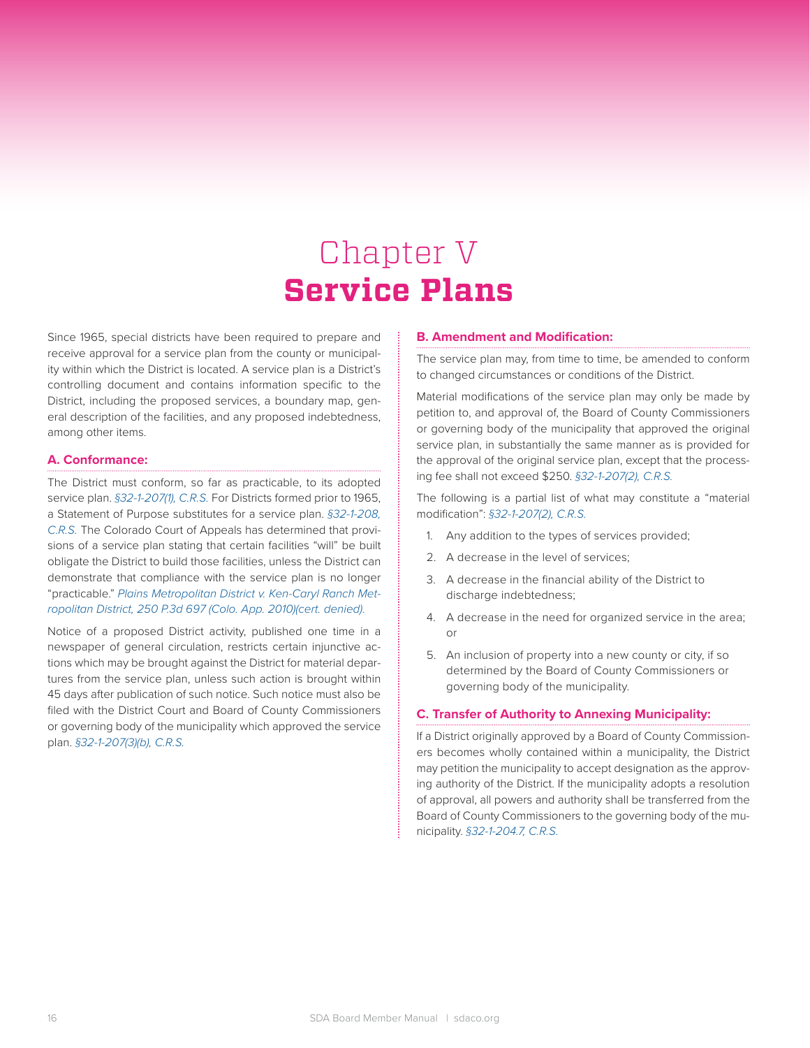# Chapter V
# Service Plans

Since 1965, special districts have been required to prepare and receive approval for a service plan from the county or municipality within which the District is located. A service plan is a District's controlling document and contains information specific to the District, including the proposed services, a boundary map, general description of the facilities, and any proposed indebtedness, among other items.

### A. Conformance:

The District must conform, so far as practicable, to its adopted service plan. *§32-1-207(1), C.R.S.* For Districts formed prior to 1965, a Statement of Purpose substitutes for a service plan. *§32-1-208, C.R.S.* The Colorado Court of Appeals has determined that provisions of a service plan stating that certain facilities "will" be built obligate the District to build those facilities, unless the District can demonstrate that compliance with the service plan is no longer "practicable." *Plains Metropolitan District v. Ken-Caryl Ranch Metropolitan District, 250 P.3d 697 (Colo. App. 2010)(cert. denied).*

Notice of a proposed District activity, published one time in a newspaper of general circulation, restricts certain injunctive actions which may be brought against the District for material departures from the service plan, unless such action is brought within 45 days after publication of such notice. Such notice must also be filed with the District Court and Board of County Commissioners or governing body of the municipality which approved the service plan. *§32-1-207(3)(b), C.R.S.*

### B. Amendment and Modification:

The service plan may, from time to time, be amended to conform to changed circumstances or conditions of the District.

Material modifications of the service plan may only be made by petition to, and approval of, the Board of County Commissioners or governing body of the municipality that approved the original service plan, in substantially the same manner as is provided for the approval of the original service plan, except that the processing fee shall not exceed $250. *§32-1-207(2), C.R.S.*

The following is a partial list of what may constitute a "material modification": *§32-1-207(2), C.R.S.*

1. Any addition to the types of services provided;
2. A decrease in the level of services;
3. A decrease in the financial ability of the District to discharge indebtedness;
4. A decrease in the need for organized service in the area; or
5. An inclusion of property into a new county or city, if so determined by the Board of County Commissioners or governing body of the municipality.

### C. Transfer of Authority to Annexing Municipality:

If a District originally approved by a Board of County Commissioners becomes wholly contained within a municipality, the District may petition the municipality to accept designation as the approving authority of the District. If the municipality adopts a resolution of approval, all powers and authority shall be transferred from the Board of County Commissioners to the governing body of the municipality. *§32-1-204.7, C.R.S.*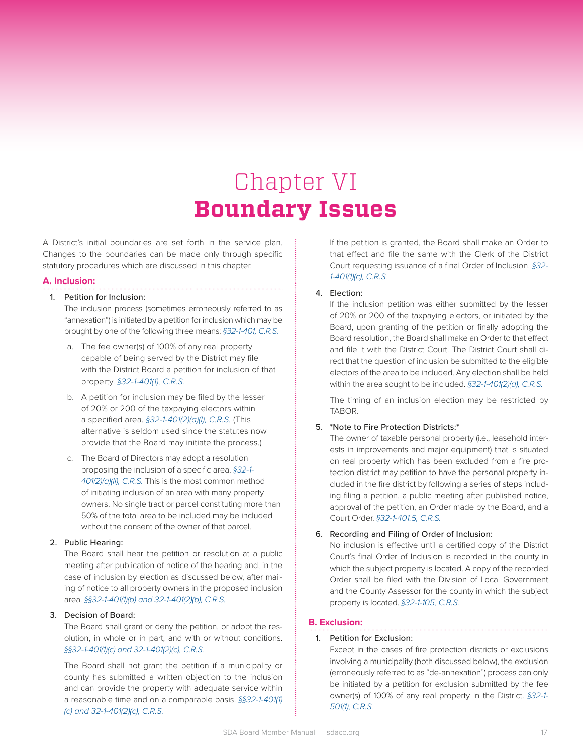# Chapter VI
# **Boundary Issues**

A District's initial boundaries are set forth in the service plan. Changes to the boundaries can be made only through specific statutory procedures which are discussed in this chapter.

## A. Inclusion:

1. Petition for Inclusion:
   The inclusion process (sometimes erroneously referred to as "annexation") is initiated by a petition for inclusion which may be brought by one of the following three means: *§32-1-401, C.R.S.*

   a. The fee owner(s) of 100% of any real property capable of being served by the District may file with the District Board a petition for inclusion of that property. *§32-1-401(1), C.R.S.*

   b. A petition for inclusion may be filed by the lesser of 20% or 200 of the taxpaying electors within a specified area. *§32-1-401(2)(a)(I), C.R.S.* (This alternative is seldom used since the statutes now provide that the Board may initiate the process.)

   c. The Board of Directors may adopt a resolution proposing the inclusion of a specific area. *§32-1-401(2)(a)(II), C.R.S.* This is the most common method of initiating inclusion of an area with many property owners. No single tract or parcel constituting more than 50% of the total area to be included may be included without the consent of the owner of that parcel.

2. Public Hearing:
   The Board shall hear the petition or resolution at a public meeting after publication of notice of the hearing and, in the case of inclusion by election as discussed below, after mailing of notice to all property owners in the proposed inclusion area. *§§32-1-401(1)(b) and 32-1-401(2)(b), C.R.S.*

3. Decision of Board:
   The Board shall grant or deny the petition, or adopt the resolution, in whole or in part, and with or without conditions. *§§32-1-401(1)(c) and 32-1-401(2)(c), C.R.S.*

   The Board shall not grant the petition if a municipality or county has submitted a written objection to the inclusion and can provide the property with adequate service within a reasonable time and on a comparable basis. *§§32-1-401(1)(c) and 32-1-401(2)(c), C.R.S.*

   If the petition is granted, the Board shall make an Order to that effect and file the same with the Clerk of the District Court requesting issuance of a final Order of Inclusion. *§32-1-401(1)(c), C.R.S.*

4. Election:
   If the inclusion petition was either submitted by the lesser of 20% or 200 of the taxpaying electors, or initiated by the Board, upon granting of the petition or finally adopting the Board resolution, the Board shall make an Order to that effect and file it with the District Court. The District Court shall direct that the question of inclusion be submitted to the eligible electors of the area to be included. Any election shall be held within the area sought to be included. *§32-1-401(2)(d), C.R.S.*

   The timing of an inclusion election may be restricted by TABOR.

5. *Note to Fire Protection Districts:*
   The owner of taxable personal property (i.e., leasehold interests in improvements and major equipment) that is situated on real property which has been excluded from a fire protection district may petition to have the personal property included in the fire district by following a series of steps including filing a petition, a public meeting after published notice, approval of the petition, an Order made by the Board, and a Court Order. *§32-1-401.5, C.R.S.*

6. Recording and Filing of Order of Inclusion:
   No inclusion is effective until a certified copy of the District Court's final Order of Inclusion is recorded in the county in which the subject property is located. A copy of the recorded Order shall be filed with the Division of Local Government and the County Assessor for the county in which the subject property is located. *§32-1-105, C.R.S.*

## B. Exclusion:

1. Petition for Exclusion:
   Except in the cases of fire protection districts or exclusions involving a municipality (both discussed below), the exclusion (erroneously referred to as "de-annexation") process can only be initiated by a petition for exclusion submitted by the fee owner(s) of 100% of any real property in the District. *§32-1-501(1), C.R.S.*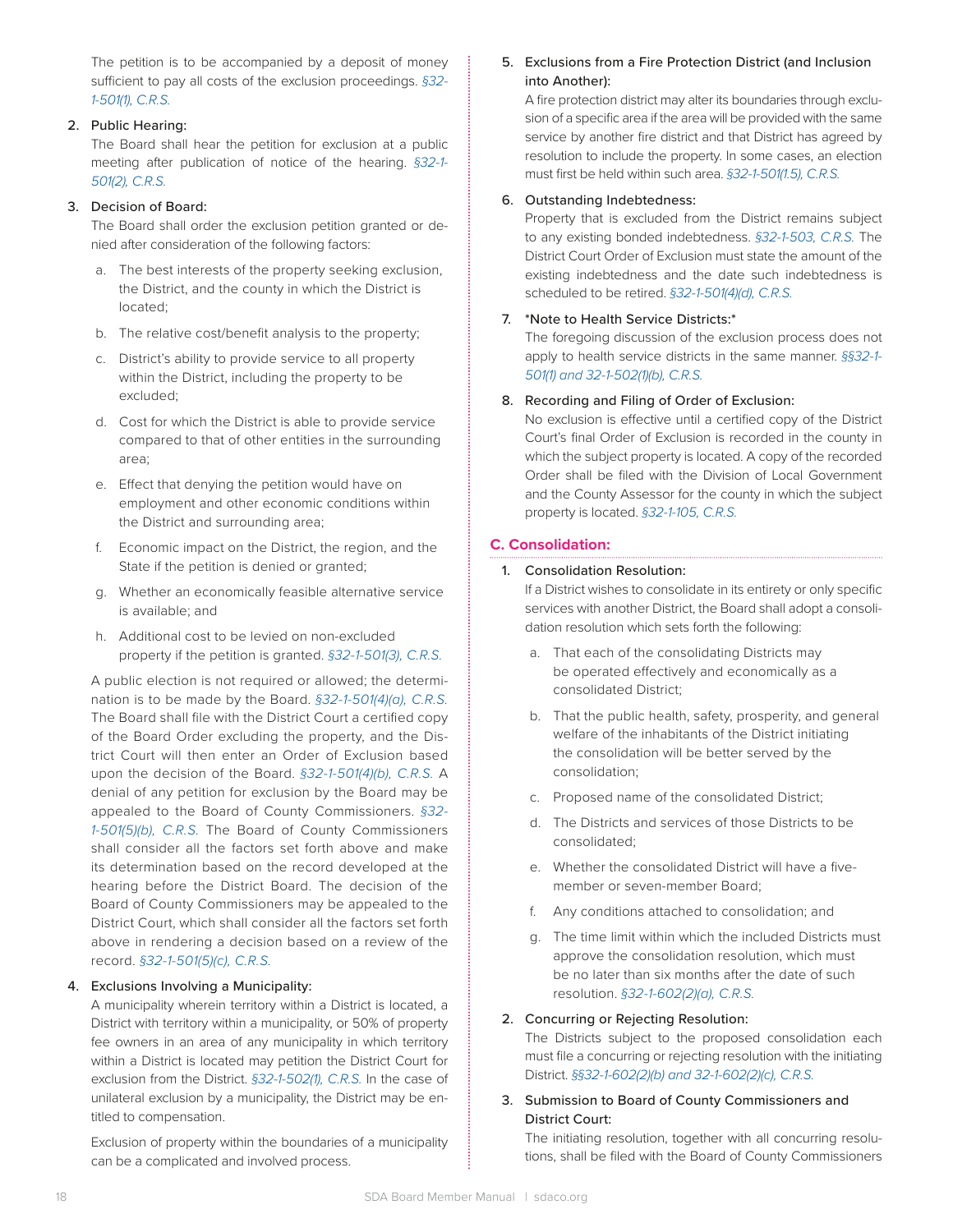The petition is to be accompanied by a deposit of money sufficient to pay all costs of the exclusion proceedings. *§32-1-501(1), C.R.S.*

2. Public Hearing:
   The Board shall hear the petition for exclusion at a public meeting after publication of notice of the hearing. *§32-1-501(2), C.R.S.*

3. Decision of Board:
   The Board shall order the exclusion petition granted or denied after consideration of the following factors:

   a. The best interests of the property seeking exclusion, the District, and the county in which the District is located;

   b. The relative cost/benefit analysis to the property;

   c. District's ability to provide service to all property within the District, including the property to be excluded;

   d. Cost for which the District is able to provide service compared to that of other entities in the surrounding area;

   e. Effect that denying the petition would have on employment and other economic conditions within the District and surrounding area;

   f. Economic impact on the District, the region, and the State if the petition is denied or granted;

   g. Whether an economically feasible alternative service is available; and

   h. Additional cost to be levied on non-excluded property if the petition is granted. *§32-1-501(3), C.R.S.*

   A public election is not required or allowed; the determination is to be made by the Board. *§32-1-501(4)(a), C.R.S.* The Board shall file with the District Court a certified copy of the Board Order excluding the property, and the District Court will then enter an Order of Exclusion based upon the decision of the Board. *§32-1-501(4)(b), C.R.S.* A denial of any petition for exclusion by the Board may be appealed to the Board of County Commissioners. *§32-1-501(5)(b), C.R.S.* The Board of County Commissioners shall consider all the factors set forth above and make its determination based on the record developed at the hearing before the District Board. The decision of the Board of County Commissioners may be appealed to the District Court, which shall consider all the factors set forth above in rendering a decision based on a review of the record. *§32-1-501(5)(c), C.R.S.*

4. Exclusions Involving a Municipality:
   A municipality wherein territory within a District is located, a District with territory within a municipality, or 50% of property fee owners in an area of any municipality in which territory within a District is located may petition the District Court for exclusion from the District. *§32-1-502(1), C.R.S.* In the case of unilateral exclusion by a municipality, the District may be entitled to compensation.

   Exclusion of property within the boundaries of a municipality can be a complicated and involved process.

5. Exclusions from a Fire Protection District (and Inclusion into Another):
   A fire protection district may alter its boundaries through exclusion of a specific area if the area will be provided with the same service by another fire district and that District has agreed by resolution to include the property. In some cases, an election must first be held within such area. *§32-1-501(1.5), C.R.S.*

6. Outstanding Indebtedness:
   Property that is excluded from the District remains subject to any existing bonded indebtedness. *§32-1-503, C.R.S.* The District Court Order of Exclusion must state the amount of the existing indebtedness and the date such indebtedness is scheduled to be retired. *§32-1-501(4)(d), C.R.S.*

7. *Note to Health Service Districts:*
   The foregoing discussion of the exclusion process does not apply to health service districts in the same manner. *§§32-1-501(1) and 32-1-502(1)(b), C.R.S.*

8. Recording and Filing of Order of Exclusion:
   No exclusion is effective until a certified copy of the District Court's final Order of Exclusion is recorded in the county in which the subject property is located. A copy of the recorded Order shall be filed with the Division of Local Government and the County Assessor for the county in which the subject property is located. *§32-1-105, C.R.S.*

### C. Consolidation:

1. Consolidation Resolution:
   If a District wishes to consolidate in its entirety or only specific services with another District, the Board shall adopt a consolidation resolution which sets forth the following:

   a. That each of the consolidating Districts may be operated effectively and economically as a consolidated District;

   b. That the public health, safety, prosperity, and general welfare of the inhabitants of the District initiating the consolidation will be better served by the consolidation;

   c. Proposed name of the consolidated District;

   d. The Districts and services of those Districts to be consolidated;

   e. Whether the consolidated District will have a five-member or seven-member Board;

   f. Any conditions attached to consolidation; and

   g. The time limit within which the included Districts must approve the consolidation resolution, which must be no later than six months after the date of such resolution. *§32-1-602(2)(a), C.R.S.*

2. Concurring or Rejecting Resolution:
   The Districts subject to the proposed consolidation each must file a concurring or rejecting resolution with the initiating District. *§§32-1-602(2)(b) and 32-1-602(2)(c), C.R.S.*

3. Submission to Board of County Commissioners and District Court:
   The initiating resolution, together with all concurring resolutions, shall be filed with the Board of County Commissioners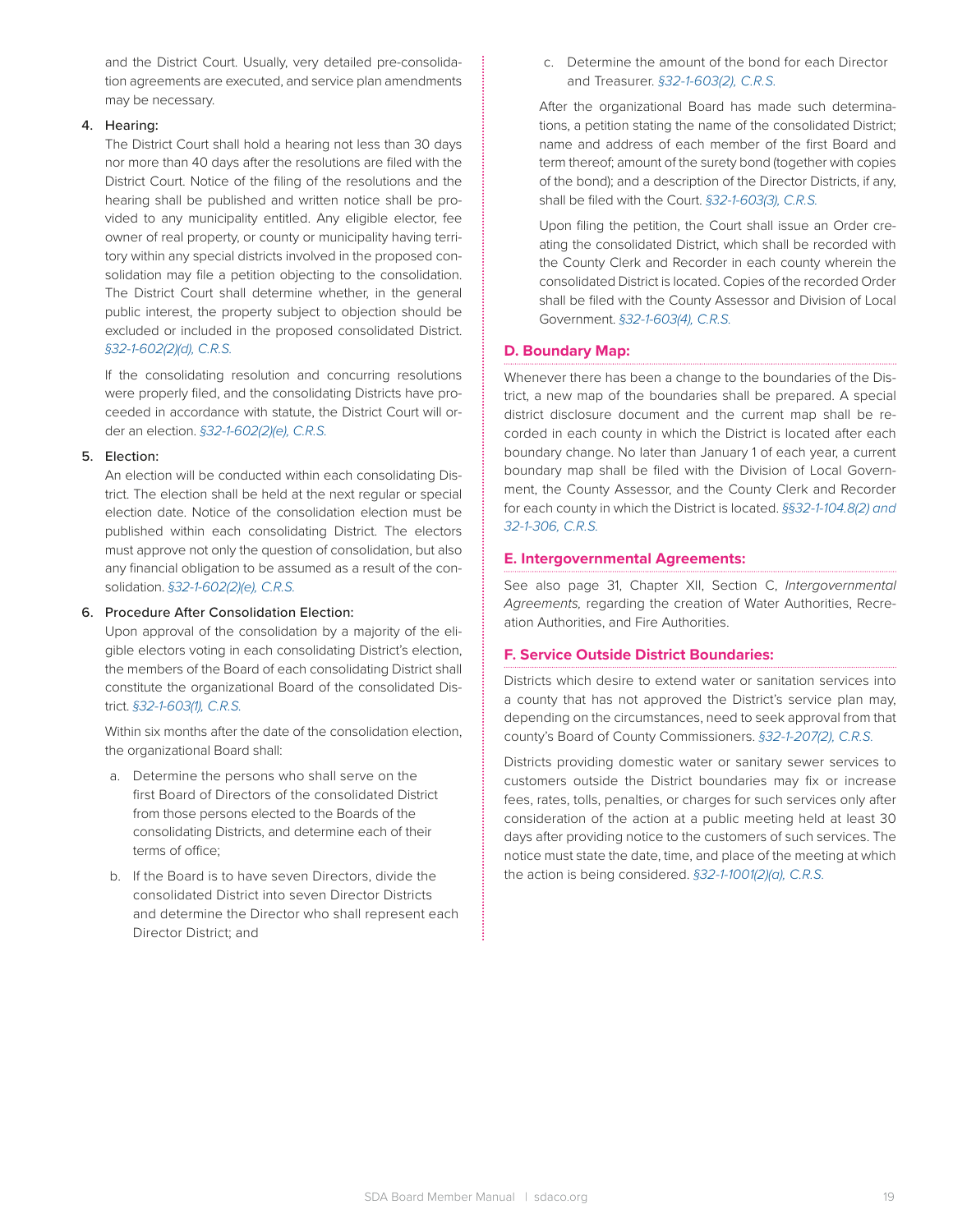and the District Court. Usually, very detailed pre-consolidation agreements are executed, and service plan amendments may be necessary.

4. Hearing:

   The District Court shall hold a hearing not less than 30 days nor more than 40 days after the resolutions are filed with the District Court. Notice of the filing of the resolutions and the hearing shall be published and written notice shall be provided to any municipality entitled. Any eligible elector, fee owner of real property, or county or municipality having territory within any special districts involved in the proposed consolidation may file a petition objecting to the consolidation. The District Court shall determine whether, in the general public interest, the property subject to objection should be excluded or included in the proposed consolidated District. *§32-1-602(2)(d), C.R.S.*

   If the consolidating resolution and concurring resolutions were properly filed, and the consolidating Districts have proceeded in accordance with statute, the District Court will order an election. *§32-1-602(2)(e), C.R.S.*

5. Election:

   An election will be conducted within each consolidating District. The election shall be held at the next regular or special election date. Notice of the consolidation election must be published within each consolidating District. The electors must approve not only the question of consolidation, but also any financial obligation to be assumed as a result of the consolidation. *§32-1-602(2)(e), C.R.S.*

6. Procedure After Consolidation Election:

   Upon approval of the consolidation by a majority of the eligible electors voting in each consolidating District's election, the members of the Board of each consolidating District shall constitute the organizational Board of the consolidated District. *§32-1-603(1), C.R.S.*

   Within six months after the date of the consolidation election, the organizational Board shall:

   a. Determine the persons who shall serve on the first Board of Directors of the consolidated District from those persons elected to the Boards of the consolidating Districts, and determine each of their terms of office;

   b. If the Board is to have seven Directors, divide the consolidated District into seven Director Districts and determine the Director who shall represent each Director District; and

   c. Determine the amount of the bond for each Director and Treasurer. *§32-1-603(2), C.R.S.*

   After the organizational Board has made such determinations, a petition stating the name of the consolidated District; name and address of each member of the first Board and term thereof; amount of the surety bond (together with copies of the bond); and a description of the Director Districts, if any, shall be filed with the Court. *§32-1-603(3), C.R.S.*

   Upon filing the petition, the Court shall issue an Order creating the consolidated District, which shall be recorded with the County Clerk and Recorder in each county wherein the consolidated District is located. Copies of the recorded Order shall be filed with the County Assessor and Division of Local Government. *§32-1-603(4), C.R.S.*

## D. Boundary Map:

Whenever there has been a change to the boundaries of the District, a new map of the boundaries shall be prepared. A special district disclosure document and the current map shall be recorded in each county in which the District is located after each boundary change. No later than January 1 of each year, a current boundary map shall be filed with the Division of Local Government, the County Assessor, and the County Clerk and Recorder for each county in which the District is located. *§§32-1-104.8(2) and 32-1-306, C.R.S.*

## E. Intergovernmental Agreements:

See also page 31, Chapter XII, Section C, *Intergovernmental Agreements*, regarding the creation of Water Authorities, Recreation Authorities, and Fire Authorities.

## F. Service Outside District Boundaries:

Districts which desire to extend water or sanitation services into a county that has not approved the District's service plan may, depending on the circumstances, need to seek approval from that county's Board of County Commissioners. *§32-1-207(2), C.R.S.*

Districts providing domestic water or sanitary sewer services to customers outside the District boundaries may fix or increase fees, rates, tolls, penalties, or charges for such services only after consideration of the action at a public meeting held at least 30 days after providing notice to the customers of such services. The notice must state the date, time, and place of the meeting at which the action is being considered. *§32-1-1001(2)(a), C.R.S.*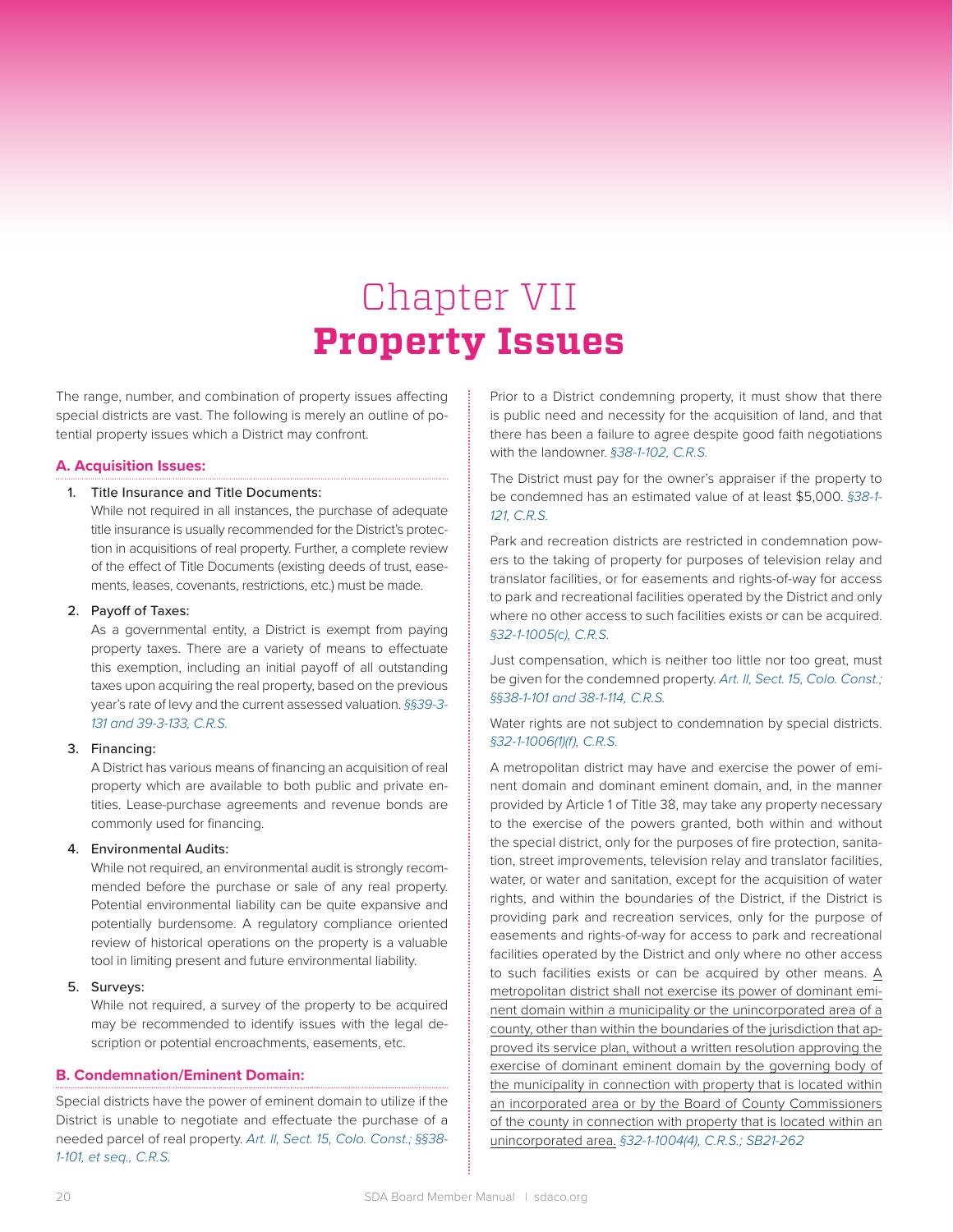# Chapter VII
# **Property Issues**

The range, number, and combination of property issues affecting special districts are vast. The following is merely an outline of potential property issues which a District may confront.

## A. Acquisition Issues:

1. Title Insurance and Title Documents:
   While not required in all instances, the purchase of adequate title insurance is usually recommended for the District's protection in acquisitions of real property. Further, a complete review of the effect of Title Documents (existing deeds of trust, easements, leases, covenants, restrictions, etc.) must be made.

2. Payoff of Taxes:
   As a governmental entity, a District is exempt from paying property taxes. There are a variety of means to effectuate this exemption, including an initial payoff of all outstanding taxes upon acquiring the real property, based on the previous year's rate of levy and the current assessed valuation. *§§39-3-131 and 39-3-133, C.R.S.*

3. Financing:
   A District has various means of financing an acquisition of real property which are available to both public and private entities. Lease-purchase agreements and revenue bonds are commonly used for financing.

4. Environmental Audits:
   While not required, an environmental audit is strongly recommended before the purchase or sale of any real property. Potential environmental liability can be quite expansive and potentially burdensome. A regulatory compliance oriented review of historical operations on the property is a valuable tool in limiting present and future environmental liability.

5. Surveys:
   While not required, a survey of the property to be acquired may be recommended to identify issues with the legal description or potential encroachments, easements, etc.

## B. Condemnation/Eminent Domain:

Special districts have the power of eminent domain to utilize if the District is unable to negotiate and effectuate the purchase of a needed parcel of real property. *Art. II, Sect. 15, Colo. Const.; §§38-1-101, et seq., C.R.S.*

Prior to a District condemning property, it must show that there is public need and necessity for the acquisition of land, and that there has been a failure to agree despite good faith negotiations with the landowner. *§38-1-102, C.R.S.*

The District must pay for the owner's appraiser if the property to be condemned has an estimated value of at least $5,000. *§38-1-121, C.R.S.*

Park and recreation districts are restricted in condemnation powers to the taking of property for purposes of television relay and translator facilities, or for easements and rights-of-way for access to park and recreational facilities operated by the District and only where no other access to such facilities exists or can be acquired. *§32-1-1005(c), C.R.S.*

Just compensation, which is neither too little nor too great, must be given for the condemned property. *Art. II, Sect. 15, Colo. Const.; §§38-1-101 and 38-1-114, C.R.S.*

Water rights are not subject to condemnation by special districts. *§32-1-1006(1)(f), C.R.S.*

A metropolitan district may have and exercise the power of eminent domain and dominant eminent domain, and, in the manner provided by Article 1 of Title 38, may take any property necessary to the exercise of the powers granted, both within and without the special district, only for the purposes of fire protection, sanitation, street improvements, television relay and translator facilities, water, or water and sanitation, except for the acquisition of water rights, and within the boundaries of the District, if the District is providing park and recreation services, only for the purpose of easements and rights-of-way for access to park and recreational facilities operated by the District and only where no other access to such facilities exists or can be acquired by other means. A metropolitan district shall not exercise its power of dominant eminent domain within a municipality or the unincorporated area of a county, other than within the boundaries of the jurisdiction that approved its service plan, without a written resolution approving the exercise of dominant eminent domain by the governing body of the municipality in connection with property that is located within an incorporated area or by the Board of County Commissioners of the county in connection with property that is located within an unincorporated area. *§32-1-1004(4), C.R.S.; SB21-262*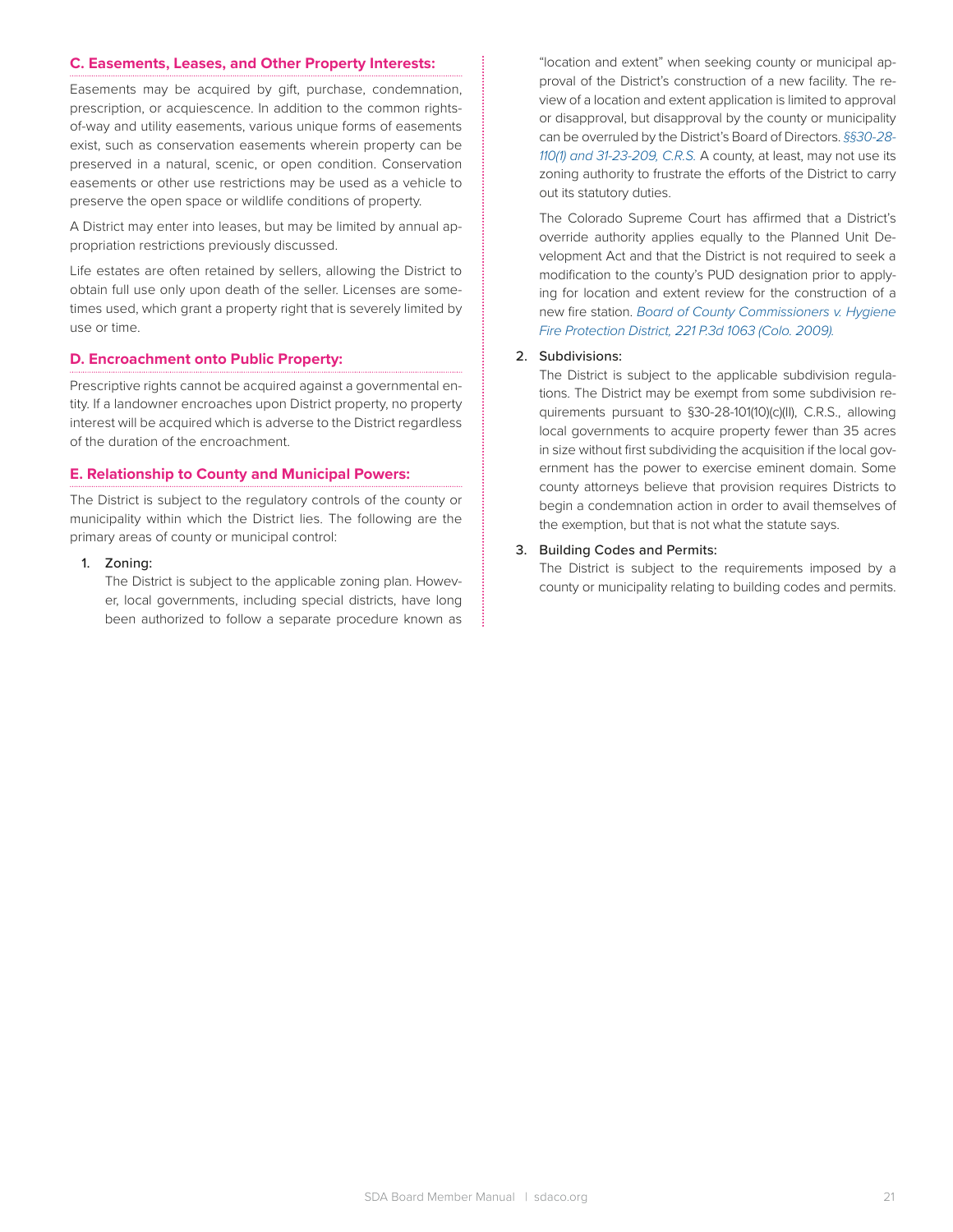### C. Easements, Leases, and Other Property Interests:

Easements may be acquired by gift, purchase, condemnation, prescription, or acquiescence. In addition to the common rights-of-way and utility easements, various unique forms of easements exist, such as conservation easements wherein property can be preserved in a natural, scenic, or open condition. Conservation easements or other use restrictions may be used as a vehicle to preserve the open space or wildlife conditions of property.

A District may enter into leases, but may be limited by annual appropriation restrictions previously discussed.

Life estates are often retained by sellers, allowing the District to obtain full use only upon death of the seller. Licenses are sometimes used, which grant a property right that is severely limited by use or time.

### D. Encroachment onto Public Property:

Prescriptive rights cannot be acquired against a governmental entity. If a landowner encroaches upon District property, no property interest will be acquired which is adverse to the District regardless of the duration of the encroachment.

### E. Relationship to County and Municipal Powers:

The District is subject to the regulatory controls of the county or municipality within which the District lies. The following are the primary areas of county or municipal control:

1. Zoning:

   The District is subject to the applicable zoning plan. However, local governments, including special districts, have long been authorized to follow a separate procedure known as "location and extent" when seeking county or municipal approval of the District's construction of a new facility. The review of a location and extent application is limited to approval or disapproval, but disapproval by the county or municipality can be overruled by the District's Board of Directors. *§§30-28-110(1) and 31-23-209, C.R.S.* A county, at least, may not use its zoning authority to frustrate the efforts of the District to carry out its statutory duties.

   The Colorado Supreme Court has affirmed that a District's override authority applies equally to the Planned Unit Development Act and that the District is not required to seek a modification to the county's PUD designation prior to applying for location and extent review for the construction of a new fire station. *Board of County Commissioners v. Hygiene Fire Protection District, 221 P.3d 1063 (Colo. 2009).*

2. Subdivisions:

   The District is subject to the applicable subdivision regulations. The District may be exempt from some subdivision requirements pursuant to §30-28-101(10)(c)(II), C.R.S., allowing local governments to acquire property fewer than 35 acres in size without first subdividing the acquisition if the local government has the power to exercise eminent domain. Some county attorneys believe that provision requires Districts to begin a condemnation action in order to avail themselves of the exemption, but that is not what the statute says.

3. Building Codes and Permits:

   The District is subject to the requirements imposed by a county or municipality relating to building codes and permits.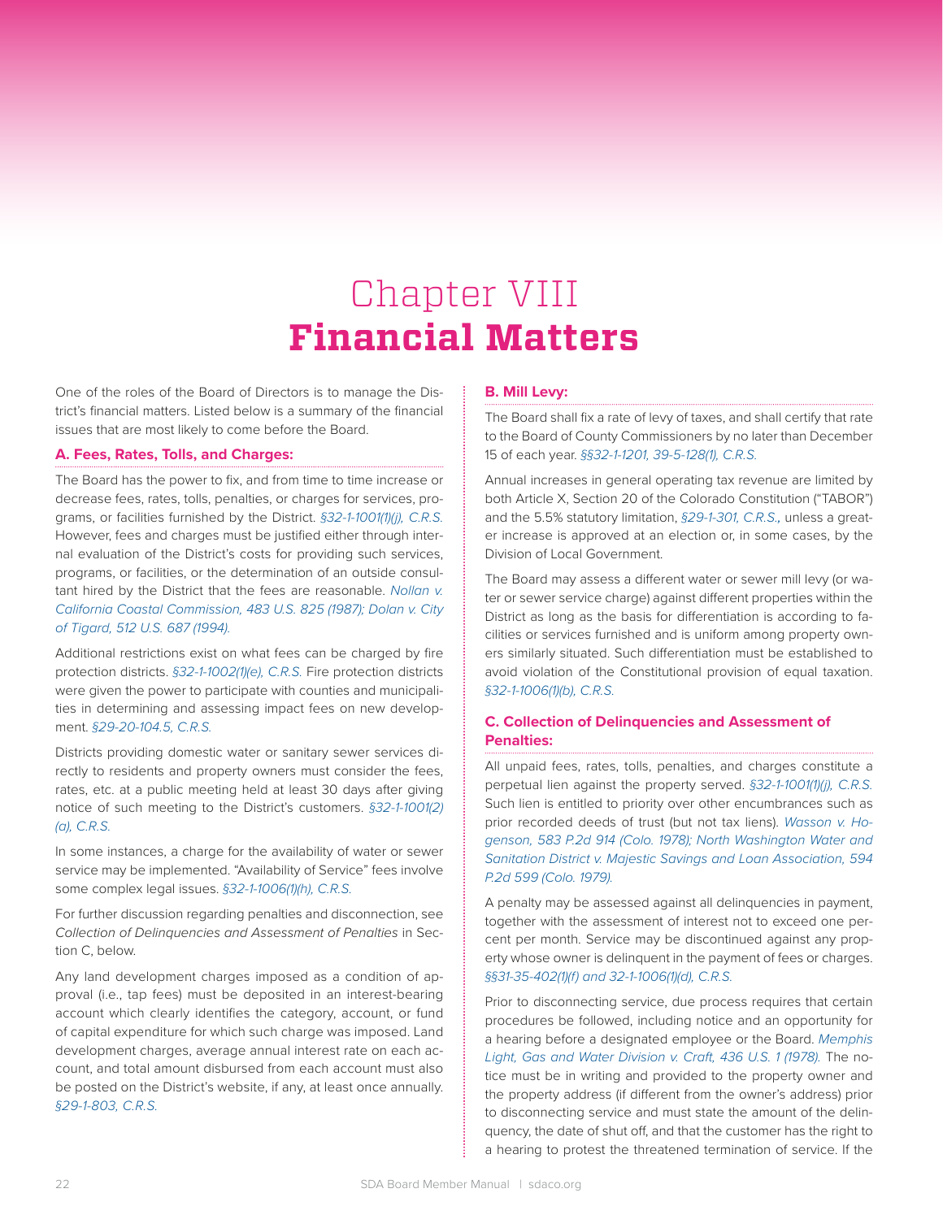# Chapter VIII **Financial Matters**

One of the roles of the Board of Directors is to manage the District's financial matters. Listed below is a summary of the financial issues that are most likely to come before the Board.

## A. Fees, Rates, Tolls, and Charges:

The Board has the power to fix, and from time to time increase or decrease fees, rates, tolls, penalties, or charges for services, programs, or facilities furnished by the District. *§32-1-1001(1)(j), C.R.S.* However, fees and charges must be justified either through internal evaluation of the District's costs for providing such services, programs, or facilities, or the determination of an outside consultant hired by the District that the fees are reasonable. *Nollan v. California Coastal Commission, 483 U.S. 825 (1987); Dolan v. City of Tigard, 512 U.S. 687 (1994).*

Additional restrictions exist on what fees can be charged by fire protection districts. *§32-1-1002(1)(e), C.R.S.* Fire protection districts were given the power to participate with counties and municipalities in determining and assessing impact fees on new development. *§29-20-104.5, C.R.S.*

Districts providing domestic water or sanitary sewer services directly to residents and property owners must consider the fees, rates, etc. at a public meeting held at least 30 days after giving notice of such meeting to the District's customers. *§32-1-1001(2)(a), C.R.S.*

In some instances, a charge for the availability of water or sewer service may be implemented. "Availability of Service" fees involve some complex legal issues. *§32-1-1006(1)(h), C.R.S.*

For further discussion regarding penalties and disconnection, see *Collection of Delinquencies and Assessment of Penalties* in Section C, below.

Any land development charges imposed as a condition of approval (i.e., tap fees) must be deposited in an interest-bearing account which clearly identifies the category, account, or fund of capital expenditure for which such charge was imposed. Land development charges, average annual interest rate on each account, and total amount disbursed from each account must also be posted on the District's website, if any, at least once annually. *§29-1-803, C.R.S.*

## B. Mill Levy:

The Board shall fix a rate of levy of taxes, and shall certify that rate to the Board of County Commissioners by no later than December 15 of each year. *§§32-1-1201, 39-5-128(1), C.R.S.*

Annual increases in general operating tax revenue are limited by both Article X, Section 20 of the Colorado Constitution ("TABOR") and the 5.5% statutory limitation, *§29-1-301, C.R.S.,* unless a greater increase is approved at an election or, in some cases, by the Division of Local Government.

The Board may assess a different water or sewer mill levy (or water or sewer service charge) against different properties within the District as long as the basis for differentiation is according to facilities or services furnished and is uniform among property owners similarly situated. Such differentiation must be established to avoid violation of the Constitutional provision of equal taxation. *§32-1-1006(1)(b), C.R.S.*

## C. Collection of Delinquencies and Assessment of Penalties:

All unpaid fees, rates, tolls, penalties, and charges constitute a perpetual lien against the property served. *§32-1-1001(1)(j), C.R.S.* Such lien is entitled to priority over other encumbrances such as prior recorded deeds of trust (but not tax liens). *Wasson v. Hogenson, 583 P.2d 914 (Colo. 1978); North Washington Water and Sanitation District v. Majestic Savings and Loan Association, 594 P.2d 599 (Colo. 1979).*

A penalty may be assessed against all delinquencies in payment, together with the assessment of interest not to exceed one percent per month. Service may be discontinued against any property whose owner is delinquent in the payment of fees or charges. *§§31-35-402(1)(f) and 32-1-1006(1)(d), C.R.S.*

Prior to disconnecting service, due process requires that certain procedures be followed, including notice and an opportunity for a hearing before a designated employee or the Board. *Memphis Light, Gas and Water Division v. Craft, 436 U.S. 1 (1978).* The notice must be in writing and provided to the property owner and the property address (if different from the owner's address) prior to disconnecting service and must state the amount of the delinquency, the date of shut off, and that the customer has the right to a hearing to protest the threatened termination of service. If the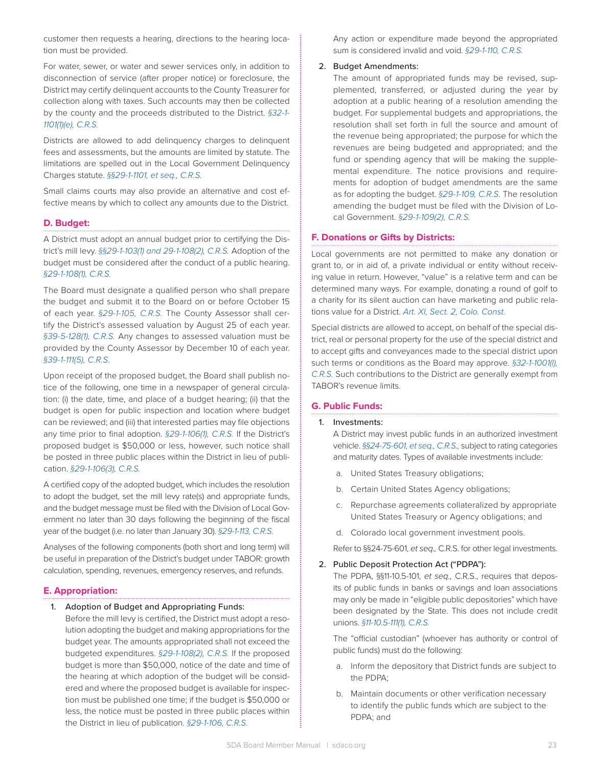customer then requests a hearing, directions to the hearing location must be provided.

For water, sewer, or water and sewer services only, in addition to disconnection of service (after proper notice) or foreclosure, the District may certify delinquent accounts to the County Treasurer for collection along with taxes. Such accounts may then be collected by the county and the proceeds distributed to the District. *§32-1-1101(1)(e), C.R.S.*

Districts are allowed to add delinquency charges to delinquent fees and assessments, but the amounts are limited by statute. The limitations are spelled out in the Local Government Delinquency Charges statute. *§§29-1-1101, et seq., C.R.S.*

Small claims courts may also provide an alternative and cost effective means by which to collect any amounts due to the District.

### D. Budget:

A District must adopt an annual budget prior to certifying the District's mill levy. *§§29-1-103(1) and 29-1-108(2), C.R.S.* Adoption of the budget must be considered after the conduct of a public hearing. *§29-1-108(1), C.R.S.*

The Board must designate a qualified person who shall prepare the budget and submit it to the Board on or before October 15 of each year. *§29-1-105, C.R.S.* The County Assessor shall certify the District's assessed valuation by August 25 of each year. *§39-5-128(1), C.R.S.* Any changes to assessed valuation must be provided by the County Assessor by December 10 of each year. *§39-1-111(5), C.R.S.*

Upon receipt of the proposed budget, the Board shall publish notice of the following, one time in a newspaper of general circulation: (i) the date, time, and place of a budget hearing; (ii) that the budget is open for public inspection and location where budget can be reviewed; and (iii) that interested parties may file objections any time prior to final adoption. *§29-1-106(1), C.R.S.* If the District's proposed budget is $50,000 or less, however, such notice shall be posted in three public places within the District in lieu of publication. *§29-1-106(3), C.R.S.*

A certified copy of the adopted budget, which includes the resolution to adopt the budget, set the mill levy rate(s) and appropriate funds, and the budget message must be filed with the Division of Local Government no later than 30 days following the beginning of the fiscal year of the budget (i.e. no later than January 30). *§29-1-113, C.R.S.*

Analyses of the following components (both short and long term) will be useful in preparation of the District's budget under TABOR: growth calculation, spending, revenues, emergency reserves, and refunds.

### E. Appropriation:

1. Adoption of Budget and Appropriating Funds:
   Before the mill levy is certified, the District must adopt a resolution adopting the budget and making appropriations for the budget year. The amounts appropriated shall not exceed the budgeted expenditures. *§29-1-108(2), C.R.S.* If the proposed budget is more than $50,000, notice of the date and time of the hearing at which adoption of the budget will be considered and where the proposed budget is available for inspection must be published one time; if the budget is $50,000 or less, the notice must be posted in three public places within the District in lieu of publication. *§29-1-106, C.R.S.*

   Any action or expenditure made beyond the appropriated sum is considered invalid and void. *§29-1-110, C.R.S.*

2. Budget Amendments:
   The amount of appropriated funds may be revised, supplemented, transferred, or adjusted during the year by adoption at a public hearing of a resolution amending the budget. For supplemental budgets and appropriations, the resolution shall set forth in full the source and amount of the revenue being appropriated; the purpose for which the revenues are being budgeted and appropriated; and the fund or spending agency that will be making the supplemental expenditure. The notice provisions and requirements for adoption of budget amendments are the same as for adopting the budget. *§29-1-109, C.R.S.* The resolution amending the budget must be filed with the Division of Local Government. *§29-1-109(2), C.R.S.*

### F. Donations or Gifts by Districts:

Local governments are not permitted to make any donation or grant to, or in aid of, a private individual or entity without receiving value in return. However, "value" is a relative term and can be determined many ways. For example, donating a round of golf to a charity for its silent auction can have marketing and public relations value for a District. *Art. XI, Sect. 2, Colo. Const.*

Special districts are allowed to accept, on behalf of the special district, real or personal property for the use of the special district and to accept gifts and conveyances made to the special district upon such terms or conditions as the Board may approve. *§32-1-1001(l), C.R.S.* Such contributions to the District are generally exempt from TABOR's revenue limits.

### G. Public Funds:

1. Investments:
   A District may invest public funds in an authorized investment vehicle. *§§24-75-601, et seq., C.R.S.,* subject to rating categories and maturity dates. Types of available investments include:

   a. United States Treasury obligations;

   b. Certain United States Agency obligations;

   c. Repurchase agreements collateralized by appropriate United States Treasury or Agency obligations; and

   d. Colorado local government investment pools.

   Refer to §§24-75-601, *et seq.,* C.R.S. for other legal investments.

2. Public Deposit Protection Act ("PDPA"):
   The PDPA, §§11-10.5-101, *et seq.,* C.R.S., requires that deposits of public funds in banks or savings and loan associations may only be made in "eligible public depositories" which have been designated by the State. This does not include credit unions. *§11-10.5-111(1), C.R.S.*

   The "official custodian" (whoever has authority or control of public funds) must do the following:

   a. Inform the depository that District funds are subject to the PDPA;

   b. Maintain documents or other verification necessary to identify the public funds which are subject to the PDPA; and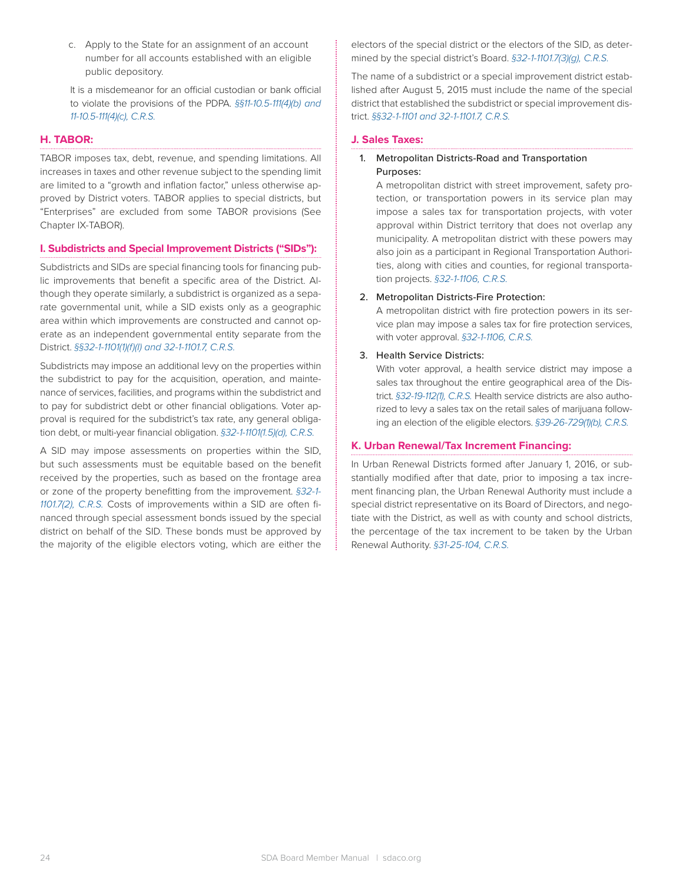c. Apply to the State for an assignment of an account number for all accounts established with an eligible public depository.

It is a misdemeanor for an official custodian or bank official to violate the provisions of the PDPA. *§§11-10.5-111(4)(b) and 11-10.5-111(4)(c), C.R.S.*

### H. TABOR:

TABOR imposes tax, debt, revenue, and spending limitations. All increases in taxes and other revenue subject to the spending limit are limited to a "growth and inflation factor," unless otherwise approved by District voters. TABOR applies to special districts, but "Enterprises" are excluded from some TABOR provisions (See Chapter IX-TABOR).

### I. Subdistricts and Special Improvement Districts ("SIDs"):

Subdistricts and SIDs are special financing tools for financing public improvements that benefit a specific area of the District. Although they operate similarly, a subdistrict is organized as a separate governmental unit, while a SID exists only as a geographic area within which improvements are constructed and cannot operate as an independent governmental entity separate from the District. *§§32-1-1101(1)(f)(I) and 32-1-1101.7, C.R.S.*

Subdistricts may impose an additional levy on the properties within the subdistrict to pay for the acquisition, operation, and maintenance of services, facilities, and programs within the subdistrict and to pay for subdistrict debt or other financial obligations. Voter approval is required for the subdistrict's tax rate, any general obligation debt, or multi-year financial obligation. *§32-1-1101(1.5)(d), C.R.S.*

A SID may impose assessments on properties within the SID, but such assessments must be equitable based on the benefit received by the properties, such as based on the frontage area or zone of the property benefitting from the improvement. *§32-1-1101.7(2), C.R.S.* Costs of improvements within a SID are often financed through special assessment bonds issued by the special district on behalf of the SID. These bonds must be approved by the majority of the eligible electors voting, which are either the electors of the special district or the electors of the SID, as determined by the special district's Board. *§32-1-1101.7(3)(g), C.R.S.*

The name of a subdistrict or a special improvement district established after August 5, 2015 must include the name of the special district that established the subdistrict or special improvement district. *§§32-1-1101 and 32-1-1101.7, C.R.S.*

### J. Sales Taxes:

1. Metropolitan Districts-Road and Transportation Purposes:

   A metropolitan district with street improvement, safety protection, or transportation powers in its service plan may impose a sales tax for transportation projects, with voter approval within District territory that does not overlap any municipality. A metropolitan district with these powers may also join as a participant in Regional Transportation Authorities, along with cities and counties, for regional transportation projects. *§32-1-1106, C.R.S.*

2. Metropolitan Districts-Fire Protection:

   A metropolitan district with fire protection powers in its service plan may impose a sales tax for fire protection services, with voter approval. *§32-1-1106, C.R.S.*

3. Health Service Districts:

   With voter approval, a health service district may impose a sales tax throughout the entire geographical area of the District. *§32-19-112(1), C.R.S.* Health service districts are also authorized to levy a sales tax on the retail sales of marijuana following an election of the eligible electors. *§39-26-729(1)(b), C.R.S.*

### K. Urban Renewal/Tax Increment Financing:

In Urban Renewal Districts formed after January 1, 2016, or substantially modified after that date, prior to imposing a tax increment financing plan, the Urban Renewal Authority must include a special district representative on its Board of Directors, and negotiate with the District, as well as with county and school districts, the percentage of the tax increment to be taken by the Urban Renewal Authority. *§31-25-104, C.R.S.*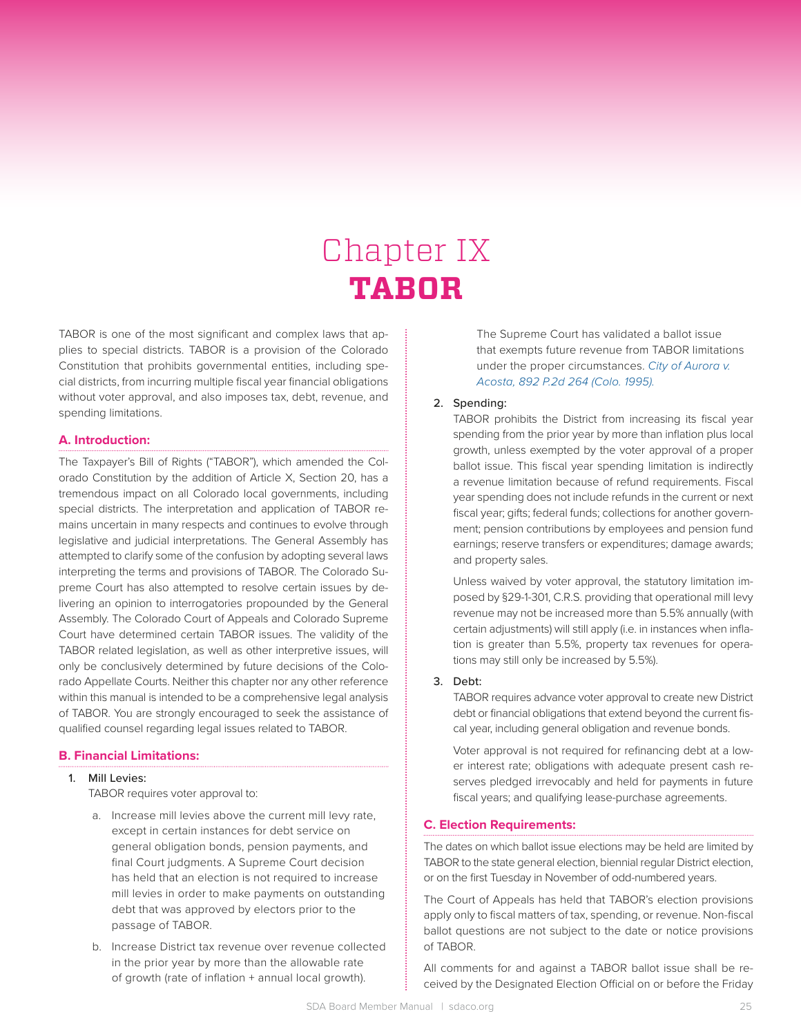# Chapter IX
# TABOR

TABOR is one of the most significant and complex laws that applies to special districts. TABOR is a provision of the Colorado Constitution that prohibits governmental entities, including special districts, from incurring multiple fiscal year financial obligations without voter approval, and also imposes tax, debt, revenue, and spending limitations.

## A. Introduction:

The Taxpayer's Bill of Rights ("TABOR"), which amended the Colorado Constitution by the addition of Article X, Section 20, has a tremendous impact on all Colorado local governments, including special districts. The interpretation and application of TABOR remains uncertain in many respects and continues to evolve through legislative and judicial interpretations. The General Assembly has attempted to clarify some of the confusion by adopting several laws interpreting the terms and provisions of TABOR. The Colorado Supreme Court has also attempted to resolve certain issues by delivering an opinion to interrogatories propounded by the General Assembly. The Colorado Court of Appeals and Colorado Supreme Court have determined certain TABOR issues. The validity of the TABOR related legislation, as well as other interpretive issues, will only be conclusively determined by future decisions of the Colorado Appellate Courts. Neither this chapter nor any other reference within this manual is intended to be a comprehensive legal analysis of TABOR. You are strongly encouraged to seek the assistance of qualified counsel regarding legal issues related to TABOR.

## B. Financial Limitations:

1. Mill Levies:
   TABOR requires voter approval to:

   a. Increase mill levies above the current mill levy rate, except in certain instances for debt service on general obligation bonds, pension payments, and final Court judgments. A Supreme Court decision has held that an election is not required to increase mill levies in order to make payments on outstanding debt that was approved by electors prior to the passage of TABOR.

   b. Increase District tax revenue over revenue collected in the prior year by more than the allowable rate of growth (rate of inflation + annual local growth).

   The Supreme Court has validated a ballot issue that exempts future revenue from TABOR limitations under the proper circumstances. *City of Aurora v. Acosta, 892 P.2d 264 (Colo. 1995).*

2. Spending:
   TABOR prohibits the District from increasing its fiscal year spending from the prior year by more than inflation plus local growth, unless exempted by the voter approval of a proper ballot issue. This fiscal year spending limitation is indirectly a revenue limitation because of refund requirements. Fiscal year spending does not include refunds in the current or next fiscal year; gifts; federal funds; collections for another government; pension contributions by employees and pension fund earnings; reserve transfers or expenditures; damage awards; and property sales.

   Unless waived by voter approval, the statutory limitation imposed by §29-1-301, C.R.S. providing that operational mill levy revenue may not be increased more than 5.5% annually (with certain adjustments) will still apply (i.e. in instances when inflation is greater than 5.5%, property tax revenues for operations may still only be increased by 5.5%).

3. Debt:
   TABOR requires advance voter approval to create new District debt or financial obligations that extend beyond the current fiscal year, including general obligation and revenue bonds.

   Voter approval is not required for refinancing debt at a lower interest rate; obligations with adequate present cash reserves pledged irrevocably and held for payments in future fiscal years; and qualifying lease-purchase agreements.

## C. Election Requirements:

The dates on which ballot issue elections may be held are limited by TABOR to the state general election, biennial regular District election, or on the first Tuesday in November of odd-numbered years.

The Court of Appeals has held that TABOR's election provisions apply only to fiscal matters of tax, spending, or revenue. Non-fiscal ballot questions are not subject to the date or notice provisions of TABOR.

All comments for and against a TABOR ballot issue shall be received by the Designated Election Official on or before the Friday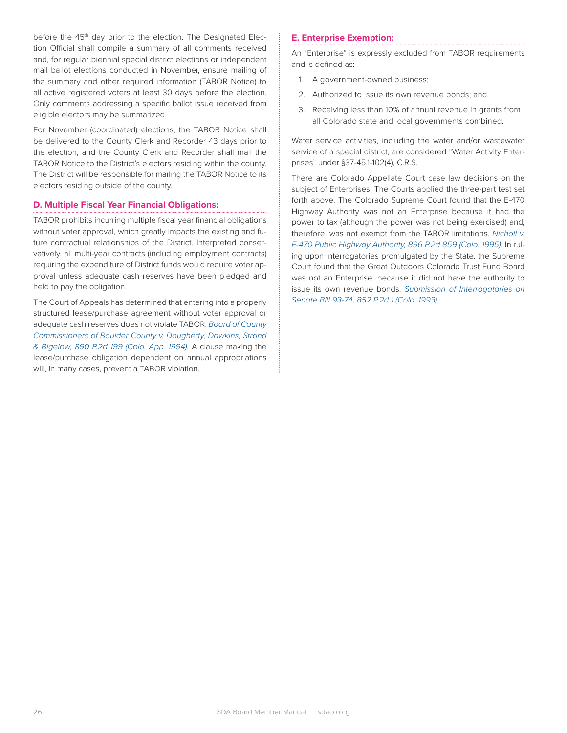before the 45th day prior to the election. The Designated Election Official shall compile a summary of all comments received and, for regular biennial special district elections or independent mail ballot elections conducted in November, ensure mailing of the summary and other required information (TABOR Notice) to all active registered voters at least 30 days before the election. Only comments addressing a specific ballot issue received from eligible electors may be summarized.

For November (coordinated) elections, the TABOR Notice shall be delivered to the County Clerk and Recorder 43 days prior to the election, and the County Clerk and Recorder shall mail the TABOR Notice to the District's electors residing within the county. The District will be responsible for mailing the TABOR Notice to its electors residing outside of the county.

### D. Multiple Fiscal Year Financial Obligations:

TABOR prohibits incurring multiple fiscal year financial obligations without voter approval, which greatly impacts the existing and future contractual relationships of the District. Interpreted conservatively, all multi-year contracts (including employment contracts) requiring the expenditure of District funds would require voter approval unless adequate cash reserves have been pledged and held to pay the obligation.

The Court of Appeals has determined that entering into a properly structured lease/purchase agreement without voter approval or adequate cash reserves does not violate TABOR. *Board of County Commissioners of Boulder County v. Dougherty, Dawkins, Strand & Bigelow, 890 P.2d 199 (Colo. App. 1994).* A clause making the lease/purchase obligation dependent on annual appropriations will, in many cases, prevent a TABOR violation.

### E. Enterprise Exemption:

An "Enterprise" is expressly excluded from TABOR requirements and is defined as:

1. A government-owned business;
2. Authorized to issue its own revenue bonds; and
3. Receiving less than 10% of annual revenue in grants from all Colorado state and local governments combined.

Water service activities, including the water and/or wastewater service of a special district, are considered "Water Activity Enterprises" under §37-45.1-102(4), C.R.S.

There are Colorado Appellate Court case law decisions on the subject of Enterprises. The Courts applied the three-part test set forth above. The Colorado Supreme Court found that the E-470 Highway Authority was not an Enterprise because it had the power to tax (although the power was not being exercised) and, therefore, was not exempt from the TABOR limitations. *Nicholl v. E-470 Public Highway Authority, 896 P.2d 859 (Colo. 1995).* In ruling upon interrogatories promulgated by the State, the Supreme Court found that the Great Outdoors Colorado Trust Fund Board was not an Enterprise, because it did not have the authority to issue its own revenue bonds. *Submission of Interrogatories on Senate Bill 93-74, 852 P.2d 1 (Colo. 1993).*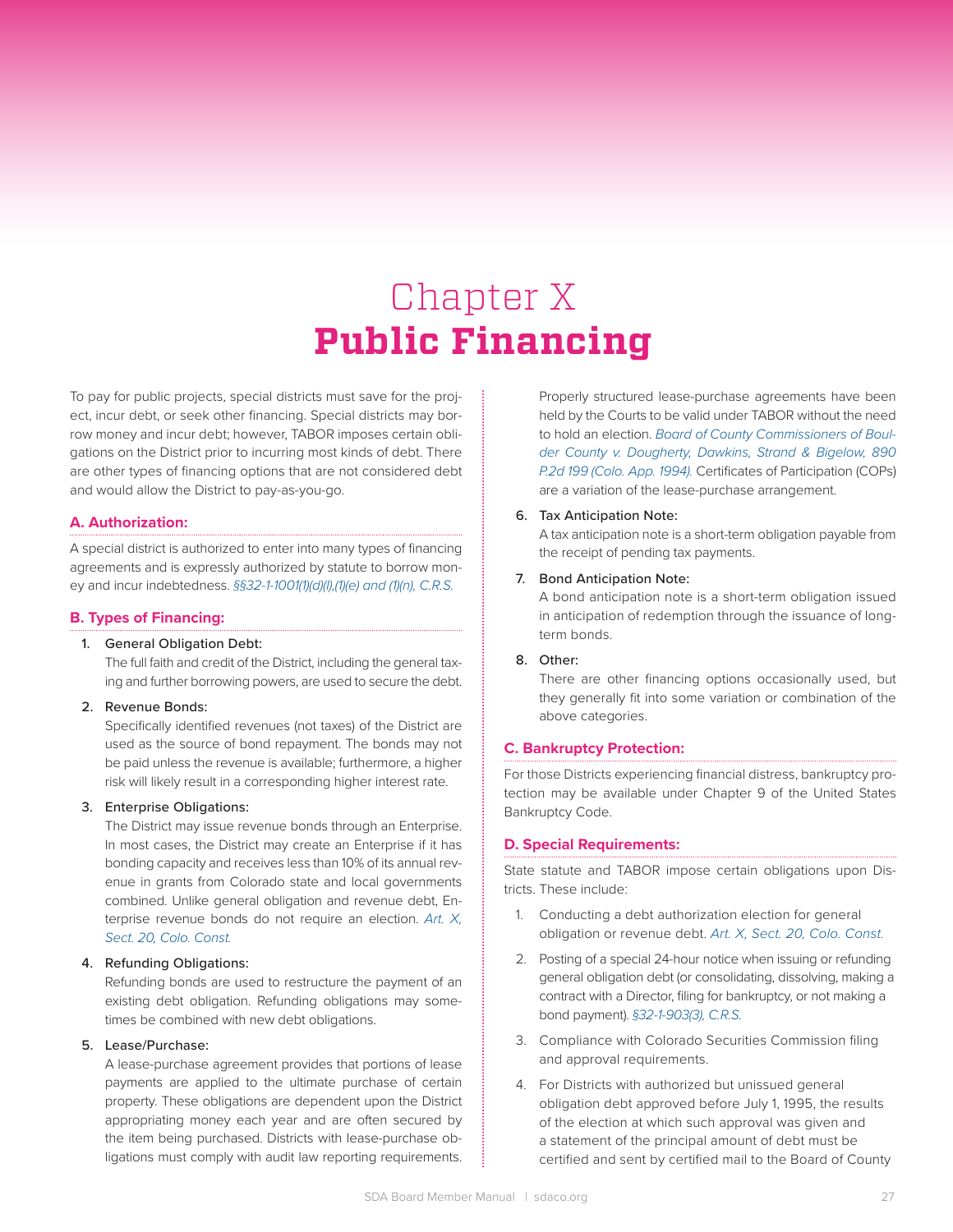# Chapter X
# Public Financing

To pay for public projects, special districts must save for the project, incur debt, or seek other financing. Special districts may borrow money and incur debt; however, TABOR imposes certain obligations on the District prior to incurring most kinds of debt. There are other types of financing options that are not considered debt and would allow the District to pay-as-you-go.

### A. Authorization:

A special district is authorized to enter into many types of financing agreements and is expressly authorized by statute to borrow money and incur indebtedness. *§§32-1-1001(1)(d)(I),(1)(e) and (1)(n), C.R.S.*

### B. Types of Financing:

1. General Obligation Debt:
   The full faith and credit of the District, including the general taxing and further borrowing powers, are used to secure the debt.

2. Revenue Bonds:
   Specifically identified revenues (not taxes) of the District are used as the source of bond repayment. The bonds may not be paid unless the revenue is available; furthermore, a higher risk will likely result in a corresponding higher interest rate.

3. Enterprise Obligations:
   The District may issue revenue bonds through an Enterprise. In most cases, the District may create an Enterprise if it has bonding capacity and receives less than 10% of its annual revenue in grants from Colorado state and local governments combined. Unlike general obligation and revenue debt, Enterprise revenue bonds do not require an election. *Art. X, Sect. 20, Colo. Const.*

4. Refunding Obligations:
   Refunding bonds are used to restructure the payment of an existing debt obligation. Refunding obligations may sometimes be combined with new debt obligations.

5. Lease/Purchase:
   A lease-purchase agreement provides that portions of lease payments are applied to the ultimate purchase of certain property. These obligations are dependent upon the District appropriating money each year and are often secured by the item being purchased. Districts with lease-purchase obligations must comply with audit law reporting requirements.

   Properly structured lease-purchase agreements have been held by the Courts to be valid under TABOR without the need to hold an election. *Board of County Commissioners of Boulder County v. Dougherty, Dawkins, Strand & Bigelow, 890 P.2d 199 (Colo. App. 1994).* Certificates of Participation (COPs) are a variation of the lease-purchase arrangement.

6. Tax Anticipation Note:
   A tax anticipation note is a short-term obligation payable from the receipt of pending tax payments.

7. Bond Anticipation Note:
   A bond anticipation note is a short-term obligation issued in anticipation of redemption through the issuance of long-term bonds.

8. Other:
   There are other financing options occasionally used, but they generally fit into some variation or combination of the above categories.

### C. Bankruptcy Protection:

For those Districts experiencing financial distress, bankruptcy protection may be available under Chapter 9 of the United States Bankruptcy Code.

### D. Special Requirements:

State statute and TABOR impose certain obligations upon Districts. These include:

1. Conducting a debt authorization election for general obligation or revenue debt. *Art. X, Sect. 20, Colo. Const.*
2. Posting of a special 24-hour notice when issuing or refunding general obligation debt (or consolidating, dissolving, making a contract with a Director, filing for bankruptcy, or not making a bond payment). *§32-1-903(3), C.R.S.*
3. Compliance with Colorado Securities Commission filing and approval requirements.
4. For Districts with authorized but unissued general obligation debt approved before July 1, 1995, the results of the election at which such approval was given and a statement of the principal amount of debt must be certified and sent by certified mail to the Board of County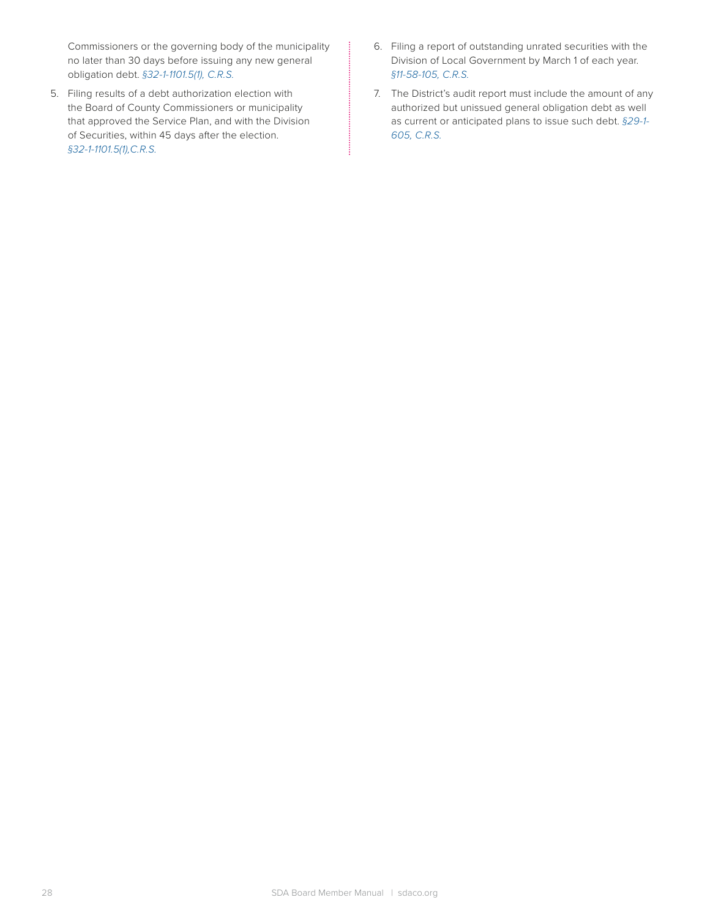Commissioners or the governing body of the municipality no later than 30 days before issuing any new general obligation debt. *§32-1-1101.5(1), C.R.S.*

5. Filing results of a debt authorization election with the Board of County Commissioners or municipality that approved the Service Plan, and with the Division of Securities, within 45 days after the election. *§32-1-1101.5(1),C.R.S.*

6. Filing a report of outstanding unrated securities with the Division of Local Government by March 1 of each year. *§11-58-105, C.R.S.*

7. The District's audit report must include the amount of any authorized but unissued general obligation debt as well as current or anticipated plans to issue such debt. *§29-1-605, C.R.S.*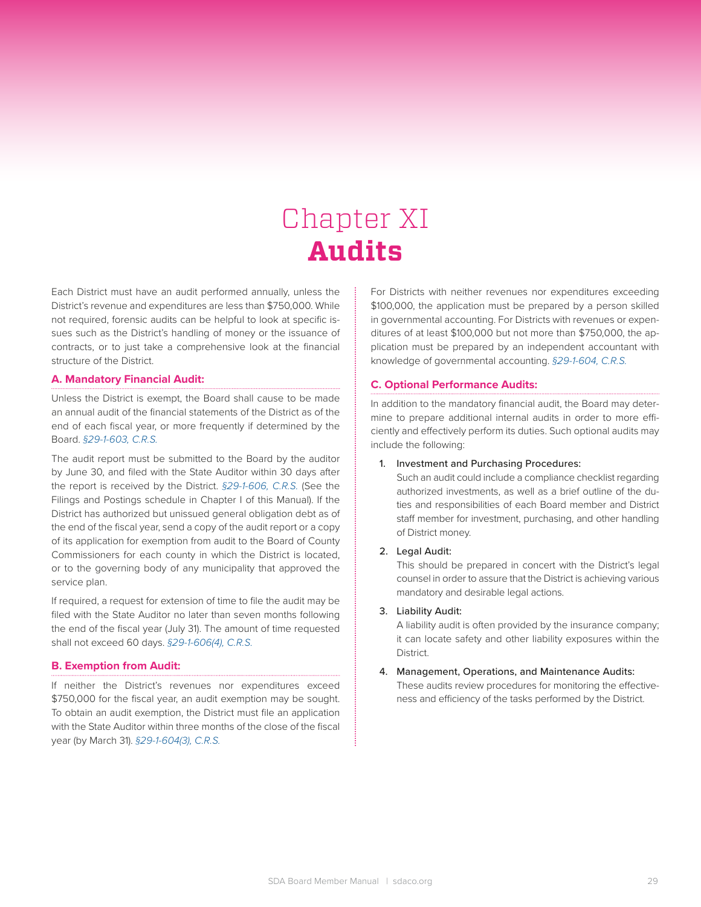# Chapter XI
# Audits

Each District must have an audit performed annually, unless the District's revenue and expenditures are less than $750,000. While not required, forensic audits can be helpful to look at specific issues such as the District's handling of money or the issuance of contracts, or to just take a comprehensive look at the financial structure of the District.

### A. Mandatory Financial Audit:

Unless the District is exempt, the Board shall cause to be made an annual audit of the financial statements of the District as of the end of each fiscal year, or more frequently if determined by the Board. *§29-1-603, C.R.S.*

The audit report must be submitted to the Board by the auditor by June 30, and filed with the State Auditor within 30 days after the report is received by the District. *§29-1-606, C.R.S.* (See the Filings and Postings schedule in Chapter I of this Manual). If the District has authorized but unissued general obligation debt as of the end of the fiscal year, send a copy of the audit report or a copy of its application for exemption from audit to the Board of County Commissioners for each county in which the District is located, or to the governing body of any municipality that approved the service plan.

If required, a request for extension of time to file the audit may be filed with the State Auditor no later than seven months following the end of the fiscal year (July 31). The amount of time requested shall not exceed 60 days. *§29-1-606(4), C.R.S.*

### B. Exemption from Audit:

If neither the District's revenues nor expenditures exceed $750,000 for the fiscal year, an audit exemption may be sought. To obtain an audit exemption, the District must file an application with the State Auditor within three months of the close of the fiscal year (by March 31). *§29-1-604(3), C.R.S.*

For Districts with neither revenues nor expenditures exceeding $100,000, the application must be prepared by a person skilled in governmental accounting. For Districts with revenues or expenditures of at least $100,000 but not more than $750,000, the application must be prepared by an independent accountant with knowledge of governmental accounting. *§29-1-604, C.R.S.*

### C. Optional Performance Audits:

In addition to the mandatory financial audit, the Board may determine to prepare additional internal audits in order to more efficiently and effectively perform its duties. Such optional audits may include the following:

1. Investment and Purchasing Procedures:
   Such an audit could include a compliance checklist regarding authorized investments, as well as a brief outline of the duties and responsibilities of each Board member and District staff member for investment, purchasing, and other handling of District money.

2. Legal Audit:
   This should be prepared in concert with the District's legal counsel in order to assure that the District is achieving various mandatory and desirable legal actions.

3. Liability Audit:
   A liability audit is often provided by the insurance company; it can locate safety and other liability exposures within the District.

4. Management, Operations, and Maintenance Audits:
   These audits review procedures for monitoring the effectiveness and efficiency of the tasks performed by the District.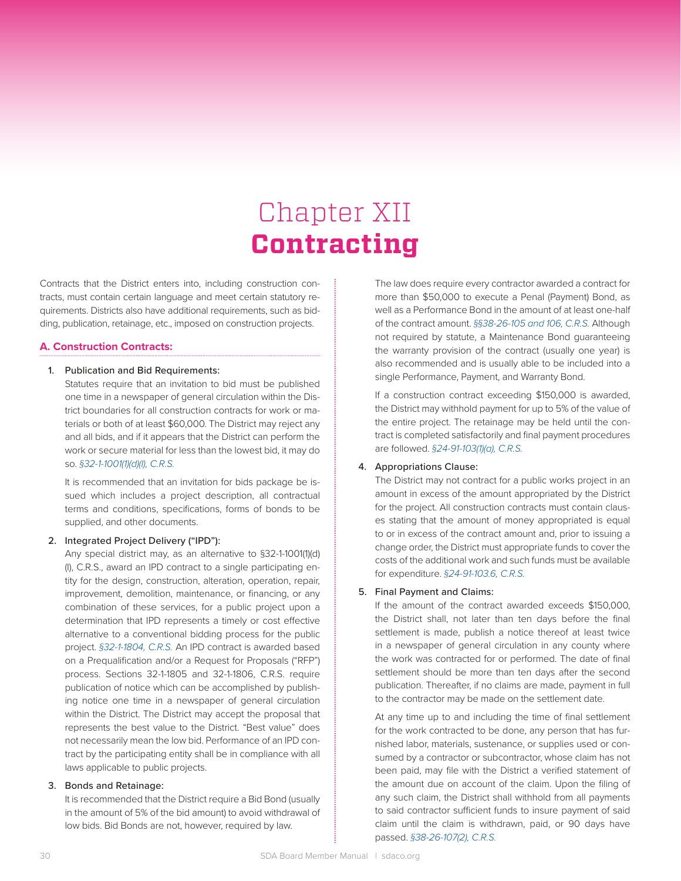# Chapter XII
# **Contracting**

Contracts that the District enters into, including construction contracts, must contain certain language and meet certain statutory requirements. Districts also have additional requirements, such as bidding, publication, retainage, etc., imposed on construction projects.

## A. Construction Contracts:

1. Publication and Bid Requirements:

   Statutes require that an invitation to bid must be published one time in a newspaper of general circulation within the District boundaries for all construction contracts for work or materials or both of at least $60,000. The District may reject any and all bids, and if it appears that the District can perform the work or secure material for less than the lowest bid, it may do so. *§32-1-1001(1)(d)(I), C.R.S.*

   It is recommended that an invitation for bids package be issued which includes a project description, all contractual terms and conditions, specifications, forms of bonds to be supplied, and other documents.

2. Integrated Project Delivery ("IPD"):

   Any special district may, as an alternative to §32-1-1001(1)(d)(I), C.R.S., award an IPD contract to a single participating entity for the design, construction, alteration, operation, repair, improvement, demolition, maintenance, or financing, or any combination of these services, for a public project upon a determination that IPD represents a timely or cost effective alternative to a conventional bidding process for the public project. *§32-1-1804, C.R.S.* An IPD contract is awarded based on a Prequalification and/or a Request for Proposals ("RFP") process. Sections 32-1-1805 and 32-1-1806, C.R.S. require publication of notice which can be accomplished by publishing notice one time in a newspaper of general circulation within the District. The District may accept the proposal that represents the best value to the District. "Best value" does not necessarily mean the low bid. Performance of an IPD contract by the participating entity shall be in compliance with all laws applicable to public projects.

3. Bonds and Retainage:

   It is recommended that the District require a Bid Bond (usually in the amount of 5% of the bid amount) to avoid withdrawal of low bids. Bid Bonds are not, however, required by law.

   The law does require every contractor awarded a contract for more than $50,000 to execute a Penal (Payment) Bond, as well as a Performance Bond in the amount of at least one-half of the contract amount. *§§38-26-105 and 106, C.R.S.* Although not required by statute, a Maintenance Bond guaranteeing the warranty provision of the contract (usually one year) is also recommended and is usually able to be included into a single Performance, Payment, and Warranty Bond.

   If a construction contract exceeding $150,000 is awarded, the District may withhold payment for up to 5% of the value of the entire project. The retainage may be held until the contract is completed satisfactorily and final payment procedures are followed. *§24-91-103(1)(a), C.R.S.*

4. Appropriations Clause:

   The District may not contract for a public works project in an amount in excess of the amount appropriated by the District for the project. All construction contracts must contain clauses stating that the amount of money appropriated is equal to or in excess of the contract amount and, prior to issuing a change order, the District must appropriate funds to cover the costs of the additional work and such funds must be available for expenditure. *§24-91-103.6, C.R.S.*

5. Final Payment and Claims:

   If the amount of the contract awarded exceeds $150,000, the District shall, not later than ten days before the final settlement is made, publish a notice thereof at least twice in a newspaper of general circulation in any county where the work was contracted for or performed. The date of final settlement should be more than ten days after the second publication. Thereafter, if no claims are made, payment in full to the contractor may be made on the settlement date.

   At any time up to and including the time of final settlement for the work contracted to be done, any person that has furnished labor, materials, sustenance, or supplies used or consumed by a contractor or subcontractor, whose claim has not been paid, may file with the District a verified statement of the amount due on account of the claim. Upon the filing of any such claim, the District shall withhold from all payments to said contractor sufficient funds to insure payment of said claim until the claim is withdrawn, paid, or 90 days have passed. *§38-26-107(2), C.R.S.*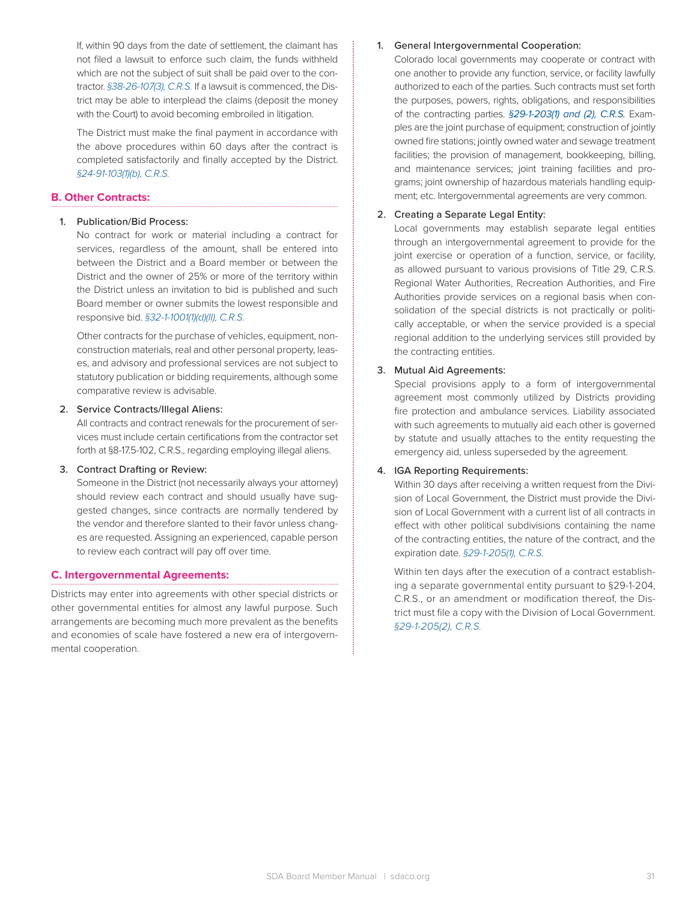If, within 90 days from the date of settlement, the claimant has not filed a lawsuit to enforce such claim, the funds withheld which are not the subject of suit shall be paid over to the contractor. *§38-26-107(3), C.R.S.* If a lawsuit is commenced, the District may be able to interplead the claims (deposit the money with the Court) to avoid becoming embroiled in litigation.

The District must make the final payment in accordance with the above procedures within 60 days after the contract is completed satisfactorily and finally accepted by the District. *§24-91-103(1)(b), C.R.S.*

## B. Other Contracts:

1. Publication/Bid Process:
   No contract for work or material including a contract for services, regardless of the amount, shall be entered into between the District and a Board member or between the District and the owner of 25% or more of the territory within the District unless an invitation to bid is published and such Board member or owner submits the lowest responsible and responsive bid. *§32-1-1001(1)(d)(II), C.R.S.*

   Other contracts for the purchase of vehicles, equipment, non-construction materials, real and other personal property, leases, and advisory and professional services are not subject to statutory publication or bidding requirements, although some comparative review is advisable.

2. Service Contracts/Illegal Aliens:
   All contracts and contract renewals for the procurement of services must include certain certifications from the contractor set forth at §8-17.5-102, C.R.S., regarding employing illegal aliens.

3. Contract Drafting or Review:
   Someone in the District (not necessarily always your attorney) should review each contract and should usually have suggested changes, since contracts are normally tendered by the vendor and therefore slanted to their favor unless changes are requested. Assigning an experienced, capable person to review each contract will pay off over time.

## C. Intergovernmental Agreements:

Districts may enter into agreements with other special districts or other governmental entities for almost any lawful purpose. Such arrangements are becoming much more prevalent as the benefits and economies of scale have fostered a new era of intergovernmental cooperation.

1. General Intergovernmental Cooperation:
   Colorado local governments may cooperate or contract with one another to provide any function, service, or facility lawfully authorized to each of the parties. Such contracts must set forth the purposes, powers, rights, obligations, and responsibilities of the contracting parties. *§29-1-203(1) and (2), C.R.S.* Examples are the joint purchase of equipment; construction of jointly owned fire stations; jointly owned water and sewage treatment facilities; the provision of management, bookkeeping, billing, and maintenance services; joint training facilities and programs; joint ownership of hazardous materials handling equipment; etc. Intergovernmental agreements are very common.

2. Creating a Separate Legal Entity:
   Local governments may establish separate legal entities through an intergovernmental agreement to provide for the joint exercise or operation of a function, service, or facility, as allowed pursuant to various provisions of Title 29, C.R.S. Regional Water Authorities, Recreation Authorities, and Fire Authorities provide services on a regional basis when consolidation of the special districts is not practically or politically acceptable, or when the service provided is a special regional addition to the underlying services still provided by the contracting entities.

3. Mutual Aid Agreements:
   Special provisions apply to a form of intergovernmental agreement most commonly utilized by Districts providing fire protection and ambulance services. Liability associated with such agreements to mutually aid each other is governed by statute and usually attaches to the entity requesting the emergency aid, unless superseded by the agreement.

4. IGA Reporting Requirements:
   Within 30 days after receiving a written request from the Division of Local Government, the District must provide the Division of Local Government with a current list of all contracts in effect with other political subdivisions containing the name of the contracting entities, the nature of the contract, and the expiration date. *§29-1-205(1), C.R.S.*

   Within ten days after the execution of a contract establishing a separate governmental entity pursuant to §29-1-204, C.R.S., or an amendment or modification thereof, the District must file a copy with the Division of Local Government. *§29-1-205(2), C.R.S.*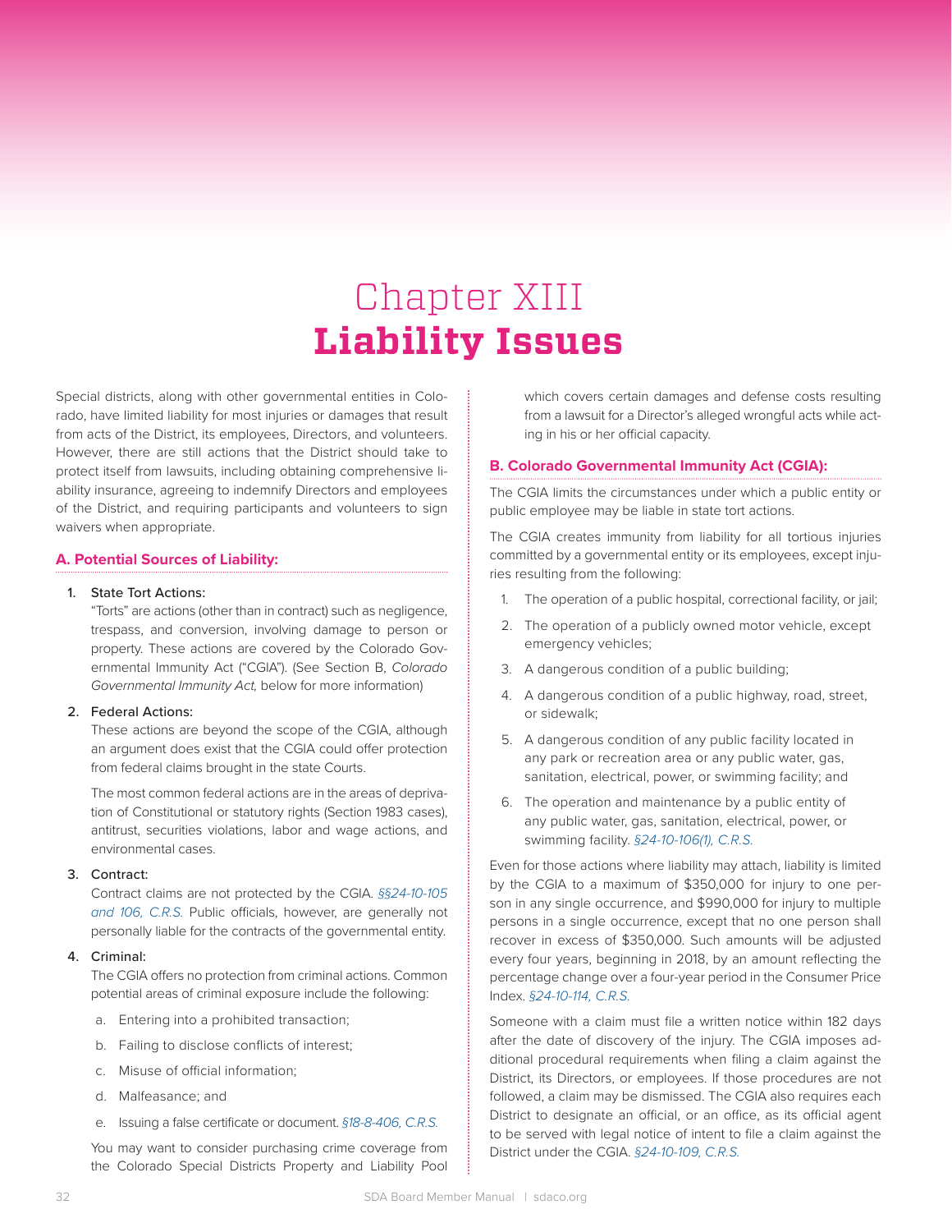# Chapter XIII
# **Liability Issues**

Special districts, along with other governmental entities in Colorado, have limited liability for most injuries or damages that result from acts of the District, its employees, Directors, and volunteers. However, there are still actions that the District should take to protect itself from lawsuits, including obtaining comprehensive liability insurance, agreeing to indemnify Directors and employees of the District, and requiring participants and volunteers to sign waivers when appropriate.

## A. Potential Sources of Liability:

1. State Tort Actions:
   "Torts" are actions (other than in contract) such as negligence, trespass, and conversion, involving damage to person or property. These actions are covered by the Colorado Governmental Immunity Act ("CGIA"). (See Section B, *Colorado Governmental Immunity Act,* below for more information)

2. Federal Actions:
   These actions are beyond the scope of the CGIA, although an argument does exist that the CGIA could offer protection from federal claims brought in the state Courts.

   The most common federal actions are in the areas of deprivation of Constitutional or statutory rights (Section 1983 cases), antitrust, securities violations, labor and wage actions, and environmental cases.

3. Contract:
   Contract claims are not protected by the CGIA. *§§24-10-105 and 106, C.R.S.* Public officials, however, are generally not personally liable for the contracts of the governmental entity.

4. Criminal:
   The CGIA offers no protection from criminal actions. Common potential areas of criminal exposure include the following:

   a. Entering into a prohibited transaction;

   b. Failing to disclose conflicts of interest;

   c. Misuse of official information;

   d. Malfeasance; and

   e. Issuing a false certificate or document. *§18-8-406, C.R.S.*

   You may want to consider purchasing crime coverage from the Colorado Special Districts Property and Liability Pool which covers certain damages and defense costs resulting from a lawsuit for a Director's alleged wrongful acts while acting in his or her official capacity.

## B. Colorado Governmental Immunity Act (CGIA):

The CGIA limits the circumstances under which a public entity or public employee may be liable in state tort actions.

The CGIA creates immunity from liability for all tortious injuries committed by a governmental entity or its employees, except injuries resulting from the following:

1. The operation of a public hospital, correctional facility, or jail;
2. The operation of a publicly owned motor vehicle, except emergency vehicles;
3. A dangerous condition of a public building;
4. A dangerous condition of a public highway, road, street, or sidewalk;
5. A dangerous condition of any public facility located in any park or recreation area or any public water, gas, sanitation, electrical, power, or swimming facility; and
6. The operation and maintenance by a public entity of any public water, gas, sanitation, electrical, power, or swimming facility. *§24-10-106(1), C.R.S.*

Even for those actions where liability may attach, liability is limited by the CGIA to a maximum of $350,000 for injury to one person in any single occurrence, and $990,000 for injury to multiple persons in a single occurrence, except that no one person shall recover in excess of $350,000. Such amounts will be adjusted every four years, beginning in 2018, by an amount reflecting the percentage change over a four-year period in the Consumer Price Index. *§24-10-114, C.R.S.*

Someone with a claim must file a written notice within 182 days after the date of discovery of the injury. The CGIA imposes additional procedural requirements when filing a claim against the District, its Directors, or employees. If those procedures are not followed, a claim may be dismissed. The CGIA also requires each District to designate an official, or an office, as its official agent to be served with legal notice of intent to file a claim against the District under the CGIA. *§24-10-109, C.R.S.*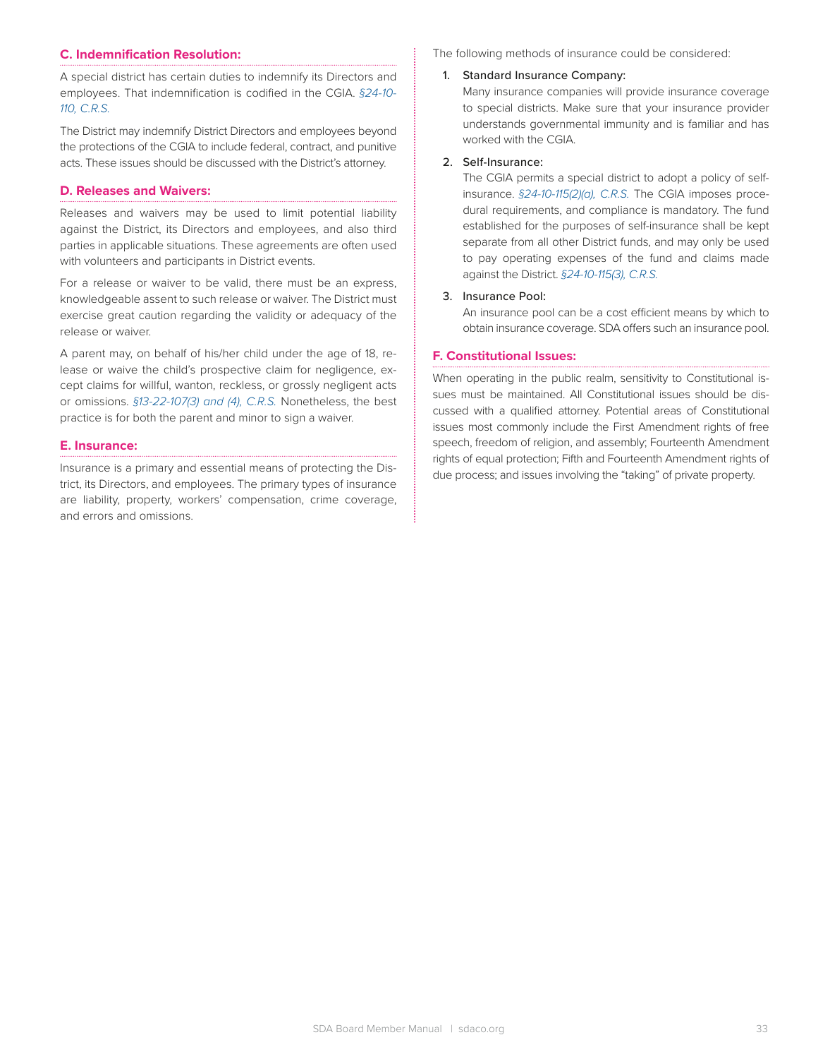### C. Indemnification Resolution:

A special district has certain duties to indemnify its Directors and employees. That indemnification is codified in the CGIA. *§24-10-110, C.R.S.*

The District may indemnify District Directors and employees beyond the protections of the CGIA to include federal, contract, and punitive acts. These issues should be discussed with the District's attorney.

### D. Releases and Waivers:

Releases and waivers may be used to limit potential liability against the District, its Directors and employees, and also third parties in applicable situations. These agreements are often used with volunteers and participants in District events.

For a release or waiver to be valid, there must be an express, knowledgeable assent to such release or waiver. The District must exercise great caution regarding the validity or adequacy of the release or waiver.

A parent may, on behalf of his/her child under the age of 18, release or waive the child's prospective claim for negligence, except claims for willful, wanton, reckless, or grossly negligent acts or omissions. *§13-22-107(3) and (4), C.R.S.* Nonetheless, the best practice is for both the parent and minor to sign a waiver.

### E. Insurance:

Insurance is a primary and essential means of protecting the District, its Directors, and employees. The primary types of insurance are liability, property, workers' compensation, crime coverage, and errors and omissions.

The following methods of insurance could be considered:

1. Standard Insurance Company:
   Many insurance companies will provide insurance coverage to special districts. Make sure that your insurance provider understands governmental immunity and is familiar and has worked with the CGIA.

2. Self-Insurance:
   The CGIA permits a special district to adopt a policy of self-insurance. *§24-10-115(2)(a), C.R.S.* The CGIA imposes procedural requirements, and compliance is mandatory. The fund established for the purposes of self-insurance shall be kept separate from all other District funds, and may only be used to pay operating expenses of the fund and claims made against the District. *§24-10-115(3), C.R.S.*

3. Insurance Pool:
   An insurance pool can be a cost efficient means by which to obtain insurance coverage. SDA offers such an insurance pool.

### F. Constitutional Issues:

When operating in the public realm, sensitivity to Constitutional issues must be maintained. All Constitutional issues should be discussed with a qualified attorney. Potential areas of Constitutional issues most commonly include the First Amendment rights of free speech, freedom of religion, and assembly; Fourteenth Amendment rights of equal protection; Fifth and Fourteenth Amendment rights of due process; and issues involving the "taking" of private property.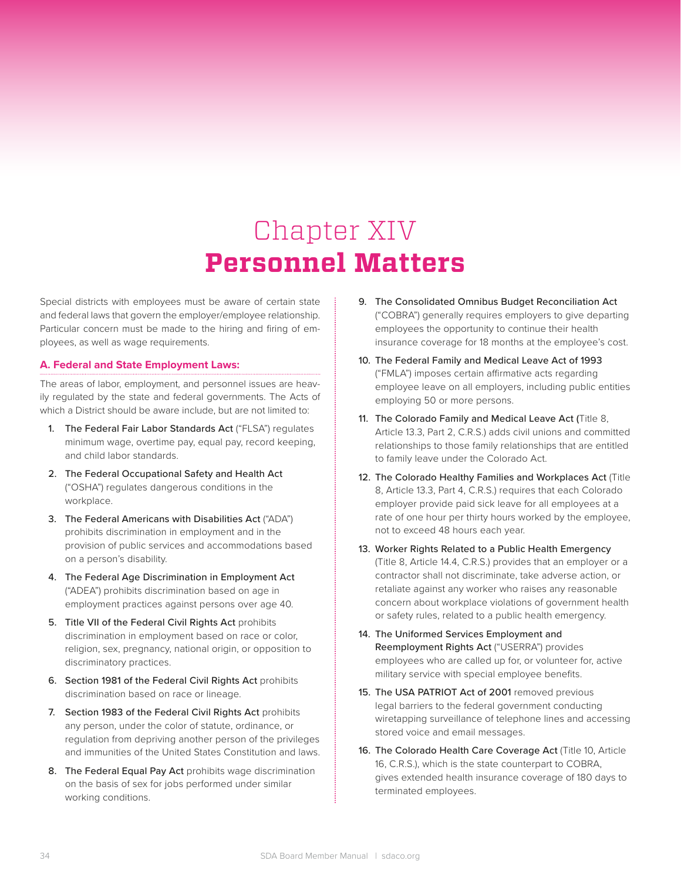# Chapter XIV
# **Personnel Matters**

Special districts with employees must be aware of certain state and federal laws that govern the employer/employee relationship. Particular concern must be made to the hiring and firing of employees, as well as wage requirements.

## A. Federal and State Employment Laws:

The areas of labor, employment, and personnel issues are heavily regulated by the state and federal governments. The Acts of which a District should be aware include, but are not limited to:

1. The Federal Fair Labor Standards Act ("FLSA") regulates minimum wage, overtime pay, equal pay, record keeping, and child labor standards.
2. The Federal Occupational Safety and Health Act ("OSHA") regulates dangerous conditions in the workplace.
3. The Federal Americans with Disabilities Act ("ADA") prohibits discrimination in employment and in the provision of public services and accommodations based on a person's disability.
4. The Federal Age Discrimination in Employment Act ("ADEA") prohibits discrimination based on age in employment practices against persons over age 40.
5. Title VII of the Federal Civil Rights Act prohibits discrimination in employment based on race or color, religion, sex, pregnancy, national origin, or opposition to discriminatory practices.
6. Section 1981 of the Federal Civil Rights Act prohibits discrimination based on race or lineage.
7. Section 1983 of the Federal Civil Rights Act prohibits any person, under the color of statute, ordinance, or regulation from depriving another person of the privileges and immunities of the United States Constitution and laws.
8. The Federal Equal Pay Act prohibits wage discrimination on the basis of sex for jobs performed under similar working conditions.
9. The Consolidated Omnibus Budget Reconciliation Act ("COBRA") generally requires employers to give departing employees the opportunity to continue their health insurance coverage for 18 months at the employee's cost.
10. The Federal Family and Medical Leave Act of 1993 ("FMLA") imposes certain affirmative acts regarding employee leave on all employers, including public entities employing 50 or more persons.
11. The Colorado Family and Medical Leave Act (Title 8, Article 13.3, Part 2, C.R.S.) adds civil unions and committed relationships to those family relationships that are entitled to family leave under the Colorado Act.
12. The Colorado Healthy Families and Workplaces Act (Title 8, Article 13.3, Part 4, C.R.S.) requires that each Colorado employer provide paid sick leave for all employees at a rate of one hour per thirty hours worked by the employee, not to exceed 48 hours each year.
13. Worker Rights Related to a Public Health Emergency (Title 8, Article 14.4, C.R.S.) provides that an employer or a contractor shall not discriminate, take adverse action, or retaliate against any worker who raises any reasonable concern about workplace violations of government health or safety rules, related to a public health emergency.
14. The Uniformed Services Employment and Reemployment Rights Act ("USERRA") provides employees who are called up for, or volunteer for, active military service with special employee benefits.
15. The USA PATRIOT Act of 2001 removed previous legal barriers to the federal government conducting wiretapping surveillance of telephone lines and accessing stored voice and email messages.
16. The Colorado Health Care Coverage Act (Title 10, Article 16, C.R.S.), which is the state counterpart to COBRA, gives extended health insurance coverage of 180 days to terminated employees.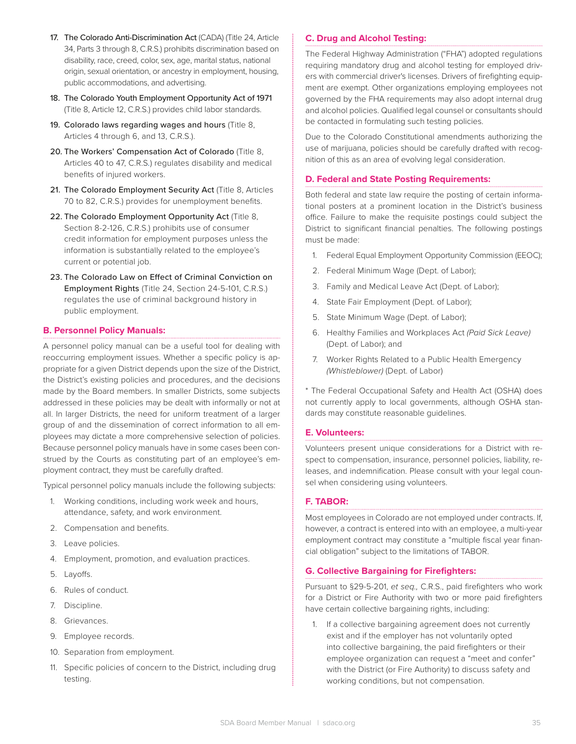17. **The Colorado Anti-Discrimination Act** (CADA) (Title 24, Article 34, Parts 3 through 8, C.R.S.) prohibits discrimination based on disability, race, creed, color, sex, age, marital status, national origin, sexual orientation, or ancestry in employment, housing, public accommodations, and advertising.
18. **The Colorado Youth Employment Opportunity Act of 1971** (Title 8, Article 12, C.R.S.) provides child labor standards.
19. **Colorado laws regarding wages and hours** (Title 8, Articles 4 through 6, and 13, C.R.S.).
20. **The Workers' Compensation Act of Colorado** (Title 8, Articles 40 to 47, C.R.S.) regulates disability and medical benefits of injured workers.
21. **The Colorado Employment Security Act** (Title 8, Articles 70 to 82, C.R.S.) provides for unemployment benefits.
22. **The Colorado Employment Opportunity Act** (Title 8, Section 8-2-126, C.R.S.) prohibits use of consumer credit information for employment purposes unless the information is substantially related to the employee's current or potential job.
23. **The Colorado Law on Effect of Criminal Conviction on Employment Rights** (Title 24, Section 24-5-101, C.R.S.) regulates the use of criminal background history in public employment.

## B. Personnel Policy Manuals:

A personnel policy manual can be a useful tool for dealing with reoccurring employment issues. Whether a specific policy is appropriate for a given District depends upon the size of the District, the District's existing policies and procedures, and the decisions made by the Board members. In smaller Districts, some subjects addressed in these policies may be dealt with informally or not at all. In larger Districts, the need for uniform treatment of a larger group of and the dissemination of correct information to all employees may dictate a more comprehensive selection of policies. Because personnel policy manuals have in some cases been construed by the Courts as constituting part of an employee's employment contract, they must be carefully drafted.

Typical personnel policy manuals include the following subjects:

1. Working conditions, including work week and hours, attendance, safety, and work environment.
2. Compensation and benefits.
3. Leave policies.
4. Employment, promotion, and evaluation practices.
5. Layoffs.
6. Rules of conduct.
7. Discipline.
8. Grievances.
9. Employee records.
10. Separation from employment.
11. Specific policies of concern to the District, including drug testing.

## C. Drug and Alcohol Testing:

The Federal Highway Administration ("FHA") adopted regulations requiring mandatory drug and alcohol testing for employed drivers with commercial driver's licenses. Drivers of firefighting equipment are exempt. Other organizations employing employees not governed by the FHA requirements may also adopt internal drug and alcohol policies. Qualified legal counsel or consultants should be contacted in formulating such testing policies.

Due to the Colorado Constitutional amendments authorizing the use of marijuana, policies should be carefully drafted with recognition of this as an area of evolving legal consideration.

## D. Federal and State Posting Requirements:

Both federal and state law require the posting of certain informational posters at a prominent location in the District's business office. Failure to make the requisite postings could subject the District to significant financial penalties. The following postings must be made:

1. Federal Equal Employment Opportunity Commission (EEOC);
2. Federal Minimum Wage (Dept. of Labor);
3. Family and Medical Leave Act (Dept. of Labor);
4. State Fair Employment (Dept. of Labor);
5. State Minimum Wage (Dept. of Labor);
6. Healthy Families and Workplaces Act *(Paid Sick Leave)* (Dept. of Labor); and
7. Worker Rights Related to a Public Health Emergency *(Whistleblower)* (Dept. of Labor)

* The Federal Occupational Safety and Health Act (OSHA) does not currently apply to local governments, although OSHA standards may constitute reasonable guidelines.

## E. Volunteers:

Volunteers present unique considerations for a District with respect to compensation, insurance, personnel policies, liability, releases, and indemnification. Please consult with your legal counsel when considering using volunteers.

## F. TABOR:

Most employees in Colorado are not employed under contracts. If, however, a contract is entered into with an employee, a multi-year employment contract may constitute a "multiple fiscal year financial obligation" subject to the limitations of TABOR.

## G. Collective Bargaining for Firefighters:

Pursuant to §29-5-201, *et seq.,* C.R.S., paid firefighters who work for a District or Fire Authority with two or more paid firefighters have certain collective bargaining rights, including:

1. If a collective bargaining agreement does not currently exist and if the employer has not voluntarily opted into collective bargaining, the paid firefighters or their employee organization can request a "meet and confer" with the District (or Fire Authority) to discuss safety and working conditions, but not compensation.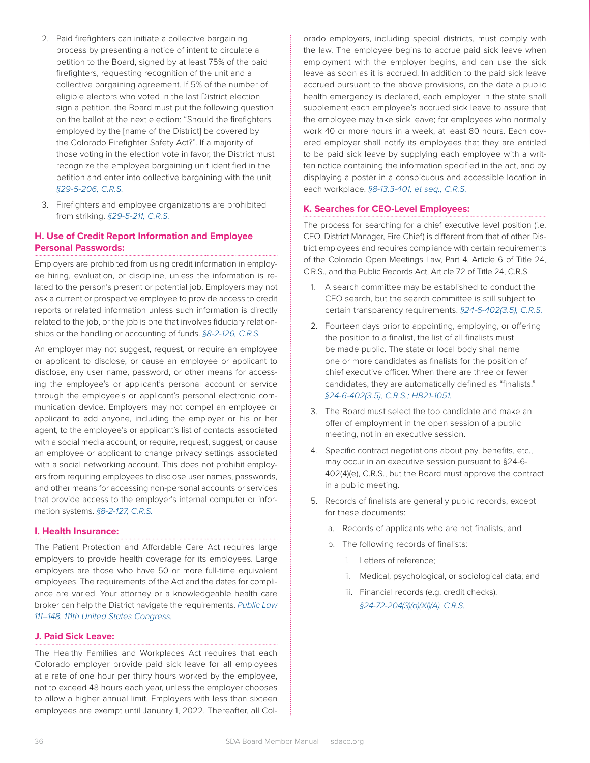2. Paid firefighters can initiate a collective bargaining process by presenting a notice of intent to circulate a petition to the Board, signed by at least 75% of the paid firefighters, requesting recognition of the unit and a collective bargaining agreement. If 5% of the number of eligible electors who voted in the last District election sign a petition, the Board must put the following question on the ballot at the next election: "Should the firefighters employed by the [name of the District] be covered by the Colorado Firefighter Safety Act?". If a majority of those voting in the election vote in favor, the District must recognize the employee bargaining unit identified in the petition and enter into collective bargaining with the unit. *§29-5-206, C.R.S.*

3. Firefighters and employee organizations are prohibited from striking. *§29-5-211, C.R.S.*

### H. Use of Credit Report Information and Employee Personal Passwords:

Employers are prohibited from using credit information in employee hiring, evaluation, or discipline, unless the information is related to the person's present or potential job. Employers may not ask a current or prospective employee to provide access to credit reports or related information unless such information is directly related to the job, or the job is one that involves fiduciary relationships or the handling or accounting of funds. *§8-2-126, C.R.S.*

An employer may not suggest, request, or require an employee or applicant to disclose, or cause an employee or applicant to disclose, any user name, password, or other means for accessing the employee's or applicant's personal account or service through the employee's or applicant's personal electronic communication device. Employers may not compel an employee or applicant to add anyone, including the employer or his or her agent, to the employee's or applicant's list of contacts associated with a social media account, or require, request, suggest, or cause an employee or applicant to change privacy settings associated with a social networking account. This does not prohibit employers from requiring employees to disclose user names, passwords, and other means for accessing non-personal accounts or services that provide access to the employer's internal computer or information systems. *§8-2-127, C.R.S.*

### I. Health Insurance:

The Patient Protection and Affordable Care Act requires large employers to provide health coverage for its employees. Large employers are those who have 50 or more full-time equivalent employees. The requirements of the Act and the dates for compliance are varied. Your attorney or a knowledgeable health care broker can help the District navigate the requirements. *Public Law 111–148. 111th United States Congress.*

### J. Paid Sick Leave:

The Healthy Families and Workplaces Act requires that each Colorado employer provide paid sick leave for all employees at a rate of one hour per thirty hours worked by the employee, not to exceed 48 hours each year, unless the employer chooses to allow a higher annual limit. Employers with less than sixteen employees are exempt until January 1, 2022. Thereafter, all Colorado employers, including special districts, must comply with the law. The employee begins to accrue paid sick leave when employment with the employer begins, and can use the sick leave as soon as it is accrued. In addition to the paid sick leave accrued pursuant to the above provisions, on the date a public health emergency is declared, each employer in the state shall supplement each employee's accrued sick leave to assure that the employee may take sick leave; for employees who normally work 40 or more hours in a week, at least 80 hours. Each covered employer shall notify its employees that they are entitled to be paid sick leave by supplying each employee with a written notice containing the information specified in the act, and by displaying a poster in a conspicuous and accessible location in each workplace. *§8-13.3-401, et seq., C.R.S.*

### K. Searches for CEO-Level Employees:

The process for searching for a chief executive level position (i.e. CEO, District Manager, Fire Chief) is different from that of other District employees and requires compliance with certain requirements of the Colorado Open Meetings Law, Part 4, Article 6 of Title 24, C.R.S., and the Public Records Act, Article 72 of Title 24, C.R.S.

1. A search committee may be established to conduct the CEO search, but the search committee is still subject to certain transparency requirements. *§24-6-402(3.5), C.R.S.*

2. Fourteen days prior to appointing, employing, or offering the position to a finalist, the list of all finalists must be made public. The state or local body shall name one or more candidates as finalists for the position of chief executive officer. When there are three or fewer candidates, they are automatically defined as "finalists." *§24-6-402(3.5), C.R.S.; HB21-1051.*

3. The Board must select the top candidate and make an offer of employment in the open session of a public meeting, not in an executive session.

4. Specific contract negotiations about pay, benefits, etc., may occur in an executive session pursuant to §24-6-402(4)(e), C.R.S., but the Board must approve the contract in a public meeting.

5. Records of finalists are generally public records, except for these documents:
   a. Records of applicants who are not finalists; and
   b. The following records of finalists:
      i. Letters of reference;
      ii. Medical, psychological, or sociological data; and
      iii. Financial records (e.g. credit checks). *§24-72-204(3)(a)(XI)(A), C.R.S.*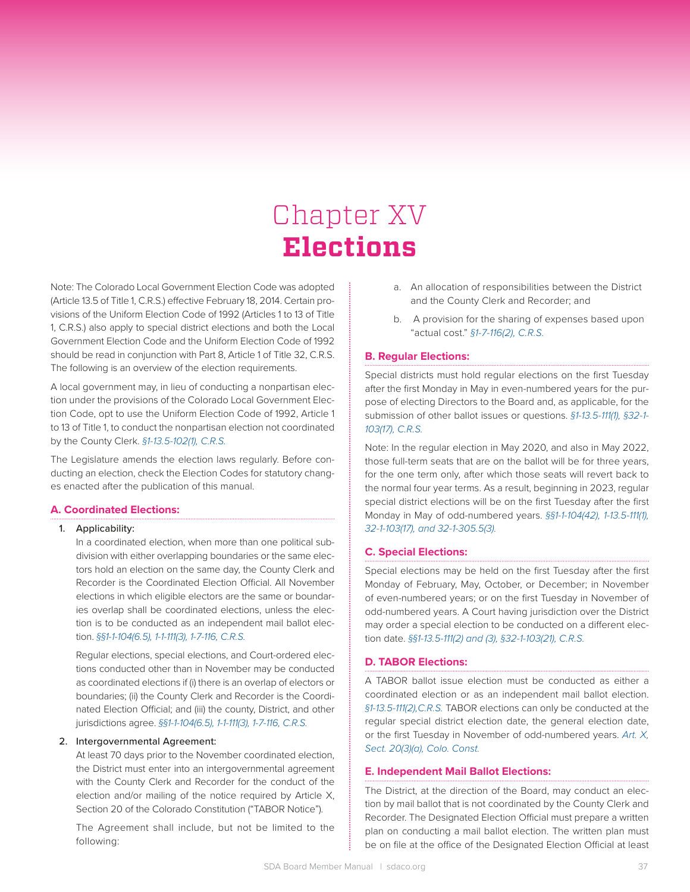# Chapter XV
# **Elections**

Note: The Colorado Local Government Election Code was adopted (Article 13.5 of Title 1, C.R.S.) effective February 18, 2014. Certain provisions of the Uniform Election Code of 1992 (Articles 1 to 13 of Title 1, C.R.S.) also apply to special district elections and both the Local Government Election Code and the Uniform Election Code of 1992 should be read in conjunction with Part 8, Article 1 of Title 32, C.R.S. The following is an overview of the election requirements.

A local government may, in lieu of conducting a nonpartisan election under the provisions of the Colorado Local Government Election Code, opt to use the Uniform Election Code of 1992, Article 1 to 13 of Title 1, to conduct the nonpartisan election not coordinated by the County Clerk. *§1-13.5-102(1), C.R.S.*

The Legislature amends the election laws regularly. Before conducting an election, check the Election Codes for statutory changes enacted after the publication of this manual.

## A. Coordinated Elections:

1. Applicability:

   In a coordinated election, when more than one political subdivision with either overlapping boundaries or the same electors hold an election on the same day, the County Clerk and Recorder is the Coordinated Election Official. All November elections in which eligible electors are the same or boundaries overlap shall be coordinated elections, unless the election is to be conducted as an independent mail ballot election. *§§1-1-104(6.5), 1-1-111(3), 1-7-116, C.R.S.*

   Regular elections, special elections, and Court-ordered elections conducted other than in November may be conducted as coordinated elections if (i) there is an overlap of electors or boundaries; (ii) the County Clerk and Recorder is the Coordinated Election Official; and (iii) the county, District, and other jurisdictions agree. *§§1-1-104(6.5), 1-1-111(3), 1-7-116, C.R.S.*

2. Intergovernmental Agreement:

   At least 70 days prior to the November coordinated election, the District must enter into an intergovernmental agreement with the County Clerk and Recorder for the conduct of the election and/or mailing of the notice required by Article X, Section 20 of the Colorado Constitution ("TABOR Notice").

   The Agreement shall include, but not be limited to the following:

   a. An allocation of responsibilities between the District and the County Clerk and Recorder; and

   b. A provision for the sharing of expenses based upon "actual cost." *§1-7-116(2), C.R.S.*

## B. Regular Elections:

Special districts must hold regular elections on the first Tuesday after the first Monday in May in even-numbered years for the purpose of electing Directors to the Board and, as applicable, for the submission of other ballot issues or questions. *§1-13.5-111(1), §32-1-103(17), C.R.S.*

Note: In the regular election in May 2020, and also in May 2022, those full-term seats that are on the ballot will be for three years, for the one term only, after which those seats will revert back to the normal four year terms. As a result, beginning in 2023, regular special district elections will be on the first Tuesday after the first Monday in May of odd-numbered years. *§§1-1-104(42), 1-13.5-111(1), 32-1-103(17), and 32-1-305.5(3).*

## C. Special Elections:

Special elections may be held on the first Tuesday after the first Monday of February, May, October, or December; in November of even-numbered years; or on the first Tuesday in November of odd-numbered years. A Court having jurisdiction over the District may order a special election to be conducted on a different election date. *§§1-13.5-111(2) and (3), §32-1-103(21), C.R.S.*

## D. TABOR Elections:

A TABOR ballot issue election must be conducted as either a coordinated election or as an independent mail ballot election. *§1-13.5-111(2),C.R.S.* TABOR elections can only be conducted at the regular special district election date, the general election date, or the first Tuesday in November of odd-numbered years. *Art. X, Sect. 20(3)(a), Colo. Const.*

## E. Independent Mail Ballot Elections:

The District, at the direction of the Board, may conduct an election by mail ballot that is not coordinated by the County Clerk and Recorder. The Designated Election Official must prepare a written plan on conducting a mail ballot election. The written plan must be on file at the office of the Designated Election Official at least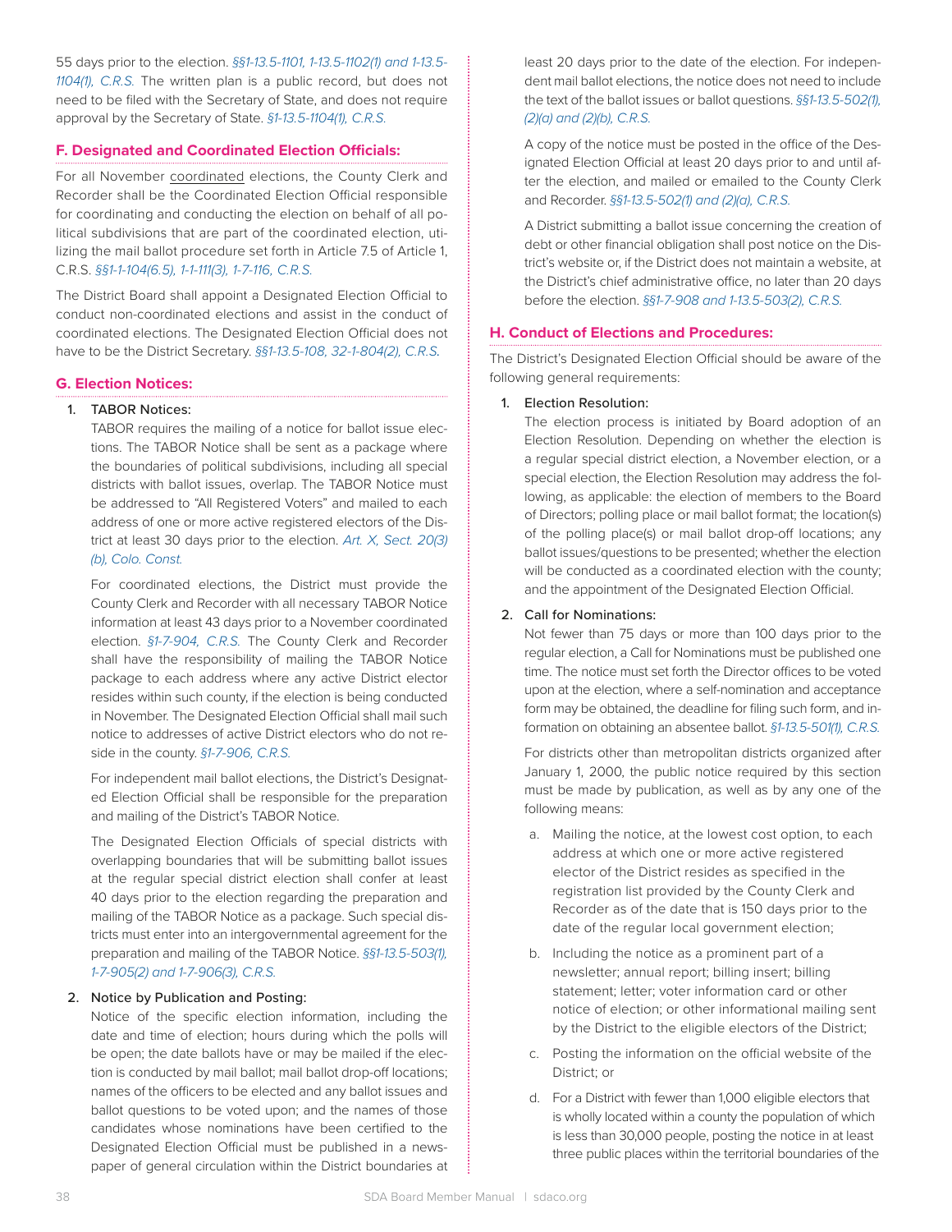55 days prior to the election. *§§1-13.5-1101, 1-13.5-1102(1) and 1-13.5-1104(1), C.R.S.* The written plan is a public record, but does not need to be filed with the Secretary of State, and does not require approval by the Secretary of State. *§1-13.5-1104(1), C.R.S.*

### F. Designated and Coordinated Election Officials:

For all November coordinated elections, the County Clerk and Recorder shall be the Coordinated Election Official responsible for coordinating and conducting the election on behalf of all political subdivisions that are part of the coordinated election, utilizing the mail ballot procedure set forth in Article 7.5 of Article 1, C.R.S. *§§1-1-104(6.5), 1-1-111(3), 1-7-116, C.R.S.*

The District Board shall appoint a Designated Election Official to conduct non-coordinated elections and assist in the conduct of coordinated elections. The Designated Election Official does not have to be the District Secretary. *§§1-13.5-108, 32-1-804(2), C.R.S.*

### G. Election Notices:

1. TABOR Notices:

   TABOR requires the mailing of a notice for ballot issue elections. The TABOR Notice shall be sent as a package where the boundaries of political subdivisions, including all special districts with ballot issues, overlap. The TABOR Notice must be addressed to "All Registered Voters" and mailed to each address of one or more active registered electors of the District at least 30 days prior to the election. *Art. X, Sect. 20(3)(b), Colo. Const.*

   For coordinated elections, the District must provide the County Clerk and Recorder with all necessary TABOR Notice information at least 43 days prior to a November coordinated election. *§1-7-904, C.R.S.* The County Clerk and Recorder shall have the responsibility of mailing the TABOR Notice package to each address where any active District elector resides within such county, if the election is being conducted in November. The Designated Election Official shall mail such notice to addresses of active District electors who do not reside in the county. *§1-7-906, C.R.S.*

   For independent mail ballot elections, the District's Designated Election Official shall be responsible for the preparation and mailing of the District's TABOR Notice.

   The Designated Election Officials of special districts with overlapping boundaries that will be submitting ballot issues at the regular special district election shall confer at least 40 days prior to the election regarding the preparation and mailing of the TABOR Notice as a package. Such special districts must enter into an intergovernmental agreement for the preparation and mailing of the TABOR Notice. *§§1-13.5-503(1), 1-7-905(2) and 1-7-906(3), C.R.S.*

2. Notice by Publication and Posting:

   Notice of the specific election information, including the date and time of election; hours during which the polls will be open; the date ballots have or may be mailed if the election is conducted by mail ballot; mail ballot drop-off locations; names of the officers to be elected and any ballot issues and ballot questions to be voted upon; and the names of those candidates whose nominations have been certified to the Designated Election Official must be published in a newspaper of general circulation within the District boundaries at least 20 days prior to the date of the election. For independent mail ballot elections, the notice does not need to include the text of the ballot issues or ballot questions. *§§1-13.5-502(1), (2)(a) and (2)(b), C.R.S.*

   A copy of the notice must be posted in the office of the Designated Election Official at least 20 days prior to and until after the election, and mailed or emailed to the County Clerk and Recorder. *§§1-13.5-502(1) and (2)(a), C.R.S.*

   A District submitting a ballot issue concerning the creation of debt or other financial obligation shall post notice on the District's website or, if the District does not maintain a website, at the District's chief administrative office, no later than 20 days before the election. *§§1-7-908 and 1-13.5-503(2), C.R.S.*

### H. Conduct of Elections and Procedures:

The District's Designated Election Official should be aware of the following general requirements:

1. Election Resolution:

   The election process is initiated by Board adoption of an Election Resolution. Depending on whether the election is a regular special district election, a November election, or a special election, the Election Resolution may address the following, as applicable: the election of members to the Board of Directors; polling place or mail ballot format; the location(s) of the polling place(s) or mail ballot drop-off locations; any ballot issues/questions to be presented; whether the election will be conducted as a coordinated election with the county; and the appointment of the Designated Election Official.

2. Call for Nominations:

   Not fewer than 75 days or more than 100 days prior to the regular election, a Call for Nominations must be published one time. The notice must set forth the Director offices to be voted upon at the election, where a self-nomination and acceptance form may be obtained, the deadline for filing such form, and information on obtaining an absentee ballot. *§1-13.5-501(1), C.R.S.*

   For districts other than metropolitan districts organized after January 1, 2000, the public notice required by this section must be made by publication, as well as by any one of the following means:

   a. Mailing the notice, at the lowest cost option, to each address at which one or more active registered elector of the District resides as specified in the registration list provided by the County Clerk and Recorder as of the date that is 150 days prior to the date of the regular local government election;

   b. Including the notice as a prominent part of a newsletter; annual report; billing insert; billing statement; letter; voter information card or other notice of election; or other informational mailing sent by the District to the eligible electors of the District;

   c. Posting the information on the official website of the District; or

   d. For a District with fewer than 1,000 eligible electors that is wholly located within a county the population of which is less than 30,000 people, posting the notice in at least three public places within the territorial boundaries of the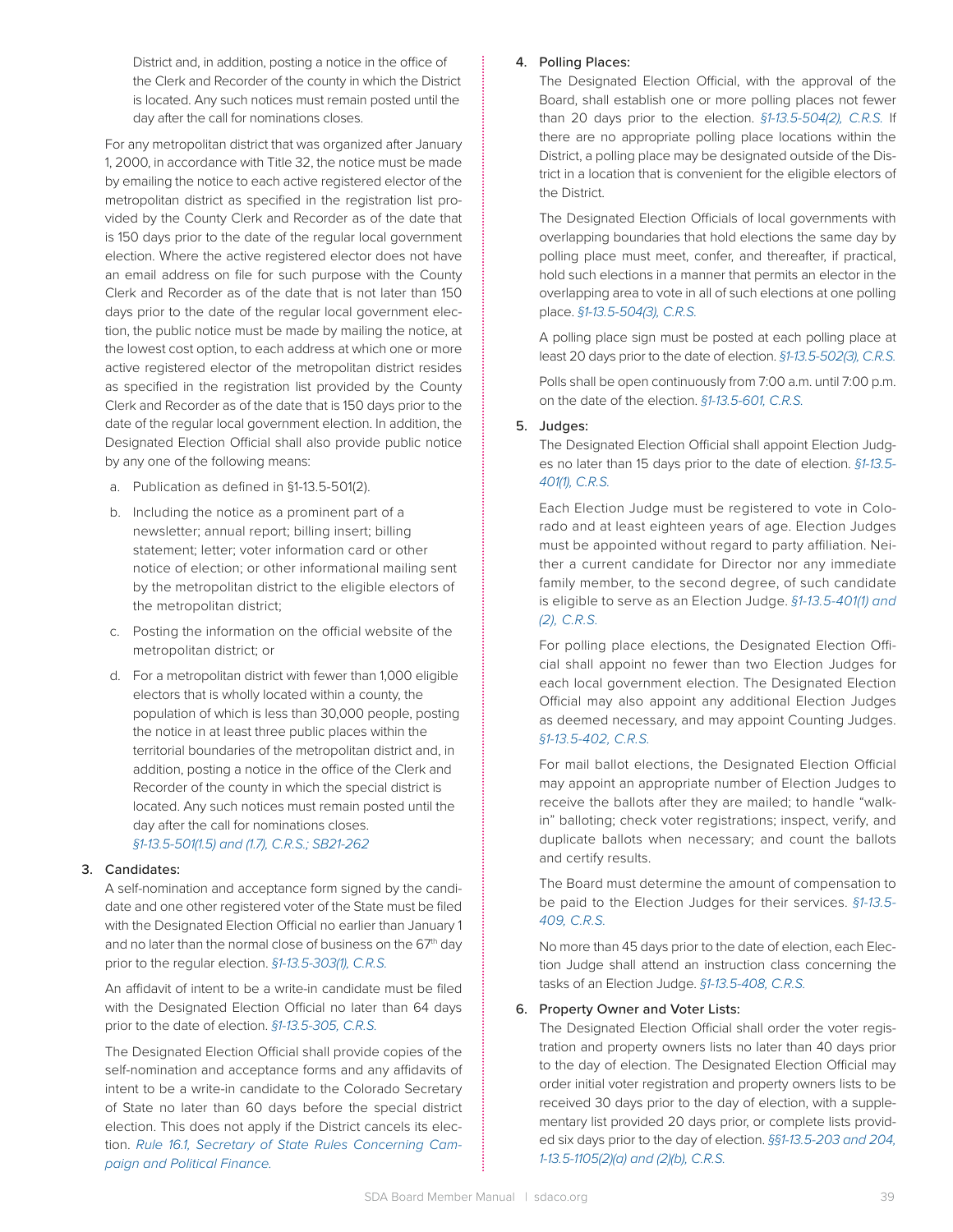District and, in addition, posting a notice in the office of the Clerk and Recorder of the county in which the District is located. Any such notices must remain posted until the day after the call for nominations closes.

For any metropolitan district that was organized after January 1, 2000, in accordance with Title 32, the notice must be made by emailing the notice to each active registered elector of the metropolitan district as specified in the registration list provided by the County Clerk and Recorder as of the date that is 150 days prior to the date of the regular local government election. Where the active registered elector does not have an email address on file for such purpose with the County Clerk and Recorder as of the date that is not later than 150 days prior to the date of the regular local government election, the public notice must be made by mailing the notice, at the lowest cost option, to each address at which one or more active registered elector of the metropolitan district resides as specified in the registration list provided by the County Clerk and Recorder as of the date that is 150 days prior to the date of the regular local government election. In addition, the Designated Election Official shall also provide public notice by any one of the following means:

a. Publication as defined in §1-13.5-501(2).
b. Including the notice as a prominent part of a newsletter; annual report; billing insert; billing statement; letter; voter information card or other notice of election; or other informational mailing sent by the metropolitan district to the eligible electors of the metropolitan district;
c. Posting the information on the official website of the metropolitan district; or
d. For a metropolitan district with fewer than 1,000 eligible electors that is wholly located within a county, the population of which is less than 30,000 people, posting the notice in at least three public places within the territorial boundaries of the metropolitan district and, in addition, posting a notice in the office of the Clerk and Recorder of the county in which the special district is located. Any such notices must remain posted until the day after the call for nominations closes. *§1-13.5-501(1.5) and (1.7), C.R.S.; SB21-262*

3. **Candidates:**

A self-nomination and acceptance form signed by the candidate and one other registered voter of the State must be filed with the Designated Election Official no earlier than January 1 and no later than the normal close of business on the 67th day prior to the regular election. *§1-13.5-303(1), C.R.S.*

An affidavit of intent to be a write-in candidate must be filed with the Designated Election Official no later than 64 days prior to the date of election. *§1-13.5-305, C.R.S.*

The Designated Election Official shall provide copies of the self-nomination and acceptance forms and any affidavits of intent to be a write-in candidate to the Colorado Secretary of State no later than 60 days before the special district election. This does not apply if the District cancels its election. *Rule 16.1, Secretary of State Rules Concerning Campaign and Political Finance.*

4. **Polling Places:**

The Designated Election Official, with the approval of the Board, shall establish one or more polling places not fewer than 20 days prior to the election. *§1-13.5-504(2), C.R.S.* If there are no appropriate polling place locations within the District, a polling place may be designated outside of the District in a location that is convenient for the eligible electors of the District.

The Designated Election Officials of local governments with overlapping boundaries that hold elections the same day by polling place must meet, confer, and thereafter, if practical, hold such elections in a manner that permits an elector in the overlapping area to vote in all of such elections at one polling place. *§1-13.5-504(3), C.R.S.*

A polling place sign must be posted at each polling place at least 20 days prior to the date of election. *§1-13.5-502(3), C.R.S.*

Polls shall be open continuously from 7:00 a.m. until 7:00 p.m. on the date of the election. *§1-13.5-601, C.R.S.*

5. **Judges:**

The Designated Election Official shall appoint Election Judges no later than 15 days prior to the date of election. *§1-13.5-401(1), C.R.S.*

Each Election Judge must be registered to vote in Colorado and at least eighteen years of age. Election Judges must be appointed without regard to party affiliation. Neither a current candidate for Director nor any immediate family member, to the second degree, of such candidate is eligible to serve as an Election Judge. *§1-13.5-401(1) and (2), C.R.S.*

For polling place elections, the Designated Election Official shall appoint no fewer than two Election Judges for each local government election. The Designated Election Official may also appoint any additional Election Judges as deemed necessary, and may appoint Counting Judges. *§1-13.5-402, C.R.S.*

For mail ballot elections, the Designated Election Official may appoint an appropriate number of Election Judges to receive the ballots after they are mailed; to handle "walk-in" balloting; check voter registrations; inspect, verify, and duplicate ballots when necessary; and count the ballots and certify results.

The Board must determine the amount of compensation to be paid to the Election Judges for their services. *§1-13.5-409, C.R.S.*

No more than 45 days prior to the date of election, each Election Judge shall attend an instruction class concerning the tasks of an Election Judge. *§1-13.5-408, C.R.S.*

6. **Property Owner and Voter Lists:**

The Designated Election Official shall order the voter registration and property owners lists no later than 40 days prior to the day of election. The Designated Election Official may order initial voter registration and property owners lists to be received 30 days prior to the day of election, with a supplementary list provided 20 days prior, or complete lists provided six days prior to the day of election. *§§1-13.5-203 and 204, 1-13.5-1105(2)(a) and (2)(b), C.R.S.*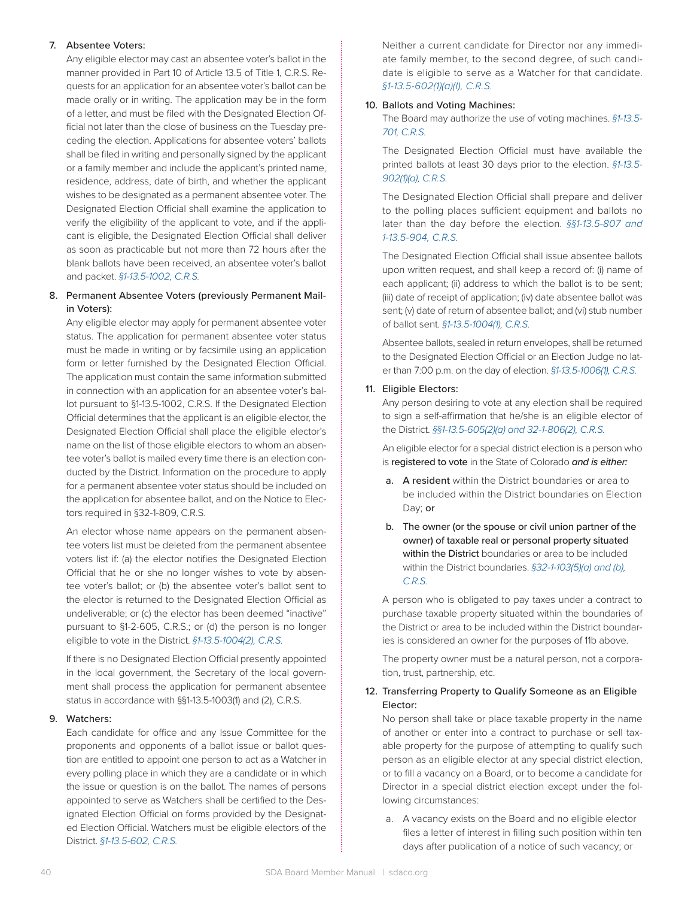7. **Absentee Voters:**
   Any eligible elector may cast an absentee voter's ballot in the manner provided in Part 10 of Article 13.5 of Title 1, C.R.S. Requests for an application for an absentee voter's ballot can be made orally or in writing. The application may be in the form of a letter, and must be filed with the Designated Election Official not later than the close of business on the Tuesday preceding the election. Applications for absentee voters' ballots shall be filed in writing and personally signed by the applicant or a family member and include the applicant's printed name, residence, address, date of birth, and whether the applicant wishes to be designated as a permanent absentee voter. The Designated Election Official shall examine the application to verify the eligibility of the applicant to vote, and if the applicant is eligible, the Designated Election Official shall deliver as soon as practicable but not more than 72 hours after the blank ballots have been received, an absentee voter's ballot and packet. *§1-13.5-1002, C.R.S.*

8. **Permanent Absentee Voters (previously Permanent Mail-in Voters):**
   Any eligible elector may apply for permanent absentee voter status. The application for permanent absentee voter status must be made in writing or by facsimile using an application form or letter furnished by the Designated Election Official. The application must contain the same information submitted in connection with an application for an absentee voter's ballot pursuant to §1-13.5-1002, C.R.S. If the Designated Election Official determines that the applicant is an eligible elector, the Designated Election Official shall place the eligible elector's name on the list of those eligible electors to whom an absentee voter's ballot is mailed every time there is an election conducted by the District. Information on the procedure to apply for a permanent absentee voter status should be included on the application for absentee ballot, and on the Notice to Electors required in §32-1-809, C.R.S.

   An elector whose name appears on the permanent absentee voters list must be deleted from the permanent absentee voters list if: (a) the elector notifies the Designated Election Official that he or she no longer wishes to vote by absentee voter's ballot; or (b) the absentee voter's ballot sent to the elector is returned to the Designated Election Official as undeliverable; or (c) the elector has been deemed "inactive" pursuant to §1-2-605, C.R.S.; or (d) the person is no longer eligible to vote in the District. *§1-13.5-1004(2), C.R.S.*

   If there is no Designated Election Official presently appointed in the local government, the Secretary of the local government shall process the application for permanent absentee status in accordance with §§1-13.5-1003(1) and (2), C.R.S.

9. **Watchers:**
   Each candidate for office and any Issue Committee for the proponents and opponents of a ballot issue or ballot question are entitled to appoint one person to act as a Watcher in every polling place in which they are a candidate or in which the issue or question is on the ballot. The names of persons appointed to serve as Watchers shall be certified to the Designated Election Official on forms provided by the Designated Election Official. Watchers must be eligible electors of the District. *§1-13.5-602, C.R.S.*

   Neither a current candidate for Director nor any immediate family member, to the second degree, of such candidate is eligible to serve as a Watcher for that candidate. *§1-13.5-602(1)(a)(I), C.R.S.*

10. **Ballots and Voting Machines:**
    The Board may authorize the use of voting machines. *§1-13.5-701, C.R.S.*

    The Designated Election Official must have available the printed ballots at least 30 days prior to the election. *§1-13.5-902(1)(a), C.R.S.*

    The Designated Election Official shall prepare and deliver to the polling places sufficient equipment and ballots no later than the day before the election. *§§1-13.5-807 and 1-13.5-904, C.R.S.*

    The Designated Election Official shall issue absentee ballots upon written request, and shall keep a record of: (i) name of each applicant; (ii) address to which the ballot is to be sent; (iii) date of receipt of application; (iv) date absentee ballot was sent; (v) date of return of absentee ballot; and (vi) stub number of ballot sent. *§1-13.5-1004(1), C.R.S.*

    Absentee ballots, sealed in return envelopes, shall be returned to the Designated Election Official or an Election Judge no later than 7:00 p.m. on the day of election. *§1-13.5-1006(1), C.R.S.*

11. **Eligible Electors:**
    Any person desiring to vote at any election shall be required to sign a self-affirmation that he/she is an eligible elector of the District. *§§1-13.5-605(2)(a) and 32-1-806(2), C.R.S.*

    An eligible elector for a special district election is a person who is **registered to vote** in the State of Colorado ***and is either:***

    a. **A resident** within the District boundaries or area to be included within the District boundaries on Election Day; **or**

    b. **The owner (or the spouse or civil union partner of the owner) of taxable real or personal property situated within the District** boundaries or area to be included within the District boundaries. *§32-1-103(5)(a) and (b), C.R.S.*

    A person who is obligated to pay taxes under a contract to purchase taxable property situated within the boundaries of the District or area to be included within the District boundaries is considered an owner for the purposes of 11b above.

    The property owner must be a natural person, not a corporation, trust, partnership, etc.

12. **Transferring Property to Qualify Someone as an Eligible Elector:**
    No person shall take or place taxable property in the name of another or enter into a contract to purchase or sell taxable property for the purpose of attempting to qualify such person as an eligible elector at any special district election, or to fill a vacancy on a Board, or to become a candidate for Director in a special district election except under the following circumstances:

    a. A vacancy exists on the Board and no eligible elector files a letter of interest in filling such position within ten days after publication of a notice of such vacancy; or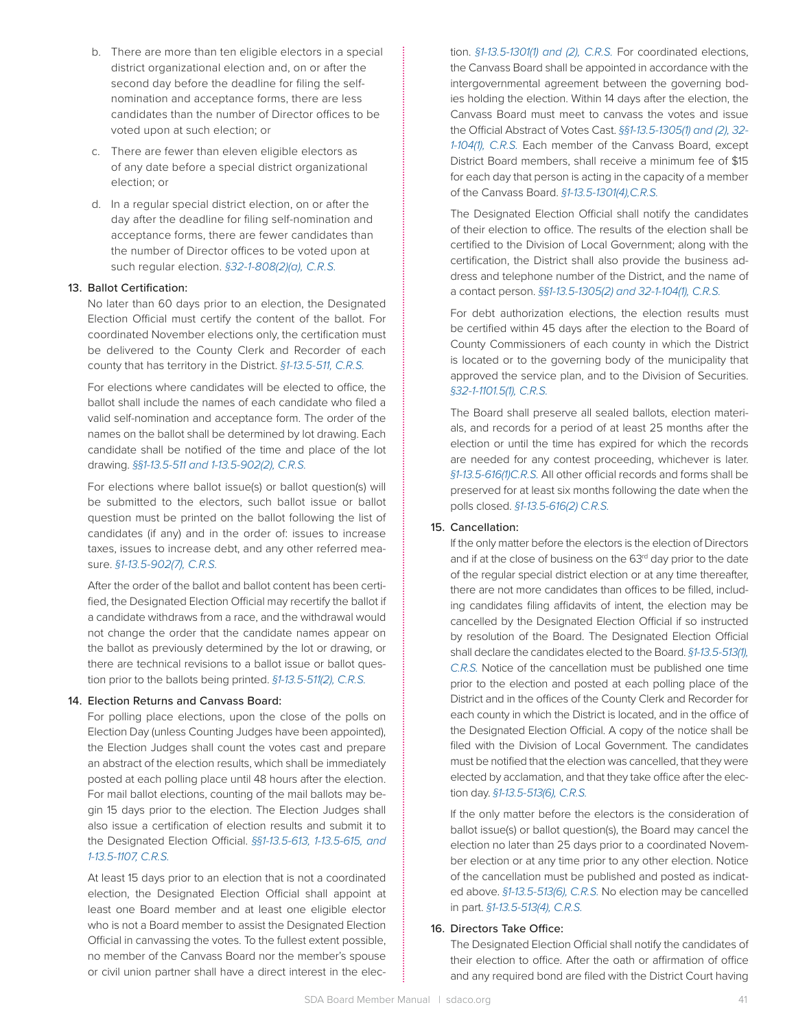b. There are more than ten eligible electors in a special district organizational election and, on or after the second day before the deadline for filing the self-nomination and acceptance forms, there are less candidates than the number of Director offices to be voted upon at such election; or

c. There are fewer than eleven eligible electors as of any date before a special district organizational election; or

d. In a regular special district election, on or after the day after the deadline for filing self-nomination and acceptance forms, there are fewer candidates than the number of Director offices to be voted upon at such regular election. *§32-1-808(2)(a), C.R.S.*

**13. Ballot Certification:**

No later than 60 days prior to an election, the Designated Election Official must certify the content of the ballot. For coordinated November elections only, the certification must be delivered to the County Clerk and Recorder of each county that has territory in the District. *§1-13.5-511, C.R.S.*

For elections where candidates will be elected to office, the ballot shall include the names of each candidate who filed a valid self-nomination and acceptance form. The order of the names on the ballot shall be determined by lot drawing. Each candidate shall be notified of the time and place of the lot drawing. *§§1-13.5-511 and 1-13.5-902(2), C.R.S.*

For elections where ballot issue(s) or ballot question(s) will be submitted to the electors, such ballot issue or ballot question must be printed on the ballot following the list of candidates (if any) and in the order of: issues to increase taxes, issues to increase debt, and any other referred measure. *§1-13.5-902(7), C.R.S.*

After the order of the ballot and ballot content has been certified, the Designated Election Official may recertify the ballot if a candidate withdraws from a race, and the withdrawal would not change the order that the candidate names appear on the ballot as previously determined by the lot or drawing, or there are technical revisions to a ballot issue or ballot question prior to the ballots being printed. *§1-13.5-511(2), C.R.S.*

**14. Election Returns and Canvass Board:**

For polling place elections, upon the close of the polls on Election Day (unless Counting Judges have been appointed), the Election Judges shall count the votes cast and prepare an abstract of the election results, which shall be immediately posted at each polling place until 48 hours after the election. For mail ballot elections, counting of the mail ballots may begin 15 days prior to the election. The Election Judges shall also issue a certification of election results and submit it to the Designated Election Official. *§§1-13.5-613, 1-13.5-615, and 1-13.5-1107, C.R.S.*

At least 15 days prior to an election that is not a coordinated election, the Designated Election Official shall appoint at least one Board member and at least one eligible elector who is not a Board member to assist the Designated Election Official in canvassing the votes. To the fullest extent possible, no member of the Canvass Board nor the member's spouse or civil union partner shall have a direct interest in the election. *§1-13.5-1301(1) and (2), C.R.S.* For coordinated elections, the Canvass Board shall be appointed in accordance with the intergovernmental agreement between the governing bodies holding the election. Within 14 days after the election, the Canvass Board must meet to canvass the votes and issue the Official Abstract of Votes Cast. *§§1-13.5-1305(1) and (2), 32-1-104(1), C.R.S.* Each member of the Canvass Board, except District Board members, shall receive a minimum fee of $15 for each day that person is acting in the capacity of a member of the Canvass Board. *§1-13.5-1301(4),C.R.S.*

The Designated Election Official shall notify the candidates of their election to office. The results of the election shall be certified to the Division of Local Government; along with the certification, the District shall also provide the business address and telephone number of the District, and the name of a contact person. *§§1-13.5-1305(2) and 32-1-104(1), C.R.S.*

For debt authorization elections, the election results must be certified within 45 days after the election to the Board of County Commissioners of each county in which the District is located or to the governing body of the municipality that approved the service plan, and to the Division of Securities. *§32-1-1101.5(1), C.R.S.*

The Board shall preserve all sealed ballots, election materials, and records for a period of at least 25 months after the election or until the time has expired for which the records are needed for any contest proceeding, whichever is later. *§1-13.5-616(1)C.R.S.* All other official records and forms shall be preserved for at least six months following the date when the polls closed. *§1-13.5-616(2) C.R.S.*

**15. Cancellation:**

If the only matter before the electors is the election of Directors and if at the close of business on the 63rd day prior to the date of the regular special district election or at any time thereafter, there are not more candidates than offices to be filled, including candidates filing affidavits of intent, the election may be cancelled by the Designated Election Official if so instructed by resolution of the Board. The Designated Election Official shall declare the candidates elected to the Board. *§1-13.5-513(1), C.R.S.* Notice of the cancellation must be published one time prior to the election and posted at each polling place of the District and in the offices of the County Clerk and Recorder for each county in which the District is located, and in the office of the Designated Election Official. A copy of the notice shall be filed with the Division of Local Government. The candidates must be notified that the election was cancelled, that they were elected by acclamation, and that they take office after the election day. *§1-13.5-513(6), C.R.S.*

If the only matter before the electors is the consideration of ballot issue(s) or ballot question(s), the Board may cancel the election no later than 25 days prior to a coordinated November election or at any time prior to any other election. Notice of the cancellation must be published and posted as indicated above. *§1-13.5-513(6), C.R.S.* No election may be cancelled in part. *§1-13.5-513(4), C.R.S.*

**16. Directors Take Office:**

The Designated Election Official shall notify the candidates of their election to office. After the oath or affirmation of office and any required bond are filed with the District Court having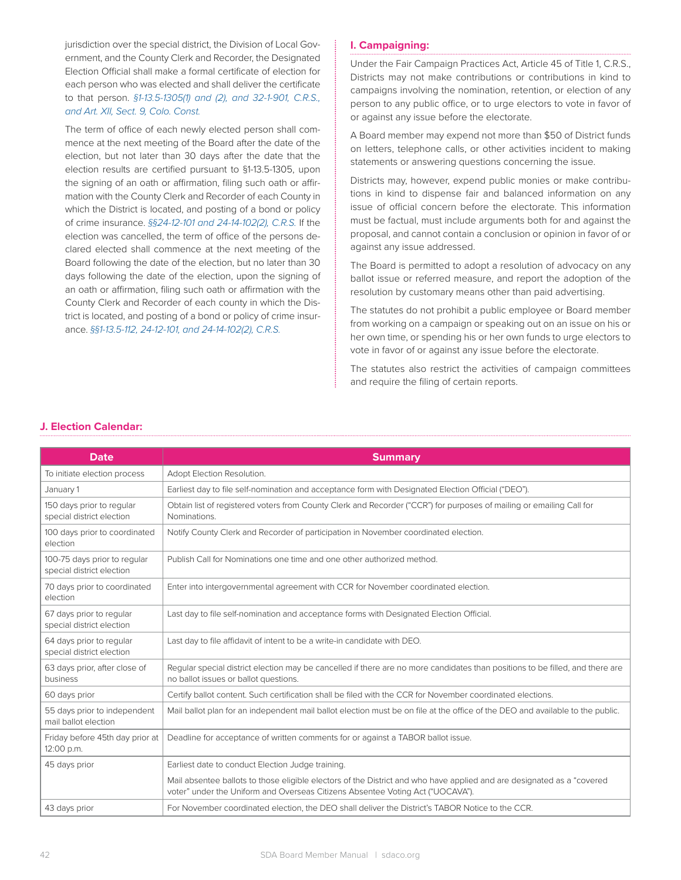jurisdiction over the special district, the Division of Local Government, and the County Clerk and Recorder, the Designated Election Official shall make a formal certificate of election for each person who was elected and shall deliver the certificate to that person. *§1-13.5-1305(1) and (2), and 32-1-901, C.R.S., and Art. XII, Sect. 9, Colo. Const.*

The term of office of each newly elected person shall commence at the next meeting of the Board after the date of the election, but not later than 30 days after the date that the election results are certified pursuant to §1-13.5-1305, upon the signing of an oath or affirmation, filing such oath or affirmation with the County Clerk and Recorder of each County in which the District is located, and posting of a bond or policy of crime insurance. *§§24-12-101 and 24-14-102(2), C.R.S.* If the election was cancelled, the term of office of the persons declared elected shall commence at the next meeting of the Board following the date of the election, but no later than 30 days following the date of the election, upon the signing of an oath or affirmation, filing such oath or affirmation with the County Clerk and Recorder of each county in which the District is located, and posting of a bond or policy of crime insurance. *§§1-13.5-112, 24-12-101, and 24-14-102(2), C.R.S.*

### I. Campaigning:

Under the Fair Campaign Practices Act, Article 45 of Title 1, C.R.S., Districts may not make contributions or contributions in kind to campaigns involving the nomination, retention, or election of any person to any public office, or to urge electors to vote in favor of or against any issue before the electorate.

A Board member may expend not more than $50 of District funds on letters, telephone calls, or other activities incident to making statements or answering questions concerning the issue.

Districts may, however, expend public monies or make contributions in kind to dispense fair and balanced information on any issue of official concern before the electorate. This information must be factual, must include arguments both for and against the proposal, and cannot contain a conclusion or opinion in favor of or against any issue addressed.

The Board is permitted to adopt a resolution of advocacy on any ballot issue or referred measure, and report the adoption of the resolution by customary means other than paid advertising.

The statutes do not prohibit a public employee or Board member from working on a campaign or speaking out on an issue on his or her own time, or spending his or her own funds to urge electors to vote in favor of or against any issue before the electorate.

The statutes also restrict the activities of campaign committees and require the filing of certain reports.

### J. Election Calendar:

| Date | Summary |
|---|---|
| To initiate election process | Adopt Election Resolution. |
| January 1 | Earliest day to file self-nomination and acceptance form with Designated Election Official ("DEO"). |
| 150 days prior to regular special district election | Obtain list of registered voters from County Clerk and Recorder ("CCR") for purposes of mailing or emailing Call for Nominations. |
| 100 days prior to coordinated election | Notify County Clerk and Recorder of participation in November coordinated election. |
| 100-75 days prior to regular special district election | Publish Call for Nominations one time and one other authorized method. |
| 70 days prior to coordinated election | Enter into intergovernmental agreement with CCR for November coordinated election. |
| 67 days prior to regular special district election | Last day to file self-nomination and acceptance forms with Designated Election Official. |
| 64 days prior to regular special district election | Last day to file affidavit of intent to be a write-in candidate with DEO. |
| 63 days prior, after close of business | Regular special district election may be cancelled if there are no more candidates than positions to be filled, and there are no ballot issues or ballot questions. |
| 60 days prior | Certify ballot content. Such certification shall be filed with the CCR for November coordinated elections. |
| 55 days prior to independent mail ballot election | Mail ballot plan for an independent mail ballot election must be on file at the office of the DEO and available to the public. |
| Friday before 45th day prior at 12:00 p.m. | Deadline for acceptance of written comments for or against a TABOR ballot issue. |
| 45 days prior | Earliest date to conduct Election Judge training.<br><br>Mail absentee ballots to those eligible electors of the District and who have applied and are designated as a "covered voter" under the Uniform and Overseas Citizens Absentee Voting Act ("UOCAVA"). |
| 43 days prior | For November coordinated election, the DEO shall deliver the District's TABOR Notice to the CCR. |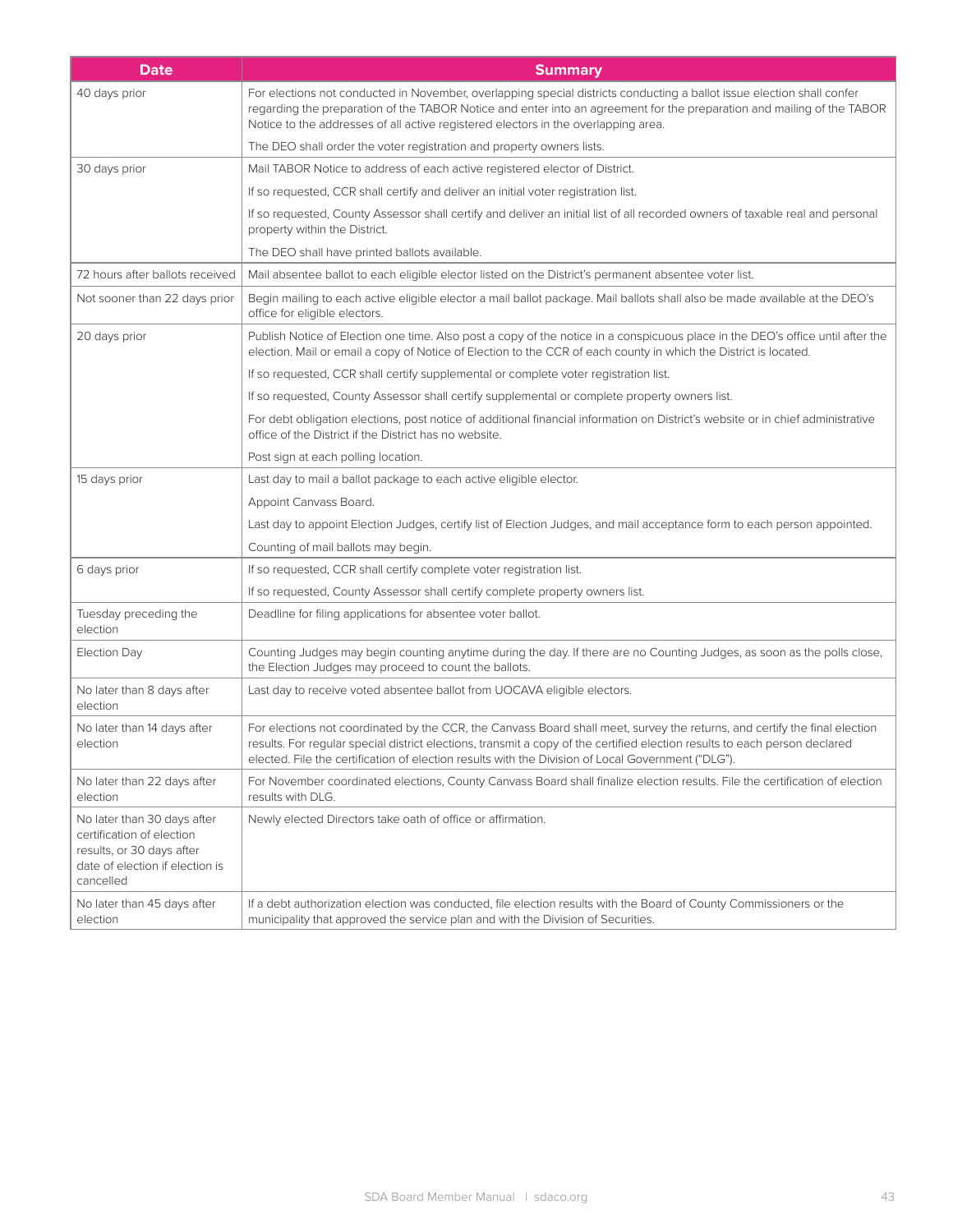| Date | Summary |
|---|---|
| 40 days prior | For elections not conducted in November, overlapping special districts conducting a ballot issue election shall confer regarding the preparation of the TABOR Notice and enter into an agreement for the preparation and mailing of the TABOR Notice to the addresses of all active registered electors in the overlapping area. |
| | The DEO shall order the voter registration and property owners lists. |
| 30 days prior | Mail TABOR Notice to address of each active registered elector of District. |
| | If so requested, CCR shall certify and deliver an initial voter registration list. |
| | If so requested, County Assessor shall certify and deliver an initial list of all recorded owners of taxable real and personal property within the District. |
| | The DEO shall have printed ballots available. |
| 72 hours after ballots received | Mail absentee ballot to each eligible elector listed on the District's permanent absentee voter list. |
| Not sooner than 22 days prior | Begin mailing to each active eligible elector a mail ballot package. Mail ballots shall also be made available at the DEO's office for eligible electors. |
| 20 days prior | Publish Notice of Election one time. Also post a copy of the notice in a conspicuous place in the DEO's office until after the election. Mail or email a copy of Notice of Election to the CCR of each county in which the District is located. |
| | If so requested, CCR shall certify supplemental or complete voter registration list. |
| | If so requested, County Assessor shall certify supplemental or complete property owners list. |
| | For debt obligation elections, post notice of additional financial information on District's website or in chief administrative office of the District if the District has no website. |
| | Post sign at each polling location. |
| 15 days prior | Last day to mail a ballot package to each active eligible elector. |
| | Appoint Canvass Board. |
| | Last day to appoint Election Judges, certify list of Election Judges, and mail acceptance form to each person appointed. |
| | Counting of mail ballots may begin. |
| 6 days prior | If so requested, CCR shall certify complete voter registration list. |
| | If so requested, County Assessor shall certify complete property owners list. |
| Tuesday preceding the election | Deadline for filing applications for absentee voter ballot. |
| Election Day | Counting Judges may begin counting anytime during the day. If there are no Counting Judges, as soon as the polls close, the Election Judges may proceed to count the ballots. |
| No later than 8 days after election | Last day to receive voted absentee ballot from UOCAVA eligible electors. |
| No later than 14 days after election | For elections not coordinated by the CCR, the Canvass Board shall meet, survey the returns, and certify the final election results. For regular special district elections, transmit a copy of the certified election results to each person declared elected. File the certification of election results with the Division of Local Government ("DLG"). |
| No later than 22 days after election | For November coordinated elections, County Canvass Board shall finalize election results. File the certification of election results with DLG. |
| No later than 30 days after certification of election results, or 30 days after date of election if election is cancelled | Newly elected Directors take oath of office or affirmation. |
| No later than 45 days after election | If a debt authorization election was conducted, file election results with the Board of County Commissioners or the municipality that approved the service plan and with the Division of Securities. |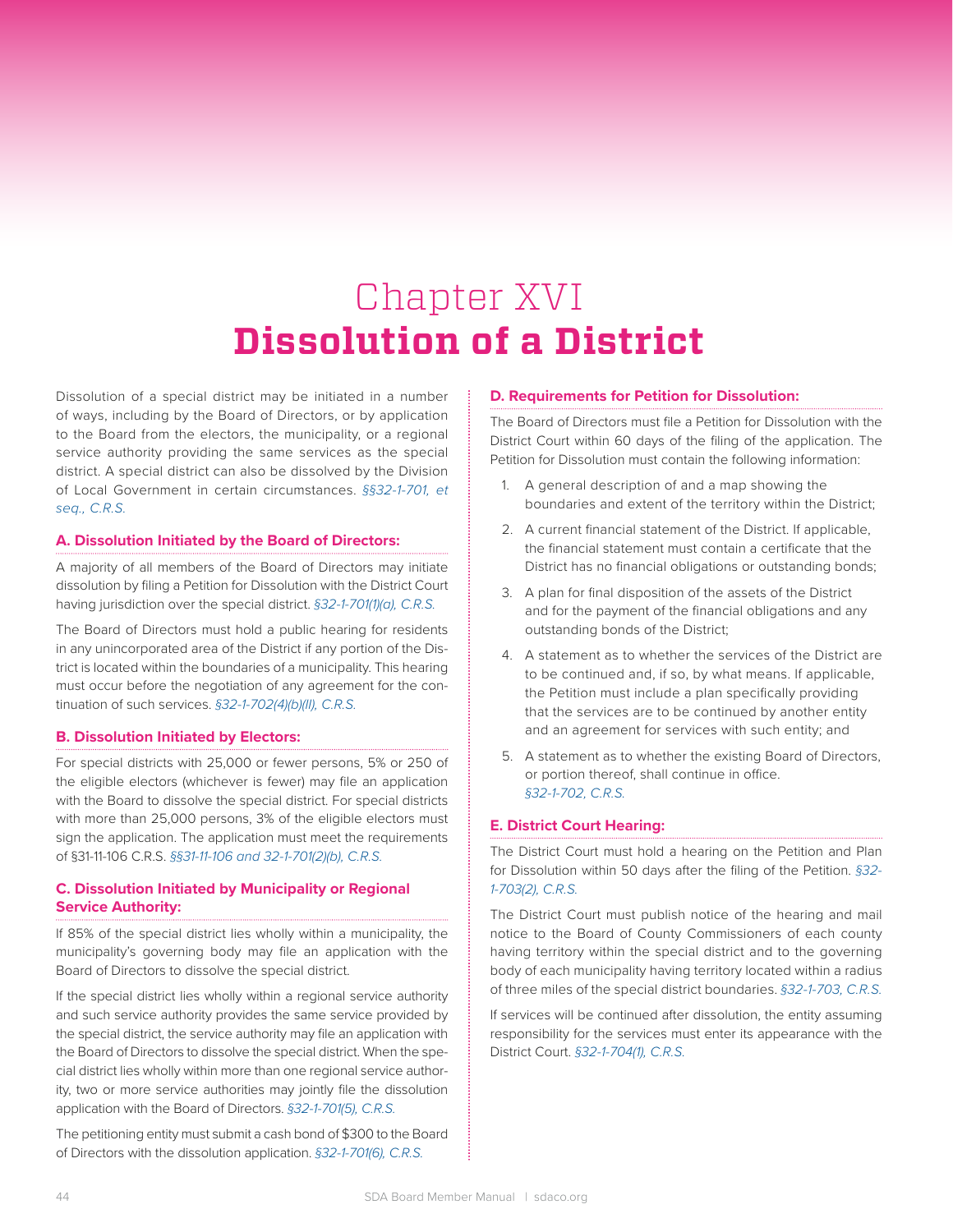# Chapter XVI
# **Dissolution of a District**

Dissolution of a special district may be initiated in a number of ways, including by the Board of Directors, or by application to the Board from the electors, the municipality, or a regional service authority providing the same services as the special district. A special district can also be dissolved by the Division of Local Government in certain circumstances. *§§32-1-701, et seq., C.R.S.*

### A. Dissolution Initiated by the Board of Directors:

A majority of all members of the Board of Directors may initiate dissolution by filing a Petition for Dissolution with the District Court having jurisdiction over the special district. *§32-1-701(1)(a), C.R.S.*

The Board of Directors must hold a public hearing for residents in any unincorporated area of the District if any portion of the District is located within the boundaries of a municipality. This hearing must occur before the negotiation of any agreement for the continuation of such services. *§32-1-702(4)(b)(II), C.R.S.*

### B. Dissolution Initiated by Electors:

For special districts with 25,000 or fewer persons, 5% or 250 of the eligible electors (whichever is fewer) may file an application with the Board to dissolve the special district. For special districts with more than 25,000 persons, 3% of the eligible electors must sign the application. The application must meet the requirements of §31-11-106 C.R.S. *§§31-11-106 and 32-1-701(2)(b), C.R.S.*

### C. Dissolution Initiated by Municipality or Regional Service Authority:

If 85% of the special district lies wholly within a municipality, the municipality's governing body may file an application with the Board of Directors to dissolve the special district.

If the special district lies wholly within a regional service authority and such service authority provides the same service provided by the special district, the service authority may file an application with the Board of Directors to dissolve the special district. When the special district lies wholly within more than one regional service authority, two or more service authorities may jointly file the dissolution application with the Board of Directors. *§32-1-701(5), C.R.S.*

The petitioning entity must submit a cash bond of $300 to the Board of Directors with the dissolution application. *§32-1-701(6), C.R.S.*

### D. Requirements for Petition for Dissolution:

The Board of Directors must file a Petition for Dissolution with the District Court within 60 days of the filing of the application. The Petition for Dissolution must contain the following information:

1. A general description of and a map showing the boundaries and extent of the territory within the District;
2. A current financial statement of the District. If applicable, the financial statement must contain a certificate that the District has no financial obligations or outstanding bonds;
3. A plan for final disposition of the assets of the District and for the payment of the financial obligations and any outstanding bonds of the District;
4. A statement as to whether the services of the District are to be continued and, if so, by what means. If applicable, the Petition must include a plan specifically providing that the services are to be continued by another entity and an agreement for services with such entity; and
5. A statement as to whether the existing Board of Directors, or portion thereof, shall continue in office. *§32-1-702, C.R.S.*

### E. District Court Hearing:

The District Court must hold a hearing on the Petition and Plan for Dissolution within 50 days after the filing of the Petition. *§32-1-703(2), C.R.S.*

The District Court must publish notice of the hearing and mail notice to the Board of County Commissioners of each county having territory within the special district and to the governing body of each municipality having territory located within a radius of three miles of the special district boundaries. *§32-1-703, C.R.S.*

If services will be continued after dissolution, the entity assuming responsibility for the services must enter its appearance with the District Court. *§32-1-704(1), C.R.S.*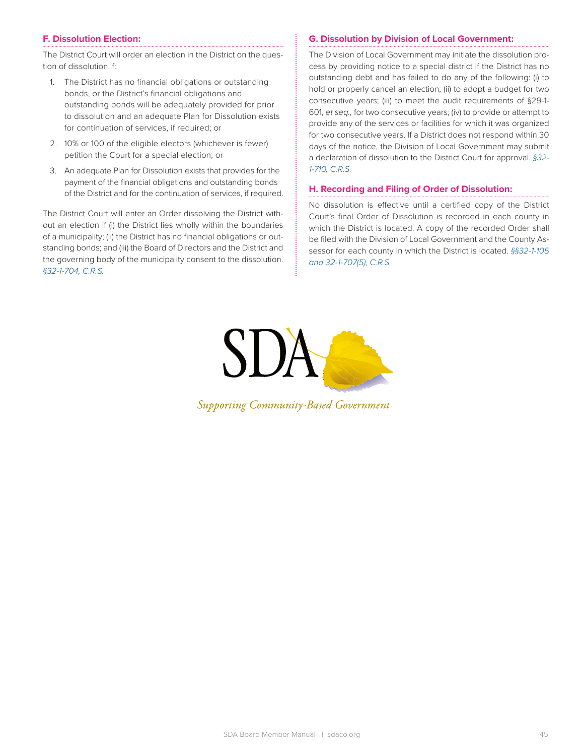### F. Dissolution Election:

The District Court will order an election in the District on the question of dissolution if:

1. The District has no financial obligations or outstanding bonds, or the District's financial obligations and outstanding bonds will be adequately provided for prior to dissolution and an adequate Plan for Dissolution exists for continuation of services, if required; or
2. 10% or 100 of the eligible electors (whichever is fewer) petition the Court for a special election; or
3. An adequate Plan for Dissolution exists that provides for the payment of the financial obligations and outstanding bonds of the District and for the continuation of services, if required.

The District Court will enter an Order dissolving the District without an election if (i) the District lies wholly within the boundaries of a municipality; (ii) the District has no financial obligations or outstanding bonds; and (iii) the Board of Directors and the District and the governing body of the municipality consent to the dissolution. *§32-1-704, C.R.S.*

### G. Dissolution by Division of Local Government:

The Division of Local Government may initiate the dissolution process by providing notice to a special district if the District has no outstanding debt and has failed to do any of the following: (i) to hold or properly cancel an election; (ii) to adopt a budget for two consecutive years; (iii) to meet the audit requirements of §29-1-601, *et seq.,* for two consecutive years; (iv) to provide or attempt to provide any of the services or facilities for which it was organized for two consecutive years. If a District does not respond within 30 days of the notice, the Division of Local Government may submit a declaration of dissolution to the District Court for approval. *§32-1-710, C.R.S.*

### H. Recording and Filing of Order of Dissolution:

No dissolution is effective until a certified copy of the District Court's final Order of Dissolution is recorded in each county in which the District is located. A copy of the recorded Order shall be filed with the Division of Local Government and the County Assessor for each county in which the District is located. *§§32-1-105 and 32-1-707(5), C.R.S.*

SDA

*Supporting Community-Based Government*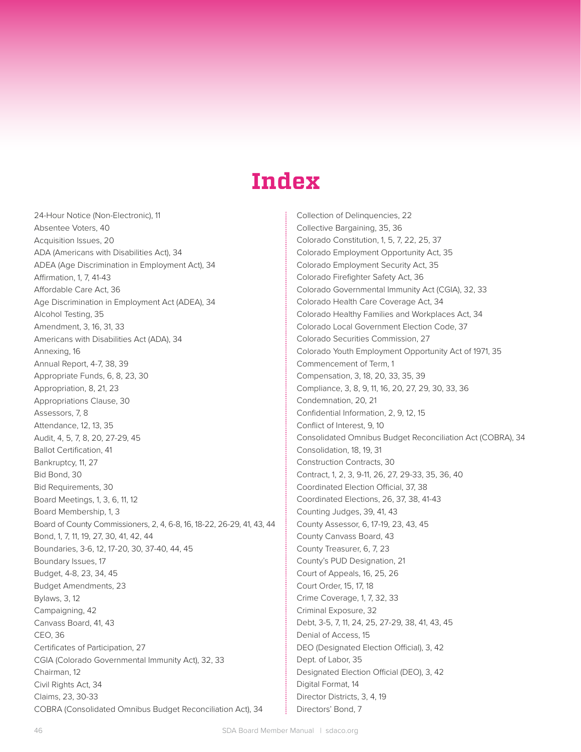# Index

24-Hour Notice (Non-Electronic), 11
Absentee Voters, 40
Acquisition Issues, 20
ADA (Americans with Disabilities Act), 34
ADEA (Age Discrimination in Employment Act), 34
Affirmation, 1, 7, 41-43
Affordable Care Act, 36
Age Discrimination in Employment Act (ADEA), 34
Alcohol Testing, 35
Amendment, 3, 16, 31, 33
Americans with Disabilities Act (ADA), 34
Annexing, 16
Annual Report, 4-7, 38, 39
Appropriate Funds, 6, 8, 23, 30
Appropriation, 8, 21, 23
Appropriations Clause, 30
Assessors, 7, 8
Attendance, 12, 13, 35
Audit, 4, 5, 7, 8, 20, 27-29, 45
Ballot Certification, 41
Bankruptcy, 11, 27
Bid Bond, 30
Bid Requirements, 30
Board Meetings, 1, 3, 6, 11, 12
Board Membership, 1, 3
Board of County Commissioners, 2, 4, 6-8, 16, 18-22, 26-29, 41, 43, 44
Bond, 1, 7, 11, 19, 27, 30, 41, 42, 44
Boundaries, 3-6, 12, 17-20, 30, 37-40, 44, 45
Boundary Issues, 17
Budget, 4-8, 23, 34, 45
Budget Amendments, 23
Bylaws, 3, 12
Campaigning, 42
Canvass Board, 41, 43
CEO, 36
Certificates of Participation, 27
CGIA (Colorado Governmental Immunity Act), 32, 33
Chairman, 12
Civil Rights Act, 34
Claims, 23, 30-33
COBRA (Consolidated Omnibus Budget Reconciliation Act), 34
Collection of Delinquencies, 22
Collective Bargaining, 35, 36
Colorado Constitution, 1, 5, 7, 22, 25, 37
Colorado Employment Opportunity Act, 35
Colorado Employment Security Act, 35
Colorado Firefighter Safety Act, 36
Colorado Governmental Immunity Act (CGIA), 32, 33
Colorado Health Care Coverage Act, 34
Colorado Healthy Families and Workplaces Act, 34
Colorado Local Government Election Code, 37
Colorado Securities Commission, 27
Colorado Youth Employment Opportunity Act of 1971, 35
Commencement of Term, 1
Compensation, 3, 18, 20, 33, 35, 39
Compliance, 3, 8, 9, 11, 16, 20, 27, 29, 30, 33, 36
Condemnation, 20, 21
Confidential Information, 2, 9, 12, 15
Conflict of Interest, 9, 10
Consolidated Omnibus Budget Reconciliation Act (COBRA), 34
Consolidation, 18, 19, 31
Construction Contracts, 30
Contract, 1, 2, 3, 9-11, 26, 27, 29-33, 35, 36, 40
Coordinated Election Official, 37, 38
Coordinated Elections, 26, 37, 38, 41-43
Counting Judges, 39, 41, 43
County Assessor, 6, 17-19, 23, 43, 45
County Canvass Board, 43
County Treasurer, 6, 7, 23
County's PUD Designation, 21
Court of Appeals, 16, 25, 26
Court Order, 15, 17, 18
Crime Coverage, 1, 7, 32, 33
Criminal Exposure, 32
Debt, 3-5, 7, 11, 24, 25, 27-29, 38, 41, 43, 45
Denial of Access, 15
DEO (Designated Election Official), 3, 42
Dept. of Labor, 35
Designated Election Official (DEO), 3, 42
Digital Format, 14
Director Districts, 3, 4, 19
Directors' Bond, 7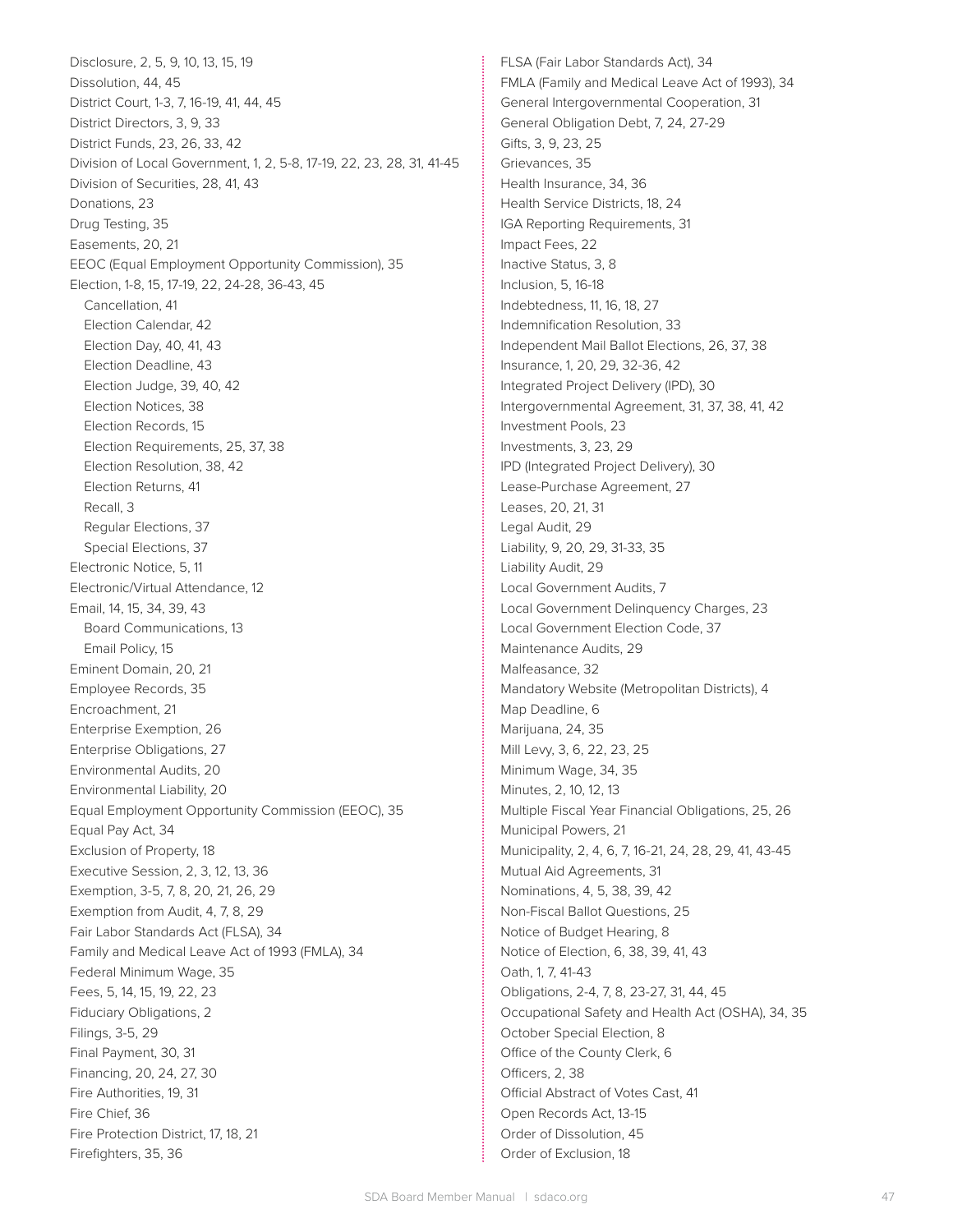Disclosure, 2, 5, 9, 10, 13, 15, 19
Dissolution, 44, 45
District Court, 1-3, 7, 16-19, 41, 44, 45
District Directors, 3, 9, 33
District Funds, 23, 26, 33, 42
Division of Local Government, 1, 2, 5-8, 17-19, 22, 23, 28, 31, 41-45
Division of Securities, 28, 41, 43
Donations, 23
Drug Testing, 35
Easements, 20, 21
EEOC (Equal Employment Opportunity Commission), 35
Election, 1-8, 15, 17-19, 22, 24-28, 36-43, 45
- Cancellation, 41
- Election Calendar, 42
- Election Day, 40, 41, 43
- Election Deadline, 43
- Election Judge, 39, 40, 42
- Election Notices, 38
- Election Records, 15
- Election Requirements, 25, 37, 38
- Election Resolution, 38, 42
- Election Returns, 41
- Recall, 3
- Regular Elections, 37
- Special Elections, 37

Electronic Notice, 5, 11
Electronic/Virtual Attendance, 12
Email, 14, 15, 34, 39, 43
- Board Communications, 13
- Email Policy, 15

Eminent Domain, 20, 21
Employee Records, 35
Encroachment, 21
Enterprise Exemption, 26
Enterprise Obligations, 27
Environmental Audits, 20
Environmental Liability, 20
Equal Employment Opportunity Commission (EEOC), 35
Equal Pay Act, 34
Exclusion of Property, 18
Executive Session, 2, 3, 12, 13, 36
Exemption, 3-5, 7, 8, 20, 21, 26, 29
Exemption from Audit, 4, 7, 8, 29
Fair Labor Standards Act (FLSA), 34
Family and Medical Leave Act of 1993 (FMLA), 34
Federal Minimum Wage, 35
Fees, 5, 14, 15, 19, 22, 23
Fiduciary Obligations, 2
Filings, 3-5, 29
Final Payment, 30, 31
Financing, 20, 24, 27, 30
Fire Authorities, 19, 31
Fire Chief, 36
Fire Protection District, 17, 18, 21
Firefighters, 35, 36
FLSA (Fair Labor Standards Act), 34
FMLA (Family and Medical Leave Act of 1993), 34
General Intergovernmental Cooperation, 31
General Obligation Debt, 7, 24, 27-29
Gifts, 3, 9, 23, 25
Grievances, 35
Health Insurance, 34, 36
Health Service Districts, 18, 24
IGA Reporting Requirements, 31
Impact Fees, 22
Inactive Status, 3, 8
Inclusion, 5, 16-18
Indebtedness, 11, 16, 18, 27
Indemnification Resolution, 33
Independent Mail Ballot Elections, 26, 37, 38
Insurance, 1, 20, 29, 32-36, 42
Integrated Project Delivery (IPD), 30
Intergovernmental Agreement, 31, 37, 38, 41, 42
Investment Pools, 23
Investments, 3, 23, 29
IPD (Integrated Project Delivery), 30
Lease-Purchase Agreement, 27
Leases, 20, 21, 31
Legal Audit, 29
Liability, 9, 20, 29, 31-33, 35
Liability Audit, 29
Local Government Audits, 7
Local Government Delinquency Charges, 23
Local Government Election Code, 37
Maintenance Audits, 29
Malfeasance, 32
Mandatory Website (Metropolitan Districts), 4
Map Deadline, 6
Marijuana, 24, 35
Mill Levy, 3, 6, 22, 23, 25
Minimum Wage, 34, 35
Minutes, 2, 10, 12, 13
Multiple Fiscal Year Financial Obligations, 25, 26
Municipal Powers, 21
Municipality, 2, 4, 6, 7, 16-21, 24, 28, 29, 41, 43-45
Mutual Aid Agreements, 31
Nominations, 4, 5, 38, 39, 42
Non-Fiscal Ballot Questions, 25
Notice of Budget Hearing, 8
Notice of Election, 6, 38, 39, 41, 43
Oath, 1, 7, 41-43
Obligations, 2-4, 7, 8, 23-27, 31, 44, 45
Occupational Safety and Health Act (OSHA), 34, 35
October Special Election, 8
Office of the County Clerk, 6
Officers, 2, 38
Official Abstract of Votes Cast, 41
Open Records Act, 13-15
Order of Dissolution, 45
Order of Exclusion, 18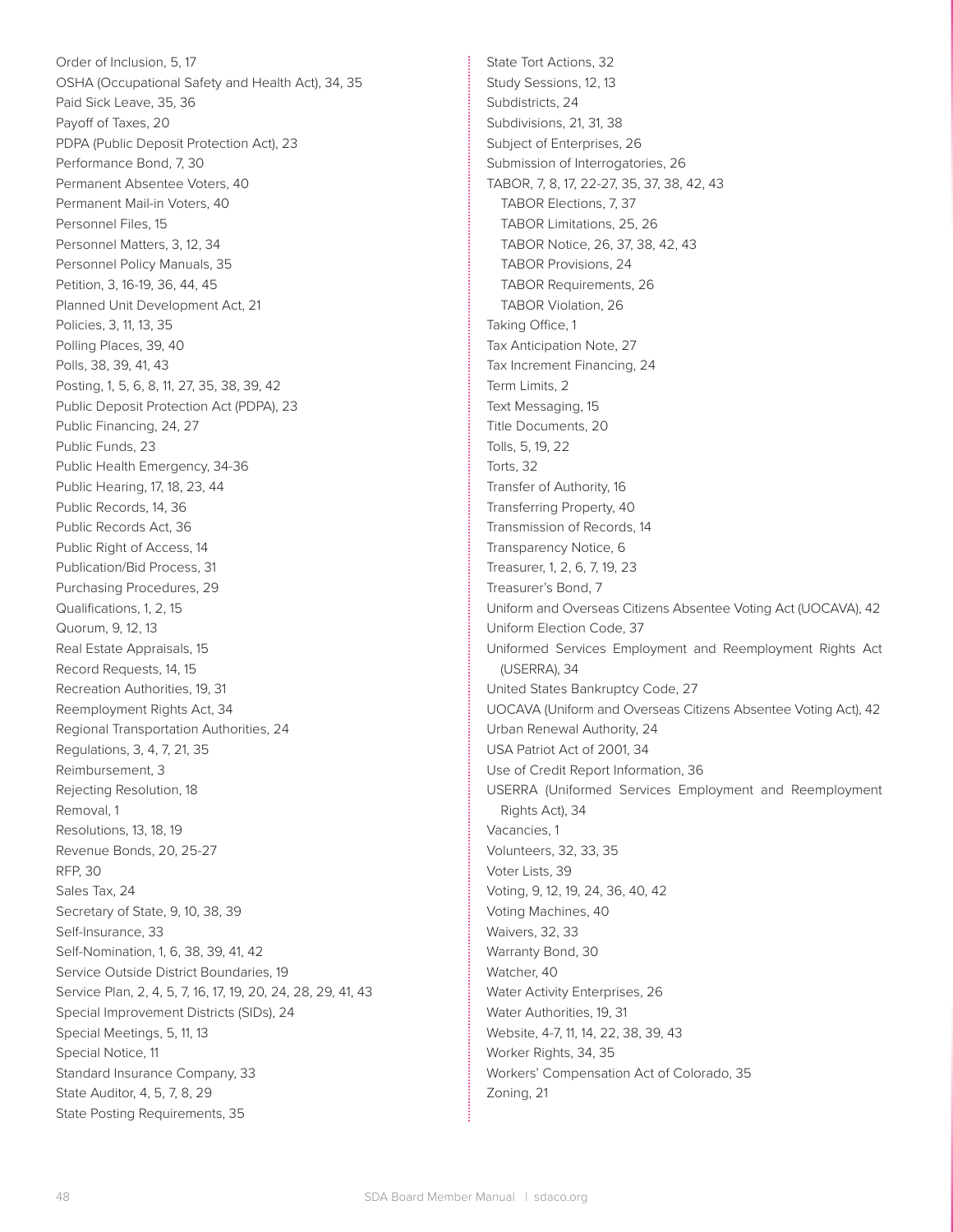Order of Inclusion, 5, 17
OSHA (Occupational Safety and Health Act), 34, 35
Paid Sick Leave, 35, 36
Payoff of Taxes, 20
PDPA (Public Deposit Protection Act), 23
Performance Bond, 7, 30
Permanent Absentee Voters, 40
Permanent Mail-in Voters, 40
Personnel Files, 15
Personnel Matters, 3, 12, 34
Personnel Policy Manuals, 35
Petition, 3, 16-19, 36, 44, 45
Planned Unit Development Act, 21
Policies, 3, 11, 13, 35
Polling Places, 39, 40
Polls, 38, 39, 41, 43
Posting, 1, 5, 6, 8, 11, 27, 35, 38, 39, 42
Public Deposit Protection Act (PDPA), 23
Public Financing, 24, 27
Public Funds, 23
Public Health Emergency, 34-36
Public Hearing, 17, 18, 23, 44
Public Records, 14, 36
Public Records Act, 36
Public Right of Access, 14
Publication/Bid Process, 31
Purchasing Procedures, 29
Qualifications, 1, 2, 15
Quorum, 9, 12, 13
Real Estate Appraisals, 15
Record Requests, 14, 15
Recreation Authorities, 19, 31
Reemployment Rights Act, 34
Regional Transportation Authorities, 24
Regulations, 3, 4, 7, 21, 35
Reimbursement, 3
Rejecting Resolution, 18
Removal, 1
Resolutions, 13, 18, 19
Revenue Bonds, 20, 25-27
RFP, 30
Sales Tax, 24
Secretary of State, 9, 10, 38, 39
Self-Insurance, 33
Self-Nomination, 1, 6, 38, 39, 41, 42
Service Outside District Boundaries, 19
Service Plan, 2, 4, 5, 7, 16, 17, 19, 20, 24, 28, 29, 41, 43
Special Improvement Districts (SIDs), 24
Special Meetings, 5, 11, 13
Special Notice, 11
Standard Insurance Company, 33
State Auditor, 4, 5, 7, 8, 29
State Posting Requirements, 35
State Tort Actions, 32
Study Sessions, 12, 13
Subdistricts, 24
Subdivisions, 21, 31, 38
Subject of Enterprises, 26
Submission of Interrogatories, 26
TABOR, 7, 8, 17, 22-27, 35, 37, 38, 42, 43
  TABOR Elections, 7, 37
  TABOR Limitations, 25, 26
  TABOR Notice, 26, 37, 38, 42, 43
  TABOR Provisions, 24
  TABOR Requirements, 26
  TABOR Violation, 26
Taking Office, 1
Tax Anticipation Note, 27
Tax Increment Financing, 24
Term Limits, 2
Text Messaging, 15
Title Documents, 20
Tolls, 5, 19, 22
Torts, 32
Transfer of Authority, 16
Transferring Property, 40
Transmission of Records, 14
Transparency Notice, 6
Treasurer, 1, 2, 6, 7, 19, 23
Treasurer's Bond, 7
Uniform and Overseas Citizens Absentee Voting Act (UOCAVA), 42
Uniform Election Code, 37
Uniformed Services Employment and Reemployment Rights Act (USERRA), 34
United States Bankruptcy Code, 27
UOCAVA (Uniform and Overseas Citizens Absentee Voting Act), 42
Urban Renewal Authority, 24
USA Patriot Act of 2001, 34
Use of Credit Report Information, 36
USERRA (Uniformed Services Employment and Reemployment Rights Act), 34
Vacancies, 1
Volunteers, 32, 33, 35
Voter Lists, 39
Voting, 9, 12, 19, 24, 36, 40, 42
Voting Machines, 40
Waivers, 32, 33
Warranty Bond, 30
Watcher, 40
Water Activity Enterprises, 26
Water Authorities, 19, 31
Website, 4-7, 11, 14, 22, 38, 39, 43
Worker Rights, 34, 35
Workers' Compensation Act of Colorado, 35
Zoning, 21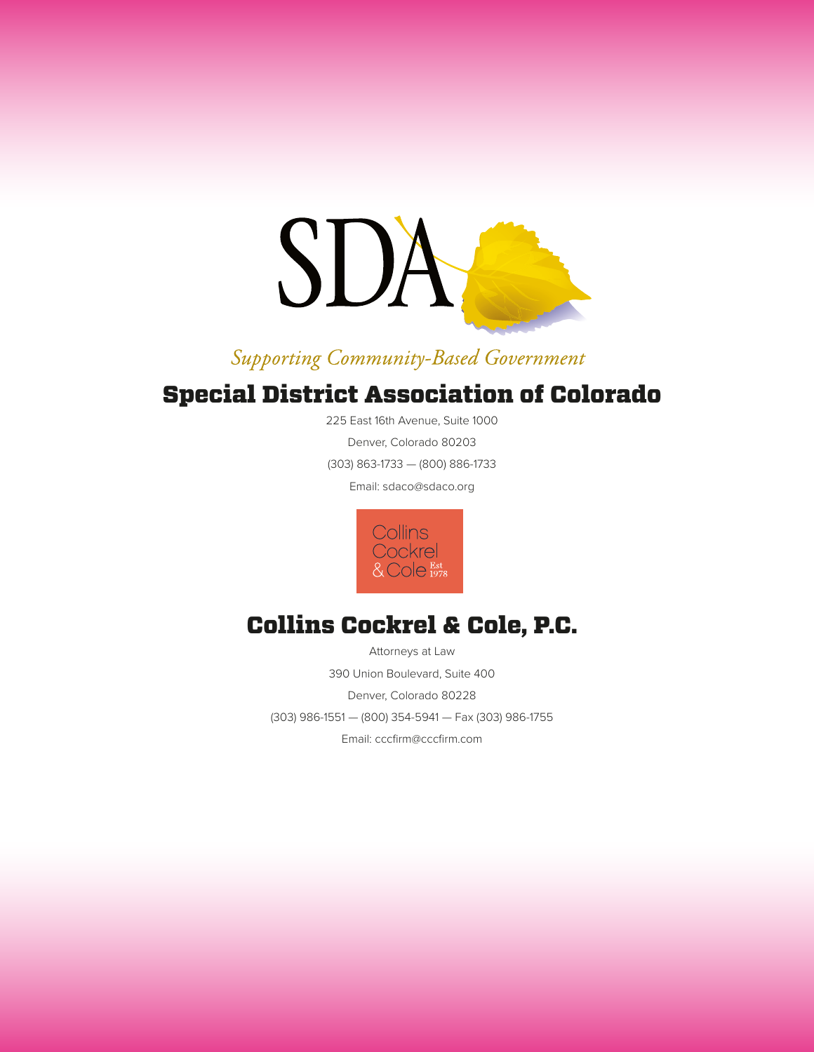SDA

*Supporting Community-Based Government*

## Special District Association of Colorado

225 East 16th Avenue, Suite 1000

Denver, Colorado 80203

(303) 863-1733 — (800) 886-1733

Email: sdaco@sdaco.org

Collins Cockrel & Cole Est 1978

## Collins Cockrel & Cole, P.C.

Attorneys at Law

390 Union Boulevard, Suite 400

Denver, Colorado 80228

(303) 986-1551 — (800) 354-5941 — Fax (303) 986-1755

Email: cccfirm@cccfirm.com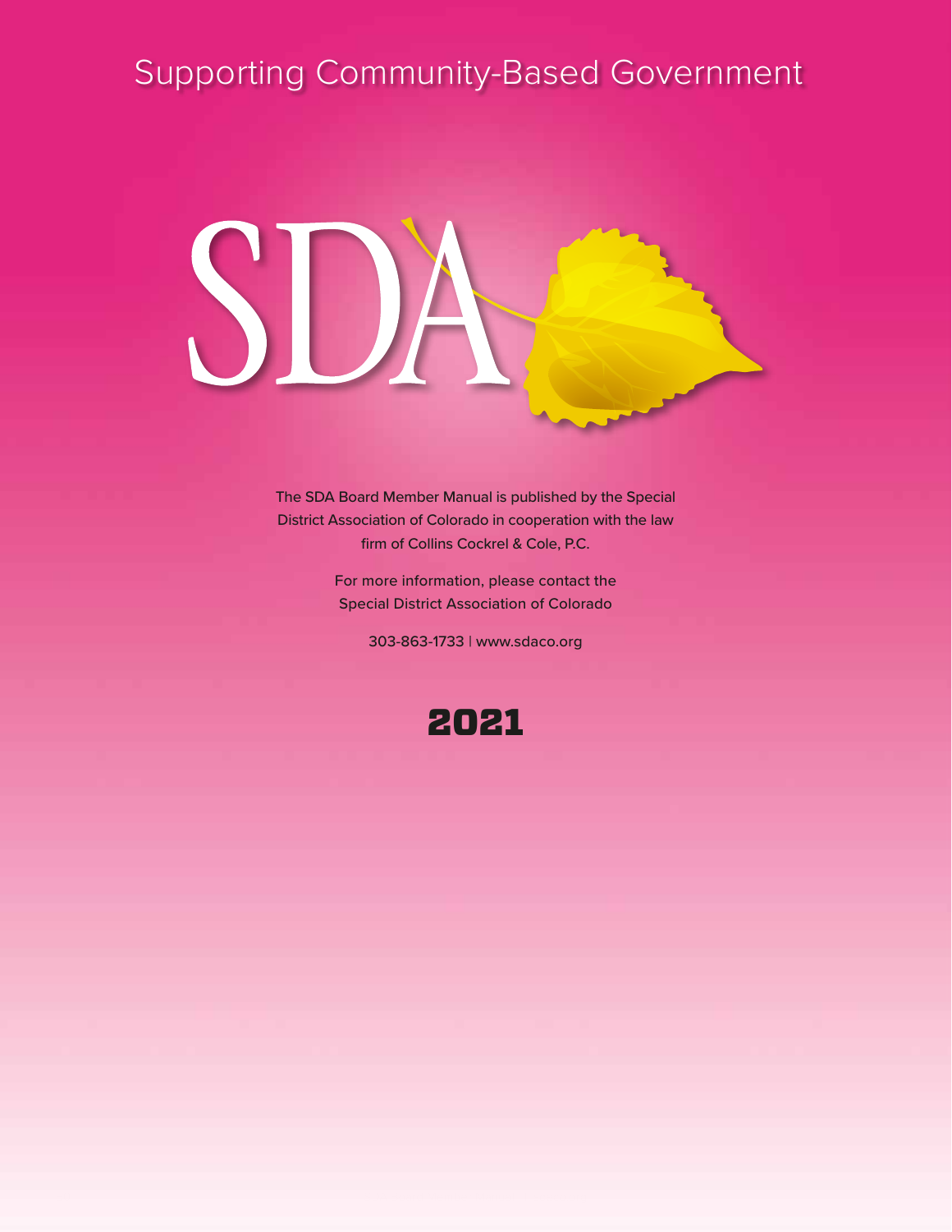Supporting Community-Based Government

SDA

The SDA Board Member Manual is published by the Special District Association of Colorado in cooperation with the law firm of Collins Cockrel & Cole, P.C.

For more information, please contact the Special District Association of Colorado

303-863-1733 | www.sdaco.org

2021